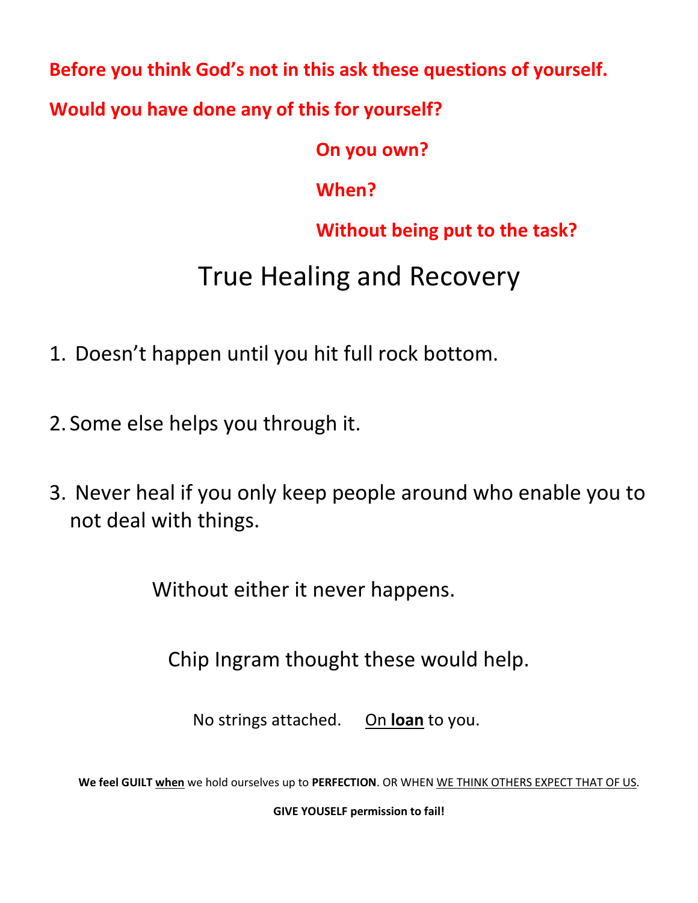**Before you think God's not in this ask these questions of yourself.**

**Would you have done any of this for yourself?**

**On you own?**

**When?**

**Without being put to the task?**

# True Healing and Recovery

1. Doesn't happen until you hit full rock bottom.
2. Some else helps you through it.
3. Never heal if you only keep people around who enable you to not deal with things.

Without either it never happens.

Chip Ingram thought these would help.

No strings attached. <u>On **loan** to you.</u>

**We feel GUILT <u>when</u>** we hold ourselves up to **PERFECTION**. OR WHEN <u>WE THINK OTHERS EXPECT THAT OF US</u>.

**GIVE YOUSELF permission to fail!**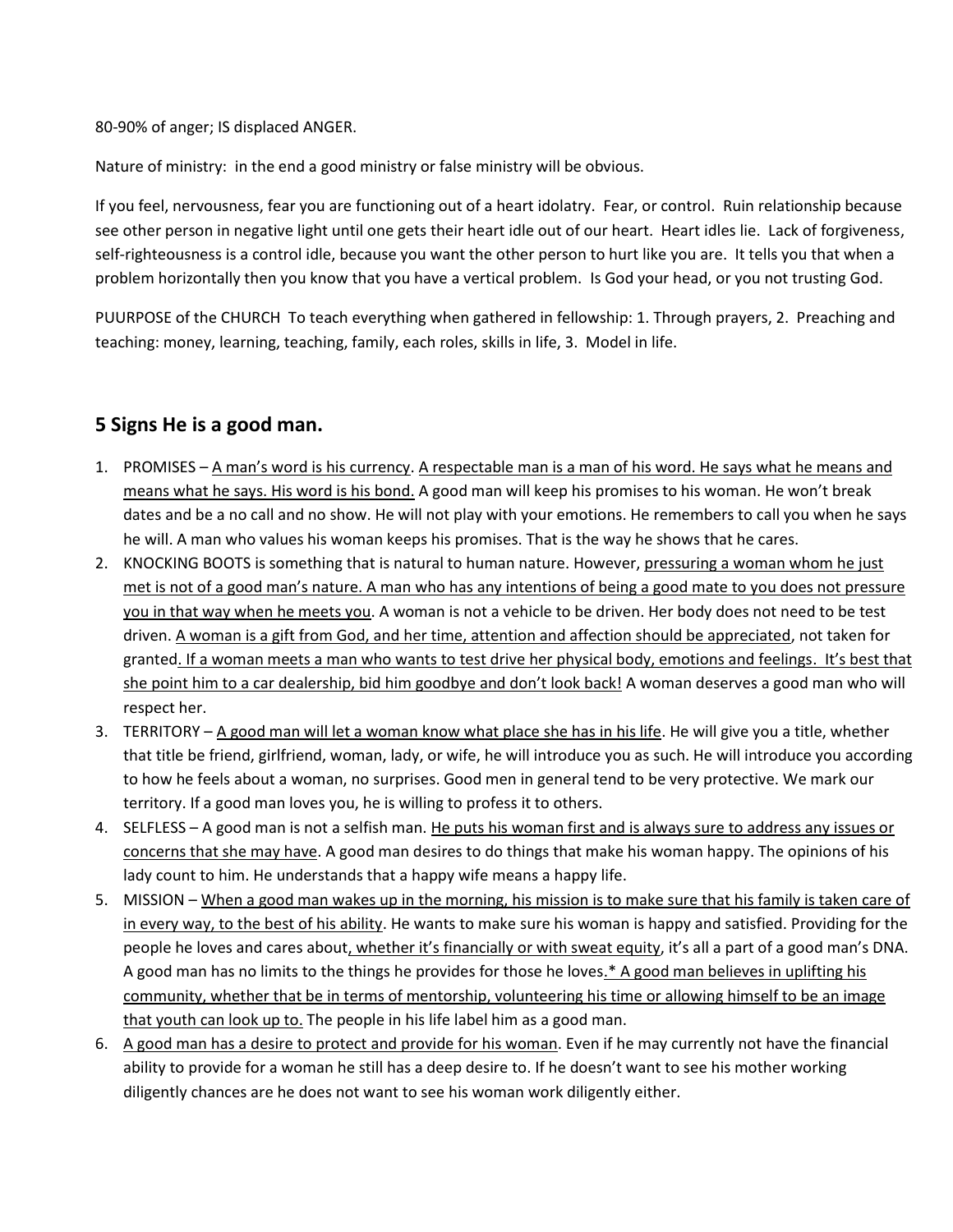80-90% of anger; IS displaced ANGER.

Nature of ministry: in the end a good ministry or false ministry will be obvious.

If you feel, nervousness, fear you are functioning out of a heart idolatry. Fear, or control. Ruin relationship because see other person in negative light until one gets their heart idle out of our heart. Heart idles lie. Lack of forgiveness, self-righteousness is a control idle, because you want the other person to hurt like you are. It tells you that when a problem horizontally then you know that you have a vertical problem. Is God your head, or you not trusting God.

PUURPOSE of the CHURCH To teach everything when gathered in fellowship: 1. Through prayers, 2. Preaching and teaching: money, learning, teaching, family, each roles, skills in life, 3. Model in life.

## 5 Signs He is a good man.

1. PROMISES – <u>A man's word is his currency</u>. <u>A respectable man is a man of his word. He says what he means and means what he says. His word is his bond.</u> A good man will keep his promises to his woman. He won't break dates and be a no call and no show. He will not play with your emotions. He remembers to call you when he says he will. A man who values his woman keeps his promises. That is the way he shows that he cares.
2. KNOCKING BOOTS is something that is natural to human nature. However, <u>pressuring a woman whom he just met is not of a good man's nature. A man who has any intentions of being a good mate to you does not pressure you in that way when he meets you</u>. A woman is not a vehicle to be driven. Her body does not need to be test driven. <u>A woman is a gift from God, and her time, attention and affection should be appreciated</u>, not taken for granted<u>. If a woman meets a man who wants to test drive her physical body, emotions and feelings. It's best that she point him to a car dealership, bid him goodbye and don't look back!</u> A woman deserves a good man who will respect her.
3. TERRITORY – <u>A good man will let a woman know what place she has in his life</u>. He will give you a title, whether that title be friend, girlfriend, woman, lady, or wife, he will introduce you as such. He will introduce you according to how he feels about a woman, no surprises. Good men in general tend to be very protective. We mark our territory. If a good man loves you, he is willing to profess it to others.
4. SELFLESS – A good man is not a selfish man. <u>He puts his woman first and is always sure to address any issues or concerns that she may have</u>. A good man desires to do things that make his woman happy. The opinions of his lady count to him. He understands that a happy wife means a happy life.
5. MISSION – <u>When a good man wakes up in the morning, his mission is to make sure that his family is taken care of in every way, to the best of his ability</u>. He wants to make sure his woman is happy and satisfied. Providing for the people he loves and cares about<u>, whether it's financially or with sweat equity</u>, it's all a part of a good man's DNA. A good man has no limits to the things he provides for those he loves<u>.* A good man believes in uplifting his community, whether that be in terms of mentorship, volunteering his time or allowing himself to be an image that youth can look up to.</u> The people in his life label him as a good man.
6. <u>A good man has a desire to protect and provide for his woman</u>. Even if he may currently not have the financial ability to provide for a woman he still has a deep desire to. If he doesn't want to see his mother working diligently chances are he does not want to see his woman work diligently either.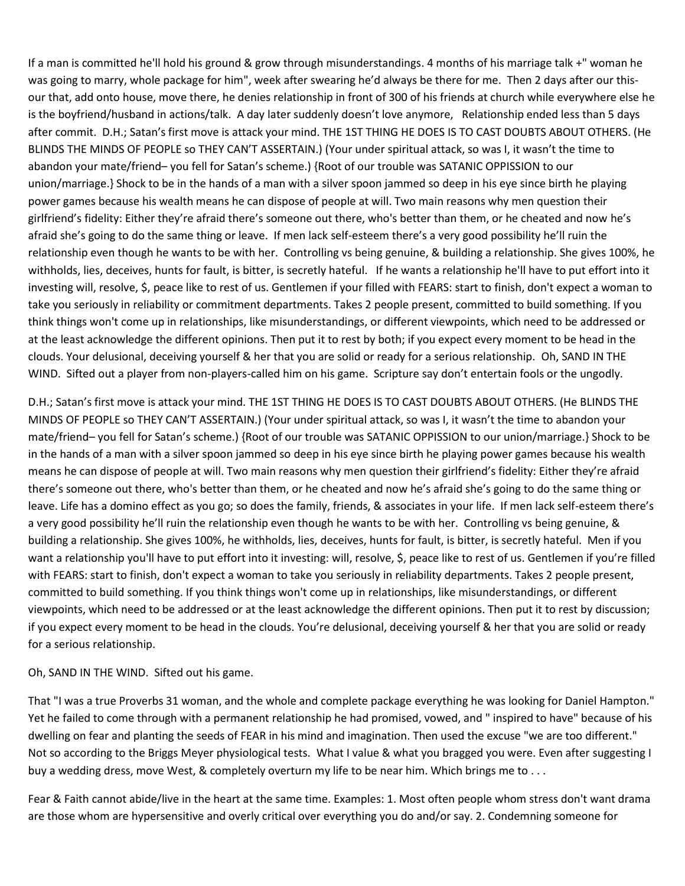If a man is committed he'll hold his ground & grow through misunderstandings. 4 months of his marriage talk +" woman he was going to marry, whole package for him", week after swearing he'd always be there for me. Then 2 days after our this-our that, add onto house, move there, he denies relationship in front of 300 of his friends at church while everywhere else he is the boyfriend/husband in actions/talk. A day later suddenly doesn't love anymore, Relationship ended less than 5 days after commit. D.H.; Satan's first move is attack your mind. THE 1ST THING HE DOES IS TO CAST DOUBTS ABOUT OTHERS. (He BLINDS THE MINDS OF PEOPLE so THEY CAN'T ASSERTAIN.) (Your under spiritual attack, so was I, it wasn't the time to abandon your mate/friend– you fell for Satan's scheme.) {Root of our trouble was SATANIC OPPISSION to our union/marriage.} Shock to be in the hands of a man with a silver spoon jammed so deep in his eye since birth he playing power games because his wealth means he can dispose of people at will. Two main reasons why men question their girlfriend's fidelity: Either they're afraid there's someone out there, who's better than them, or he cheated and now he's afraid she's going to do the same thing or leave. If men lack self-esteem there's a very good possibility he'll ruin the relationship even though he wants to be with her. Controlling vs being genuine, & building a relationship. She gives 100%, he withholds, lies, deceives, hunts for fault, is bitter, is secretly hateful. If he wants a relationship he'll have to put effort into it investing will, resolve, $, peace like to rest of us. Gentlemen if your filled with FEARS: start to finish, don't expect a woman to take you seriously in reliability or commitment departments. Takes 2 people present, committed to build something. If you think things won't come up in relationships, like misunderstandings, or different viewpoints, which need to be addressed or at the least acknowledge the different opinions. Then put it to rest by both; if you expect every moment to be head in the clouds. Your delusional, deceiving yourself & her that you are solid or ready for a serious relationship. Oh, SAND IN THE WIND. Sifted out a player from non-players-called him on his game. Scripture say don't entertain fools or the ungodly.

D.H.; Satan's first move is attack your mind. THE 1ST THING HE DOES IS TO CAST DOUBTS ABOUT OTHERS. (He BLINDS THE MINDS OF PEOPLE so THEY CAN'T ASSERTAIN.) (Your under spiritual attack, so was I, it wasn't the time to abandon your mate/friend– you fell for Satan's scheme.) {Root of our trouble was SATANIC OPPISSION to our union/marriage.} Shock to be in the hands of a man with a silver spoon jammed so deep in his eye since birth he playing power games because his wealth means he can dispose of people at will. Two main reasons why men question their girlfriend's fidelity: Either they're afraid there's someone out there, who's better than them, or he cheated and now he's afraid she's going to do the same thing or leave. Life has a domino effect as you go; so does the family, friends, & associates in your life. If men lack self-esteem there's a very good possibility he'll ruin the relationship even though he wants to be with her. Controlling vs being genuine, & building a relationship. She gives 100%, he withholds, lies, deceives, hunts for fault, is bitter, is secretly hateful. Men if you want a relationship you'll have to put effort into it investing: will, resolve, $, peace like to rest of us. Gentlemen if you're filled with FEARS: start to finish, don't expect a woman to take you seriously in reliability departments. Takes 2 people present, committed to build something. If you think things won't come up in relationships, like misunderstandings, or different viewpoints, which need to be addressed or at the least acknowledge the different opinions. Then put it to rest by discussion; if you expect every moment to be head in the clouds. You're delusional, deceiving yourself & her that you are solid or ready for a serious relationship.

Oh, SAND IN THE WIND. Sifted out his game.

That "I was a true Proverbs 31 woman, and the whole and complete package everything he was looking for Daniel Hampton." Yet he failed to come through with a permanent relationship he had promised, vowed, and " inspired to have" because of his dwelling on fear and planting the seeds of FEAR in his mind and imagination. Then used the excuse "we are too different." Not so according to the Briggs Meyer physiological tests. What I value & what you bragged you were. Even after suggesting I buy a wedding dress, move West, & completely overturn my life to be near him. Which brings me to . . .

Fear & Faith cannot abide/live in the heart at the same time. Examples: 1. Most often people whom stress don't want drama are those whom are hypersensitive and overly critical over everything you do and/or say. 2. Condemning someone for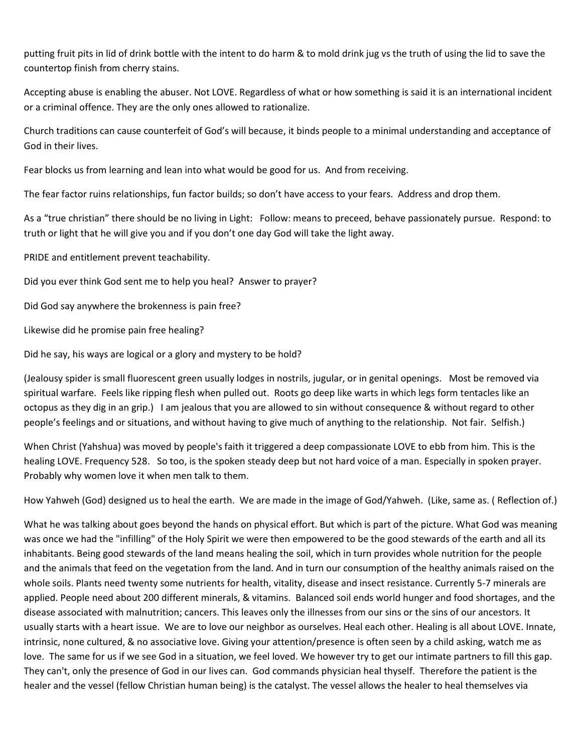putting fruit pits in lid of drink bottle with the intent to do harm & to mold drink jug vs the truth of using the lid to save the countertop finish from cherry stains.

Accepting abuse is enabling the abuser. Not LOVE. Regardless of what or how something is said it is an international incident or a criminal offence. They are the only ones allowed to rationalize.

Church traditions can cause counterfeit of God's will because, it binds people to a minimal understanding and acceptance of God in their lives.

Fear blocks us from learning and lean into what would be good for us. And from receiving.

The fear factor ruins relationships, fun factor builds; so don't have access to your fears. Address and drop them.

As a "true christian" there should be no living in Light: Follow: means to preceed, behave passionately pursue. Respond: to truth or light that he will give you and if you don't one day God will take the light away.

PRIDE and entitlement prevent teachability.

Did you ever think God sent me to help you heal? Answer to prayer?

Did God say anywhere the brokenness is pain free?

Likewise did he promise pain free healing?

Did he say, his ways are logical or a glory and mystery to be hold?

(Jealousy spider is small fluorescent green usually lodges in nostrils, jugular, or in genital openings. Most be removed via spiritual warfare. Feels like ripping flesh when pulled out. Roots go deep like warts in which legs form tentacles like an octopus as they dig in an grip.) I am jealous that you are allowed to sin without consequence & without regard to other people's feelings and or situations, and without having to give much of anything to the relationship. Not fair. Selfish.)

When Christ (Yahshua) was moved by people's faith it triggered a deep compassionate LOVE to ebb from him. This is the healing LOVE. Frequency 528. So too, is the spoken steady deep but not hard voice of a man. Especially in spoken prayer. Probably why women love it when men talk to them.

How Yahweh (God) designed us to heal the earth. We are made in the image of God/Yahweh. (Like, same as. ( Reflection of.)

What he was talking about goes beyond the hands on physical effort. But which is part of the picture. What God was meaning was once we had the "infilling" of the Holy Spirit we were then empowered to be the good stewards of the earth and all its inhabitants. Being good stewards of the land means healing the soil, which in turn provides whole nutrition for the people and the animals that feed on the vegetation from the land. And in turn our consumption of the healthy animals raised on the whole soils. Plants need twenty some nutrients for health, vitality, disease and insect resistance. Currently 5-7 minerals are applied. People need about 200 different minerals, & vitamins. Balanced soil ends world hunger and food shortages, and the disease associated with malnutrition; cancers. This leaves only the illnesses from our sins or the sins of our ancestors. It usually starts with a heart issue. We are to love our neighbor as ourselves. Heal each other. Healing is all about LOVE. Innate, intrinsic, none cultured, & no associative love. Giving your attention/presence is often seen by a child asking, watch me as love. The same for us if we see God in a situation, we feel loved. We however try to get our intimate partners to fill this gap. They can't, only the presence of God in our lives can. God commands physician heal thyself. Therefore the patient is the healer and the vessel (fellow Christian human being) is the catalyst. The vessel allows the healer to heal themselves via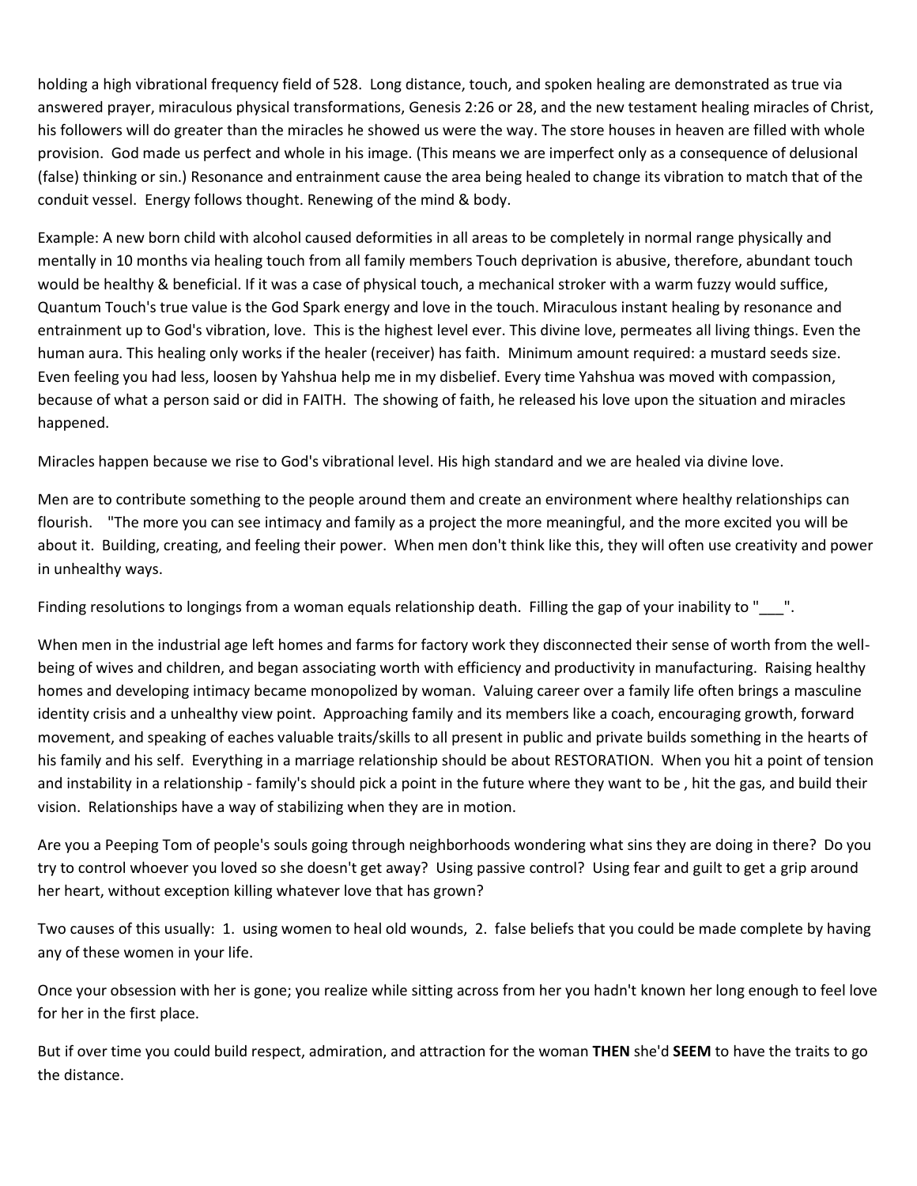holding a high vibrational frequency field of 528. Long distance, touch, and spoken healing are demonstrated as true via answered prayer, miraculous physical transformations, Genesis 2:26 or 28, and the new testament healing miracles of Christ, his followers will do greater than the miracles he showed us were the way. The store houses in heaven are filled with whole provision. God made us perfect and whole in his image. (This means we are imperfect only as a consequence of delusional (false) thinking or sin.) Resonance and entrainment cause the area being healed to change its vibration to match that of the conduit vessel. Energy follows thought. Renewing of the mind & body.

Example: A new born child with alcohol caused deformities in all areas to be completely in normal range physically and mentally in 10 months via healing touch from all family members Touch deprivation is abusive, therefore, abundant touch would be healthy & beneficial. If it was a case of physical touch, a mechanical stroker with a warm fuzzy would suffice, Quantum Touch's true value is the God Spark energy and love in the touch. Miraculous instant healing by resonance and entrainment up to God's vibration, love. This is the highest level ever. This divine love, permeates all living things. Even the human aura. This healing only works if the healer (receiver) has faith. Minimum amount required: a mustard seeds size. Even feeling you had less, loosen by Yahshua help me in my disbelief. Every time Yahshua was moved with compassion, because of what a person said or did in FAITH. The showing of faith, he released his love upon the situation and miracles happened.

Miracles happen because we rise to God's vibrational level. His high standard and we are healed via divine love.

Men are to contribute something to the people around them and create an environment where healthy relationships can flourish. "The more you can see intimacy and family as a project the more meaningful, and the more excited you will be about it. Building, creating, and feeling their power. When men don't think like this, they will often use creativity and power in unhealthy ways.

Finding resolutions to longings from a woman equals relationship death. Filling the gap of your inability to "___".

When men in the industrial age left homes and farms for factory work they disconnected their sense of worth from the well-being of wives and children, and began associating worth with efficiency and productivity in manufacturing. Raising healthy homes and developing intimacy became monopolized by woman. Valuing career over a family life often brings a masculine identity crisis and a unhealthy view point. Approaching family and its members like a coach, encouraging growth, forward movement, and speaking of eaches valuable traits/skills to all present in public and private builds something in the hearts of his family and his self. Everything in a marriage relationship should be about RESTORATION. When you hit a point of tension and instability in a relationship - family's should pick a point in the future where they want to be , hit the gas, and build their vision. Relationships have a way of stabilizing when they are in motion.

Are you a Peeping Tom of people's souls going through neighborhoods wondering what sins they are doing in there? Do you try to control whoever you loved so she doesn't get away? Using passive control? Using fear and guilt to get a grip around her heart, without exception killing whatever love that has grown?

Two causes of this usually: 1. using women to heal old wounds, 2. false beliefs that you could be made complete by having any of these women in your life.

Once your obsession with her is gone; you realize while sitting across from her you hadn't known her long enough to feel love for her in the first place.

But if over time you could build respect, admiration, and attraction for the woman **THEN** she'd **SEEM** to have the traits to go the distance.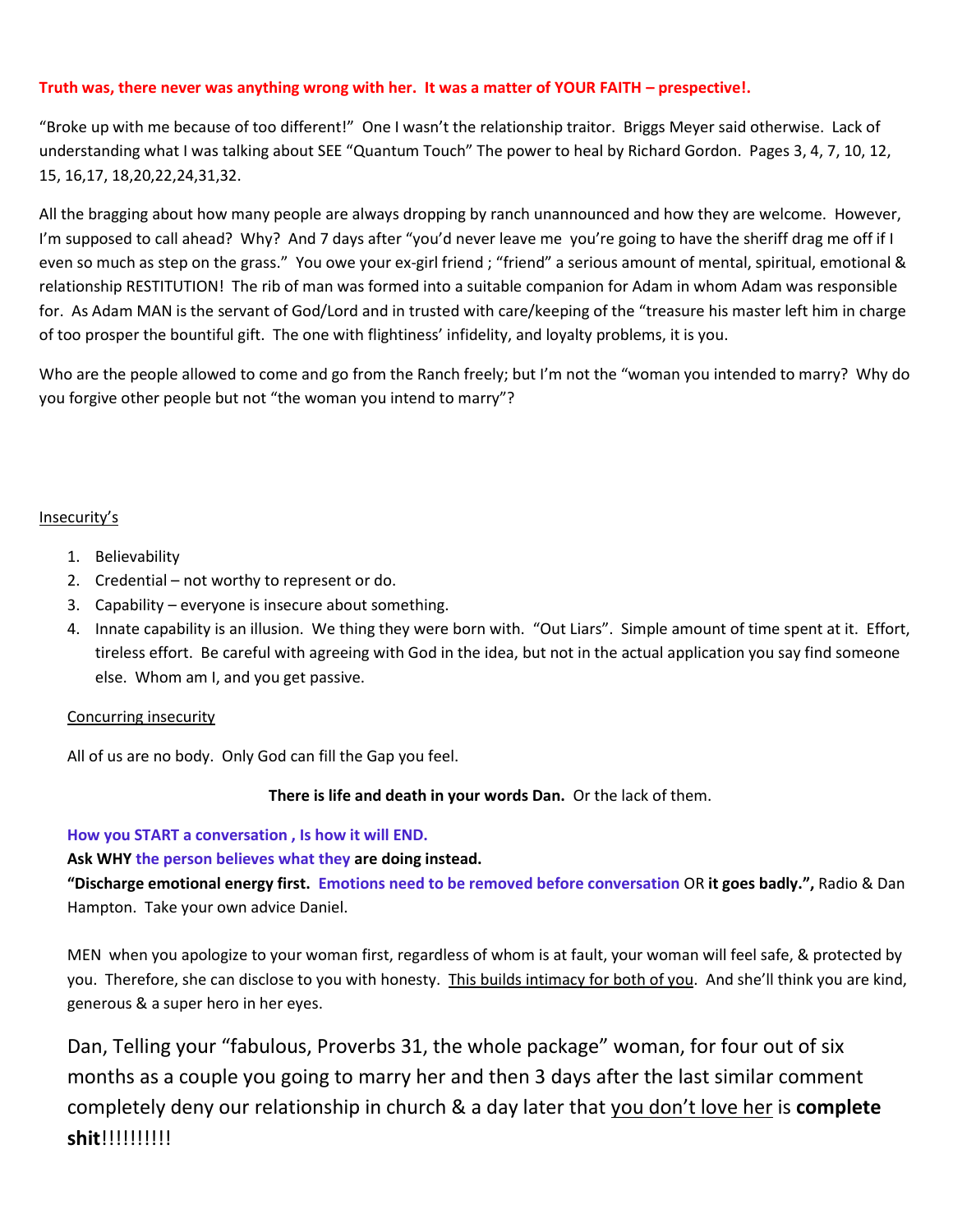**Truth was, there never was anything wrong with her. It was a matter of YOUR FAITH – prespective!.**

"Broke up with me because of too different!" One I wasn't the relationship traitor. Briggs Meyer said otherwise. Lack of understanding what I was talking about SEE "Quantum Touch" The power to heal by Richard Gordon. Pages 3, 4, 7, 10, 12, 15, 16,17, 18,20,22,24,31,32.

All the bragging about how many people are always dropping by ranch unannounced and how they are welcome. However, I'm supposed to call ahead? Why? And 7 days after "you'd never leave me you're going to have the sheriff drag me off if I even so much as step on the grass." You owe your ex-girl friend ; "friend" a serious amount of mental, spiritual, emotional & relationship RESTITUTION! The rib of man was formed into a suitable companion for Adam in whom Adam was responsible for. As Adam MAN is the servant of God/Lord and in trusted with care/keeping of the "treasure his master left him in charge of too prosper the bountiful gift. The one with flightiness' infidelity, and loyalty problems, it is you.

Who are the people allowed to come and go from the Ranch freely; but I'm not the "woman you intended to marry? Why do you forgive other people but not "the woman you intend to marry"?

<u>Insecurity's</u>

1. Believability
2. Credential – not worthy to represent or do.
3. Capability – everyone is insecure about something.
4. Innate capability is an illusion. We thing they were born with. "Out Liars". Simple amount of time spent at it. Effort, tireless effort. Be careful with agreeing with God in the idea, but not in the actual application you say find someone else. Whom am I, and you get passive.

<u>Concurring insecurity</u>

All of us are no body. Only God can fill the Gap you feel.

**There is life and death in your words Dan.** Or the lack of them.

**How you START a conversation , Is how it will END.**
**Ask WHY the person believes what they are doing instead.**
**"Discharge emotional energy first. Emotions need to be removed before conversation OR it goes badly.",** Radio & Dan Hampton. Take your own advice Daniel.

MEN when you apologize to your woman first, regardless of whom is at fault, your woman will feel safe, & protected by you. Therefore, she can disclose to you with honesty. <u>This builds intimacy for both of you</u>. And she'll think you are kind, generous & a super hero in her eyes.

Dan, Telling your "fabulous, Proverbs 31, the whole package" woman, for four out of six months as a couple you going to marry her and then 3 days after the last similar comment completely deny our relationship in church & a day later that <u>you don't love her</u> is **complete shit**!!!!!!!!!!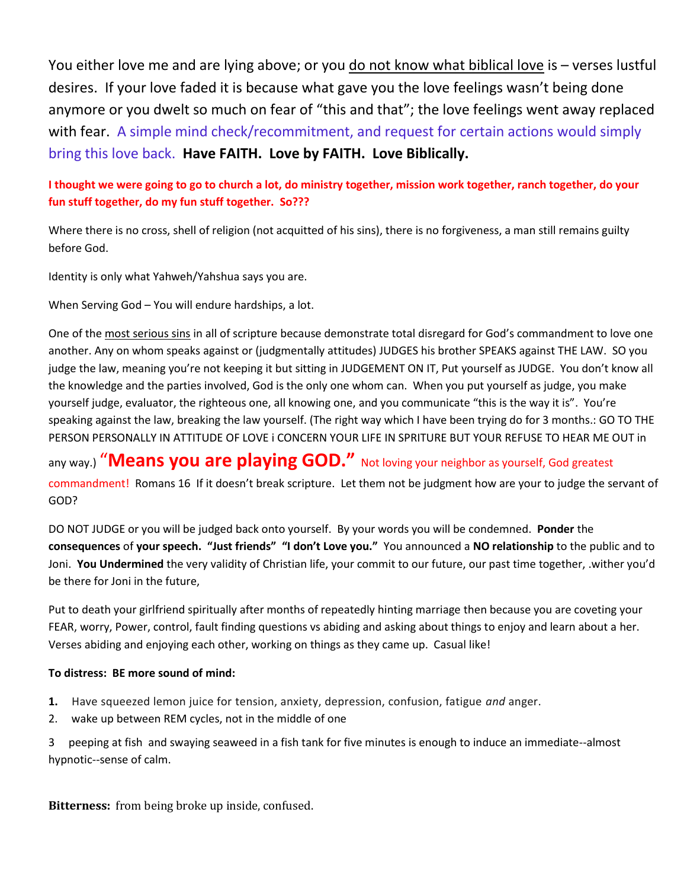You either love me and are lying above; or you do not know what biblical love is – verses lustful desires. If your love faded it is because what gave you the love feelings wasn't being done anymore or you dwelt so much on fear of "this and that"; the love feelings went away replaced with fear. A simple mind check/recommitment, and request for certain actions would simply bring this love back. **Have FAITH. Love by FAITH. Love Biblically.**

**I thought we were going to go to church a lot, do ministry together, mission work together, ranch together, do your fun stuff together, do my fun stuff together. So???**

Where there is no cross, shell of religion (not acquitted of his sins), there is no forgiveness, a man still remains guilty before God.

Identity is only what Yahweh/Yahshua says you are.

When Serving God – You will endure hardships, a lot.

One of the most serious sins in all of scripture because demonstrate total disregard for God's commandment to love one another. Any on whom speaks against or (judgmentally attitudes) JUDGES his brother SPEAKS against THE LAW. SO you judge the law, meaning you're not keeping it but sitting in JUDGEMENT ON IT, Put yourself as JUDGE. You don't know all the knowledge and the parties involved, God is the only one whom can. When you put yourself as judge, you make yourself judge, evaluator, the righteous one, all knowing one, and you communicate "this is the way it is". You're speaking against the law, breaking the law yourself. (The right way which I have been trying do for 3 months.: GO TO THE PERSON PERSONALLY IN ATTITUDE OF LOVE i CONCERN YOUR LIFE IN SPRITURE BUT YOUR REFUSE TO HEAR ME OUT in any way.) **"Means you are playing GOD."** Not loving your neighbor as yourself, God greatest commandment! Romans 16 If it doesn't break scripture. Let them not be judgment how are your to judge the servant of GOD?

DO NOT JUDGE or you will be judged back onto yourself. By your words you will be condemned. **Ponder** the **consequences** of **your speech. "Just friends" "I don't Love you."** You announced a **NO relationship** to the public and to Joni. **You Undermined** the very validity of Christian life, your commit to our future, our past time together, .wither you'd be there for Joni in the future,

Put to death your girlfriend spiritually after months of repeatedly hinting marriage then because you are coveting your FEAR, worry, Power, control, fault finding questions vs abiding and asking about things to enjoy and learn about a her. Verses abiding and enjoying each other, working on things as they came up. Casual like!

**To distress: BE more sound of mind:**

1. Have squeezed lemon juice for tension, anxiety, depression, confusion, fatigue *and* anger.
2. wake up between REM cycles, not in the middle of one

3 peeping at fish and swaying seaweed in a fish tank for five minutes is enough to induce an immediate--almost hypnotic--sense of calm.

**Bitterness:** from being broke up inside, confused.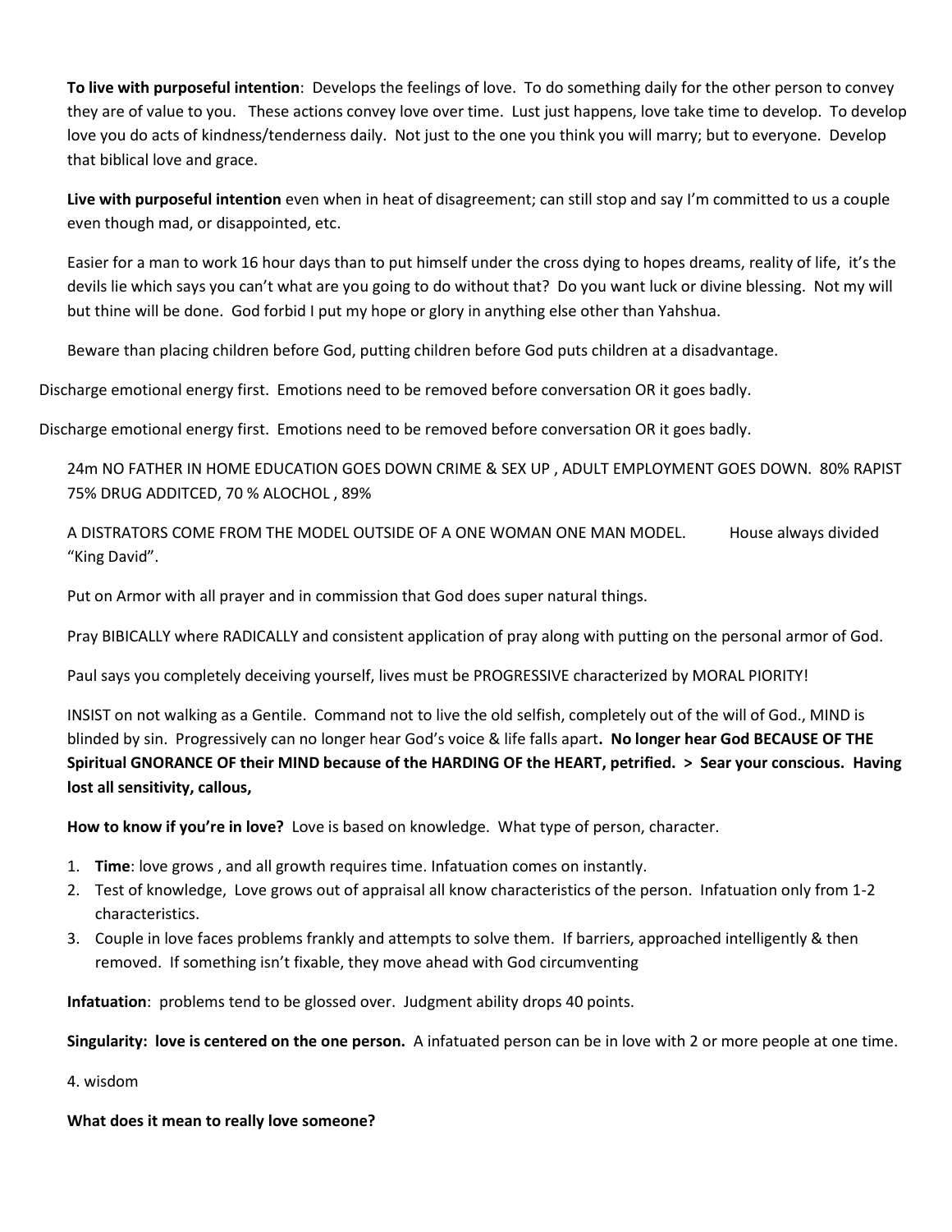**To live with purposeful intention**: Develops the feelings of love. To do something daily for the other person to convey they are of value to you. These actions convey love over time. Lust just happens, love take time to develop. To develop love you do acts of kindness/tenderness daily. Not just to the one you think you will marry; but to everyone. Develop that biblical love and grace.

**Live with purposeful intention** even when in heat of disagreement; can still stop and say I'm committed to us a couple even though mad, or disappointed, etc.

Easier for a man to work 16 hour days than to put himself under the cross dying to hopes dreams, reality of life, it's the devils lie which says you can't what are you going to do without that? Do you want luck or divine blessing. Not my will but thine will be done. God forbid I put my hope or glory in anything else other than Yahshua.

Beware than placing children before God, putting children before God puts children at a disadvantage.

Discharge emotional energy first. Emotions need to be removed before conversation OR it goes badly.

Discharge emotional energy first. Emotions need to be removed before conversation OR it goes badly.

24m NO FATHER IN HOME EDUCATION GOES DOWN CRIME & SEX UP , ADULT EMPLOYMENT GOES DOWN. 80% RAPIST 75% DRUG ADDITCED, 70 % ALOCHOL , 89%

A DISTRATORS COME FROM THE MODEL OUTSIDE OF A ONE WOMAN ONE MAN MODEL. House always divided "King David".

Put on Armor with all prayer and in commission that God does super natural things.

Pray BIBICALLY where RADICALLY and consistent application of pray along with putting on the personal armor of God.

Paul says you completely deceiving yourself, lives must be PROGRESSIVE characterized by MORAL PIORITY!

INSIST on not walking as a Gentile. Command not to live the old selfish, completely out of the will of God., MIND is blinded by sin. Progressively can no longer hear God's voice & life falls apart**. No longer hear God BECAUSE OF THE Spiritual GNORANCE OF their MIND because of the HARDING OF the HEART, petrified. > Sear your conscious. Having lost all sensitivity, callous,**

**How to know if you're in love?** Love is based on knowledge. What type of person, character.

1. **Time**: love grows , and all growth requires time. Infatuation comes on instantly.
2. Test of knowledge, Love grows out of appraisal all know characteristics of the person. Infatuation only from 1-2 characteristics.
3. Couple in love faces problems frankly and attempts to solve them. If barriers, approached intelligently & then removed. If something isn't fixable, they move ahead with God circumventing

**Infatuation**: problems tend to be glossed over. Judgment ability drops 40 points.

**Singularity: love is centered on the one person.** A infatuated person can be in love with 2 or more people at one time.

4. wisdom

**What does it mean to really love someone?**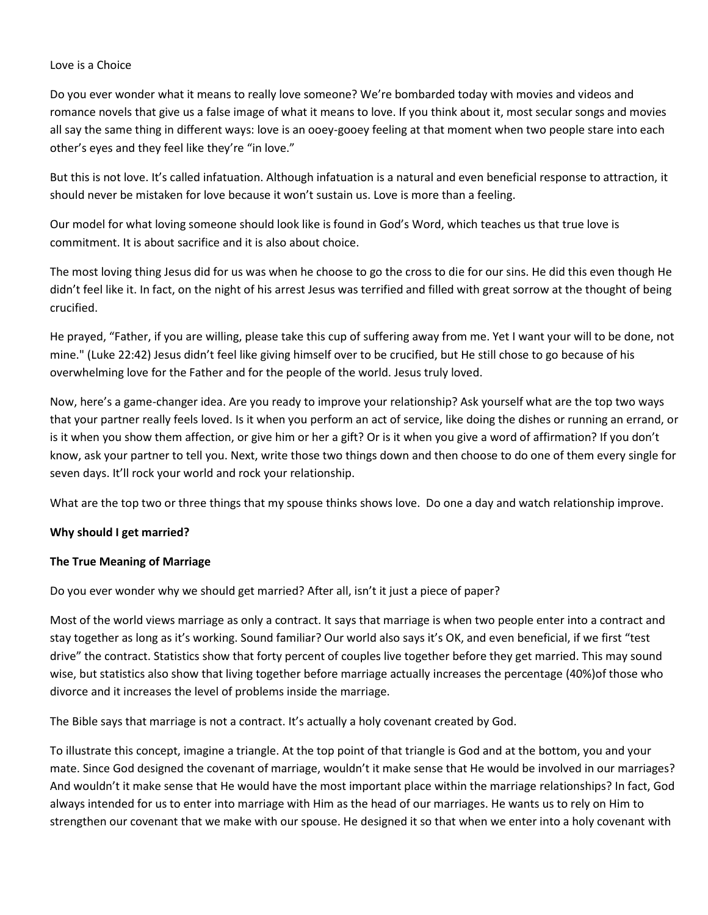Love is a Choice

Do you ever wonder what it means to really love someone? We're bombarded today with movies and videos and romance novels that give us a false image of what it means to love. If you think about it, most secular songs and movies all say the same thing in different ways: love is an ooey-gooey feeling at that moment when two people stare into each other's eyes and they feel like they're "in love."

But this is not love. It's called infatuation. Although infatuation is a natural and even beneficial response to attraction, it should never be mistaken for love because it won't sustain us. Love is more than a feeling.

Our model for what loving someone should look like is found in God's Word, which teaches us that true love is commitment. It is about sacrifice and it is also about choice.

The most loving thing Jesus did for us was when he choose to go the cross to die for our sins. He did this even though He didn't feel like it. In fact, on the night of his arrest Jesus was terrified and filled with great sorrow at the thought of being crucified.

He prayed, "Father, if you are willing, please take this cup of suffering away from me. Yet I want your will to be done, not mine." (Luke 22:42) Jesus didn't feel like giving himself over to be crucified, but He still chose to go because of his overwhelming love for the Father and for the people of the world. Jesus truly loved.

Now, here's a game-changer idea. Are you ready to improve your relationship? Ask yourself what are the top two ways that your partner really feels loved. Is it when you perform an act of service, like doing the dishes or running an errand, or is it when you show them affection, or give him or her a gift? Or is it when you give a word of affirmation? If you don't know, ask your partner to tell you. Next, write those two things down and then choose to do one of them every single for seven days. It'll rock your world and rock your relationship.

What are the top two or three things that my spouse thinks shows love. Do one a day and watch relationship improve.

**Why should I get married?**

**The True Meaning of Marriage**

Do you ever wonder why we should get married? After all, isn't it just a piece of paper?

Most of the world views marriage as only a contract. It says that marriage is when two people enter into a contract and stay together as long as it's working. Sound familiar? Our world also says it's OK, and even beneficial, if we first "test drive" the contract. Statistics show that forty percent of couples live together before they get married. This may sound wise, but statistics also show that living together before marriage actually increases the percentage (40%)of those who divorce and it increases the level of problems inside the marriage.

The Bible says that marriage is not a contract. It's actually a holy covenant created by God.

To illustrate this concept, imagine a triangle. At the top point of that triangle is God and at the bottom, you and your mate. Since God designed the covenant of marriage, wouldn't it make sense that He would be involved in our marriages? And wouldn't it make sense that He would have the most important place within the marriage relationships? In fact, God always intended for us to enter into marriage with Him as the head of our marriages. He wants us to rely on Him to strengthen our covenant that we make with our spouse. He designed it so that when we enter into a holy covenant with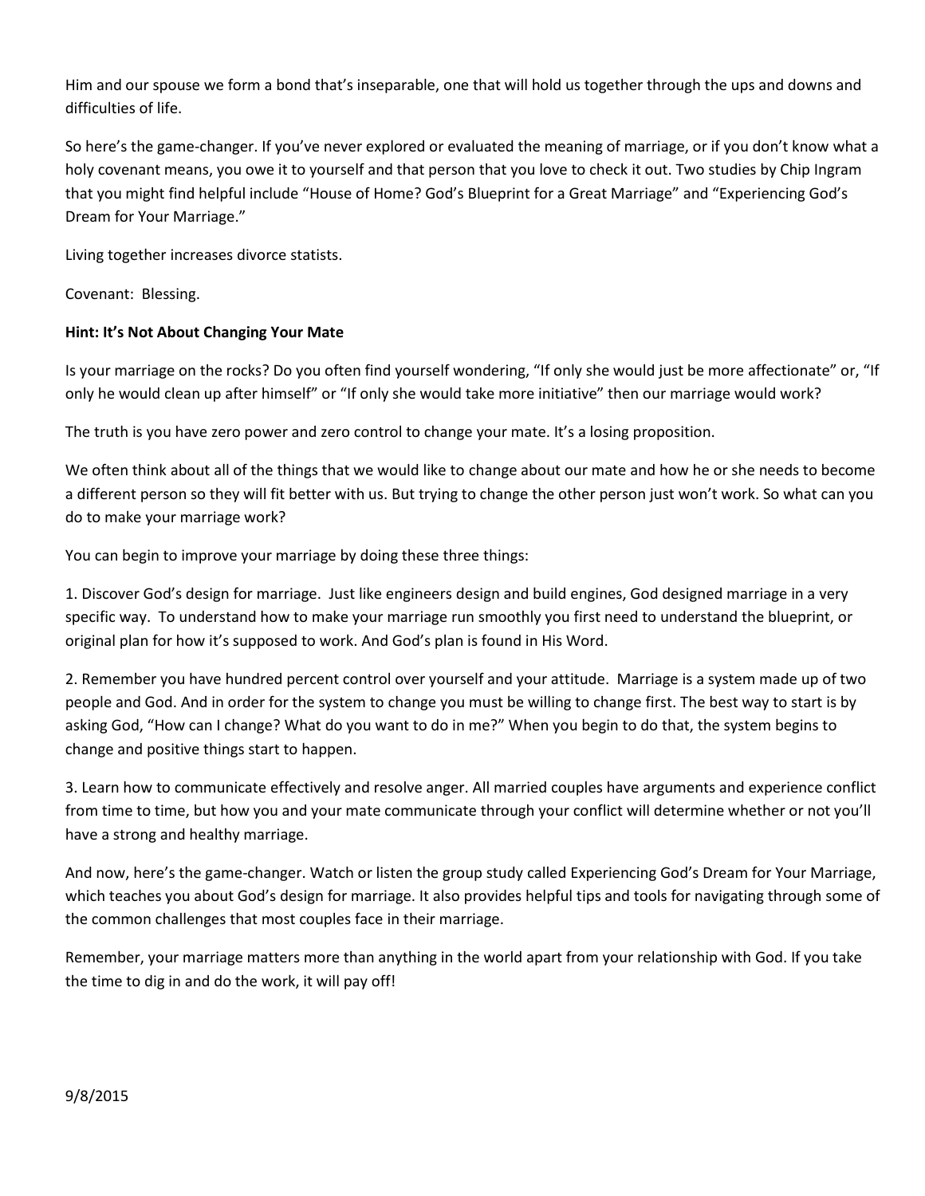Him and our spouse we form a bond that's inseparable, one that will hold us together through the ups and downs and difficulties of life.

So here's the game-changer. If you've never explored or evaluated the meaning of marriage, or if you don't know what a holy covenant means, you owe it to yourself and that person that you love to check it out. Two studies by Chip Ingram that you might find helpful include "House of Home? God's Blueprint for a Great Marriage" and "Experiencing God's Dream for Your Marriage."

Living together increases divorce statists.

Covenant:  Blessing.

**Hint: It's Not About Changing Your Mate**

Is your marriage on the rocks? Do you often find yourself wondering, "If only she would just be more affectionate" or, "If only he would clean up after himself" or "If only she would take more initiative" then our marriage would work?

The truth is you have zero power and zero control to change your mate. It's a losing proposition.

We often think about all of the things that we would like to change about our mate and how he or she needs to become a different person so they will fit better with us. But trying to change the other person just won't work. So what can you do to make your marriage work?

You can begin to improve your marriage by doing these three things:

1. Discover God's design for marriage.  Just like engineers design and build engines, God designed marriage in a very specific way.  To understand how to make your marriage run smoothly you first need to understand the blueprint, or original plan for how it's supposed to work. And God's plan is found in His Word.

2. Remember you have hundred percent control over yourself and your attitude.  Marriage is a system made up of two people and God. And in order for the system to change you must be willing to change first. The best way to start is by asking God, "How can I change? What do you want to do in me?" When you begin to do that, the system begins to change and positive things start to happen.

3. Learn how to communicate effectively and resolve anger. All married couples have arguments and experience conflict from time to time, but how you and your mate communicate through your conflict will determine whether or not you'll have a strong and healthy marriage.

And now, here's the game-changer. Watch or listen the group study called Experiencing God's Dream for Your Marriage, which teaches you about God's design for marriage. It also provides helpful tips and tools for navigating through some of the common challenges that most couples face in their marriage.

Remember, your marriage matters more than anything in the world apart from your relationship with God. If you take the time to dig in and do the work, it will pay off!

9/8/2015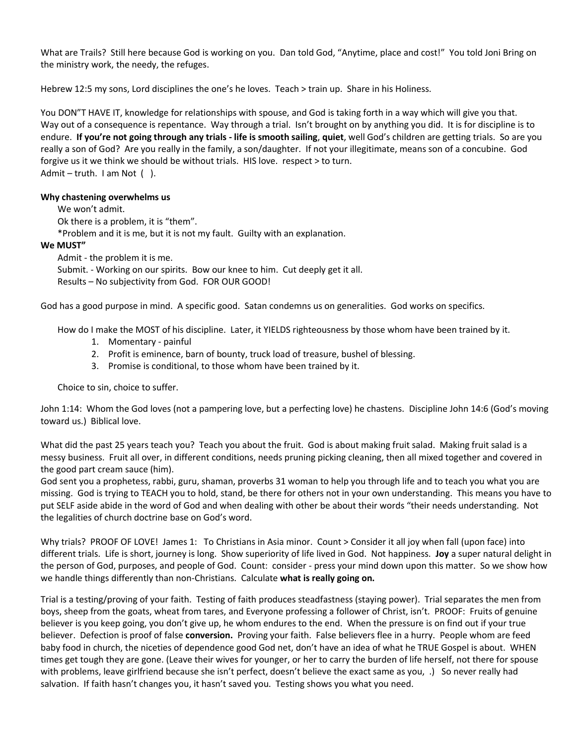What are Trails? Still here because God is working on you. Dan told God, "Anytime, place and cost!" You told Joni Bring on the ministry work, the needy, the refuges.

Hebrew 12:5 my sons, Lord disciplines the one's he loves. Teach > train up. Share in his Holiness.

You DON"T HAVE IT, knowledge for relationships with spouse, and God is taking forth in a way which will give you that. Way out of a consequence is repentance. Way through a trial. Isn't brought on by anything you did. It is for discipline is to endure. **If you're not going through any trials - life is smooth sailing**, **quiet**, well God's children are getting trials. So are you really a son of God? Are you really in the family, a son/daughter. If not your illegitimate, means son of a concubine. God forgive us it we think we should be without trials. HIS love. respect > to turn.
Admit – truth. I am Not ( ).

**Why chastening overwhelms us**

We won't admit.
Ok there is a problem, it is "them".
*Problem and it is me, but it is not my fault. Guilty with an explanation.

**We MUST"**

Admit - the problem it is me.
Submit. - Working on our spirits. Bow our knee to him. Cut deeply get it all.
Results – No subjectivity from God. FOR OUR GOOD!

God has a good purpose in mind. A specific good. Satan condemns us on generalities. God works on specifics.

How do I make the MOST of his discipline. Later, it YIELDS righteousness by those whom have been trained by it.

1. Momentary - painful
2. Profit is eminence, barn of bounty, truck load of treasure, bushel of blessing.
3. Promise is conditional, to those whom have been trained by it.

Choice to sin, choice to suffer.

John 1:14: Whom the God loves (not a pampering love, but a perfecting love) he chastens. Discipline John 14:6 (God's moving toward us.) Biblical love.

What did the past 25 years teach you? Teach you about the fruit. God is about making fruit salad. Making fruit salad is a messy business. Fruit all over, in different conditions, needs pruning picking cleaning, then all mixed together and covered in the good part cream sauce (him).
God sent you a prophetess, rabbi, guru, shaman, proverbs 31 woman to help you through life and to teach you what you are missing. God is trying to TEACH you to hold, stand, be there for others not in your own understanding. This means you have to put SELF aside abide in the word of God and when dealing with other be about their words "their needs understanding. Not the legalities of church doctrine base on God's word.

Why trials? PROOF OF LOVE! James 1: To Christians in Asia minor. Count > Consider it all joy when fall (upon face) into different trials. Life is short, journey is long. Show superiority of life lived in God. Not happiness. **Joy** a super natural delight in the person of God, purposes, and people of God. Count: consider - press your mind down upon this matter. So we show how we handle things differently than non-Christians. Calculate **what is really going on.**

Trial is a testing/proving of your faith. Testing of faith produces steadfastness (staying power). Trial separates the men from boys, sheep from the goats, wheat from tares, and Everyone professing a follower of Christ, isn't. PROOF: Fruits of genuine believer is you keep going, you don't give up, he whom endures to the end. When the pressure is on find out if your true believer. Defection is proof of false **conversion.** Proving your faith. False believers flee in a hurry. People whom are feed baby food in church, the niceties of dependence good God net, don't have an idea of what he TRUE Gospel is about. WHEN times get tough they are gone. (Leave their wives for younger, or her to carry the burden of life herself, not there for spouse with problems, leave girlfriend because she isn't perfect, doesn't believe the exact same as you, .) So never really had salvation. If faith hasn't changes you, it hasn't saved you. Testing shows you what you need.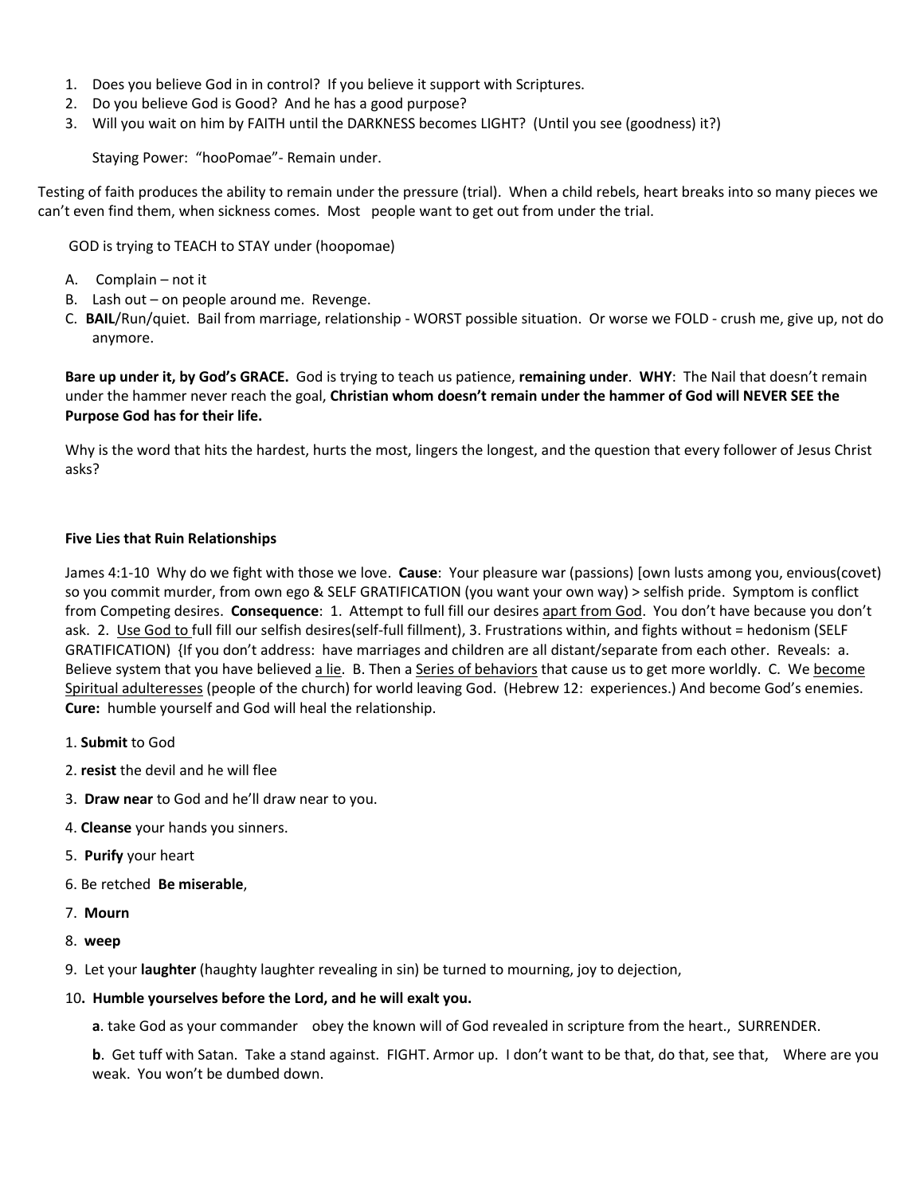1. Does you believe God in in control? If you believe it support with Scriptures.
2. Do you believe God is Good? And he has a good purpose?
3. Will you wait on him by FAITH until the DARKNESS becomes LIGHT? (Until you see (goodness) it?)

   Staying Power: "hooPomae"- Remain under.

Testing of faith produces the ability to remain under the pressure (trial). When a child rebels, heart breaks into so many pieces we can't even find them, when sickness comes. Most people want to get out from under the trial.

GOD is trying to TEACH to STAY under (hoopomae)

A. Complain – not it
B. Lash out – on people around me. Revenge.
C. **BAIL**/Run/quiet. Bail from marriage, relationship - WORST possible situation. Or worse we FOLD - crush me, give up, not do anymore.

**Bare up under it, by God's GRACE.** God is trying to teach us patience, **remaining under**. **WHY**: The Nail that doesn't remain under the hammer never reach the goal, **Christian whom doesn't remain under the hammer of God will NEVER SEE the Purpose God has for their life.**

Why is the word that hits the hardest, hurts the most, lingers the longest, and the question that every follower of Jesus Christ asks?

**Five Lies that Ruin Relationships**

James 4:1-10 Why do we fight with those we love. **Cause**: Your pleasure war (passions) [own lusts among you, envious(covet) so you commit murder, from own ego & SELF GRATIFICATION (you want your own way) > selfish pride. Symptom is conflict from Competing desires. **Consequence**: 1. Attempt to full fill our desires <u>apart from God</u>. You don't have because you don't ask. 2. <u>Use God to f</u>ull fill our selfish desires(self-full fillment), 3. Frustrations within, and fights without = hedonism (SELF GRATIFICATION) {If you don't address: have marriages and children are all distant/separate from each other. Reveals: a. Believe system that you have believed <u>a lie</u>. B. Then a <u>Series of behaviors</u> that cause us to get more worldly. C. We <u>become Spiritual adulteresses</u> (people of the church) for world leaving God. (Hebrew 12: experiences.) And become God's enemies. **Cure:** humble yourself and God will heal the relationship.

1. **Submit** to God
2. **resist** the devil and he will flee
3. **Draw near** to God and he'll draw near to you.
4. **Cleanse** your hands you sinners.
5. **Purify** your heart
6. Be retched **Be miserable**,
7. **Mourn**
8. **weep**
9. Let your **laughter** (haughty laughter revealing in sin) be turned to mourning, joy to dejection,
10. **Humble yourselves before the Lord, and he will exalt you.**

    **a**. take God as your commander obey the known will of God revealed in scripture from the heart., SURRENDER.

    **b**. Get tuff with Satan. Take a stand against. FIGHT. Armor up. I don't want to be that, do that, see that, Where are you weak. You won't be dumbed down.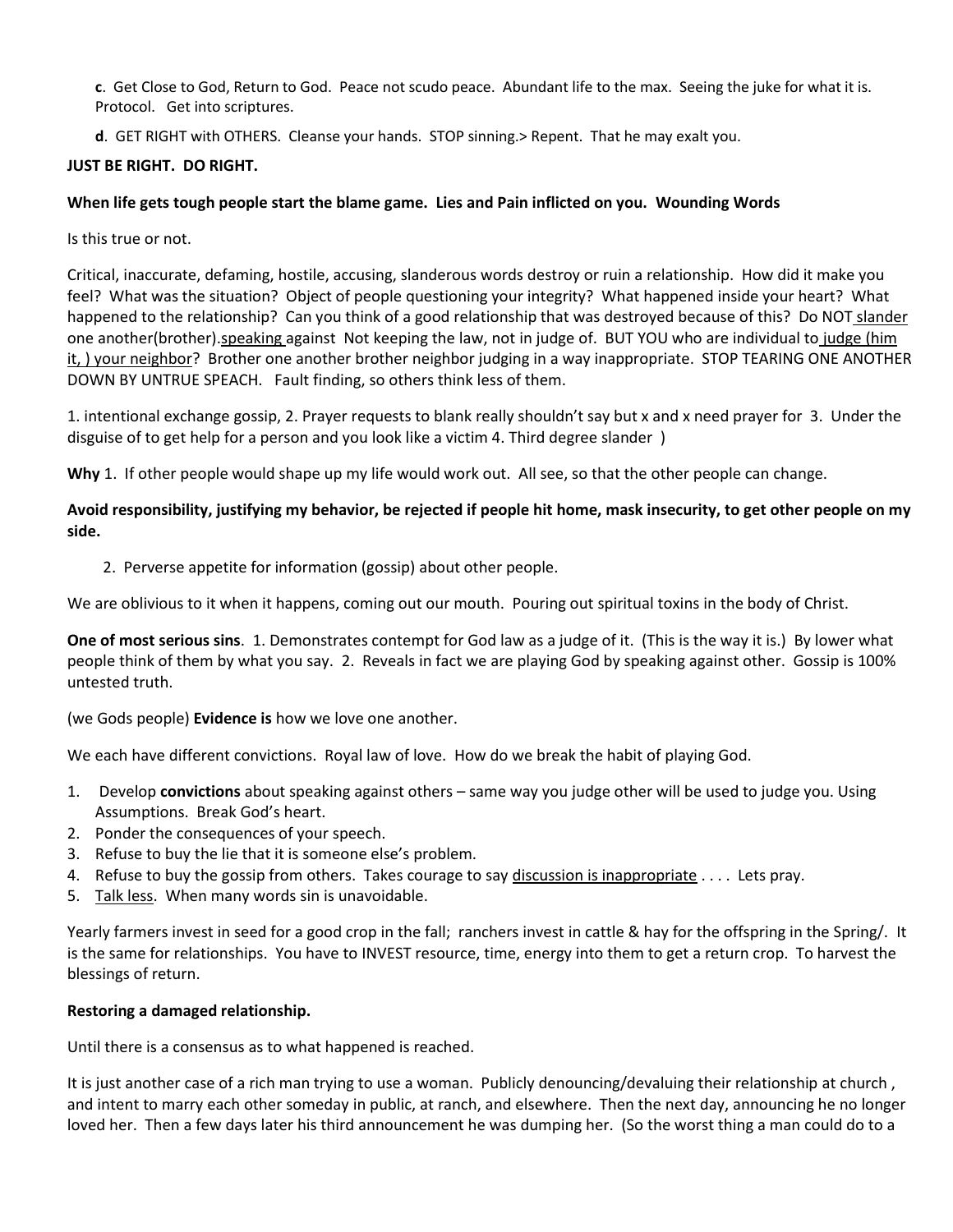**c**. Get Close to God, Return to God. Peace not scudo peace. Abundant life to the max. Seeing the juke for what it is. Protocol. Get into scriptures.

**d**. GET RIGHT with OTHERS. Cleanse your hands. STOP sinning.> Repent. That he may exalt you.

**JUST BE RIGHT. DO RIGHT.**

**When life gets tough people start the blame game. Lies and Pain inflicted on you. Wounding Words**

Is this true or not.

Critical, inaccurate, defaming, hostile, accusing, slanderous words destroy or ruin a relationship. How did it make you feel? What was the situation? Object of people questioning your integrity? What happened inside your heart? What happened to the relationship? Can you think of a good relationship that was destroyed because of this? Do NOT slander one another(brother).speaking against Not keeping the law, not in judge of. BUT YOU who are individual to judge (him it, ) your neighbor? Brother one another brother neighbor judging in a way inappropriate. STOP TEARING ONE ANOTHER DOWN BY UNTRUE SPEACH. Fault finding, so others think less of them.

1. intentional exchange gossip, 2. Prayer requests to blank really shouldn't say but x and x need prayer for 3. Under the disguise of to get help for a person and you look like a victim 4. Third degree slander )

**Why** 1. If other people would shape up my life would work out. All see, so that the other people can change.

**Avoid responsibility, justifying my behavior, be rejected if people hit home, mask insecurity, to get other people on my side.**

2. Perverse appetite for information (gossip) about other people.

We are oblivious to it when it happens, coming out our mouth. Pouring out spiritual toxins in the body of Christ.

**One of most serious sins**. 1. Demonstrates contempt for God law as a judge of it. (This is the way it is.) By lower what people think of them by what you say. 2. Reveals in fact we are playing God by speaking against other. Gossip is 100% untested truth.

(we Gods people) **Evidence is** how we love one another.

We each have different convictions. Royal law of love. How do we break the habit of playing God.

1. Develop **convictions** about speaking against others – same way you judge other will be used to judge you. Using Assumptions. Break God's heart.
2. Ponder the consequences of your speech.
3. Refuse to buy the lie that it is someone else's problem.
4. Refuse to buy the gossip from others. Takes courage to say discussion is inappropriate . . . . Lets pray.
5. Talk less. When many words sin is unavoidable.

Yearly farmers invest in seed for a good crop in the fall; ranchers invest in cattle & hay for the offspring in the Spring/. It is the same for relationships. You have to INVEST resource, time, energy into them to get a return crop. To harvest the blessings of return.

**Restoring a damaged relationship.**

Until there is a consensus as to what happened is reached.

It is just another case of a rich man trying to use a woman. Publicly denouncing/devaluing their relationship at church , and intent to marry each other someday in public, at ranch, and elsewhere. Then the next day, announcing he no longer loved her. Then a few days later his third announcement he was dumping her. (So the worst thing a man could do to a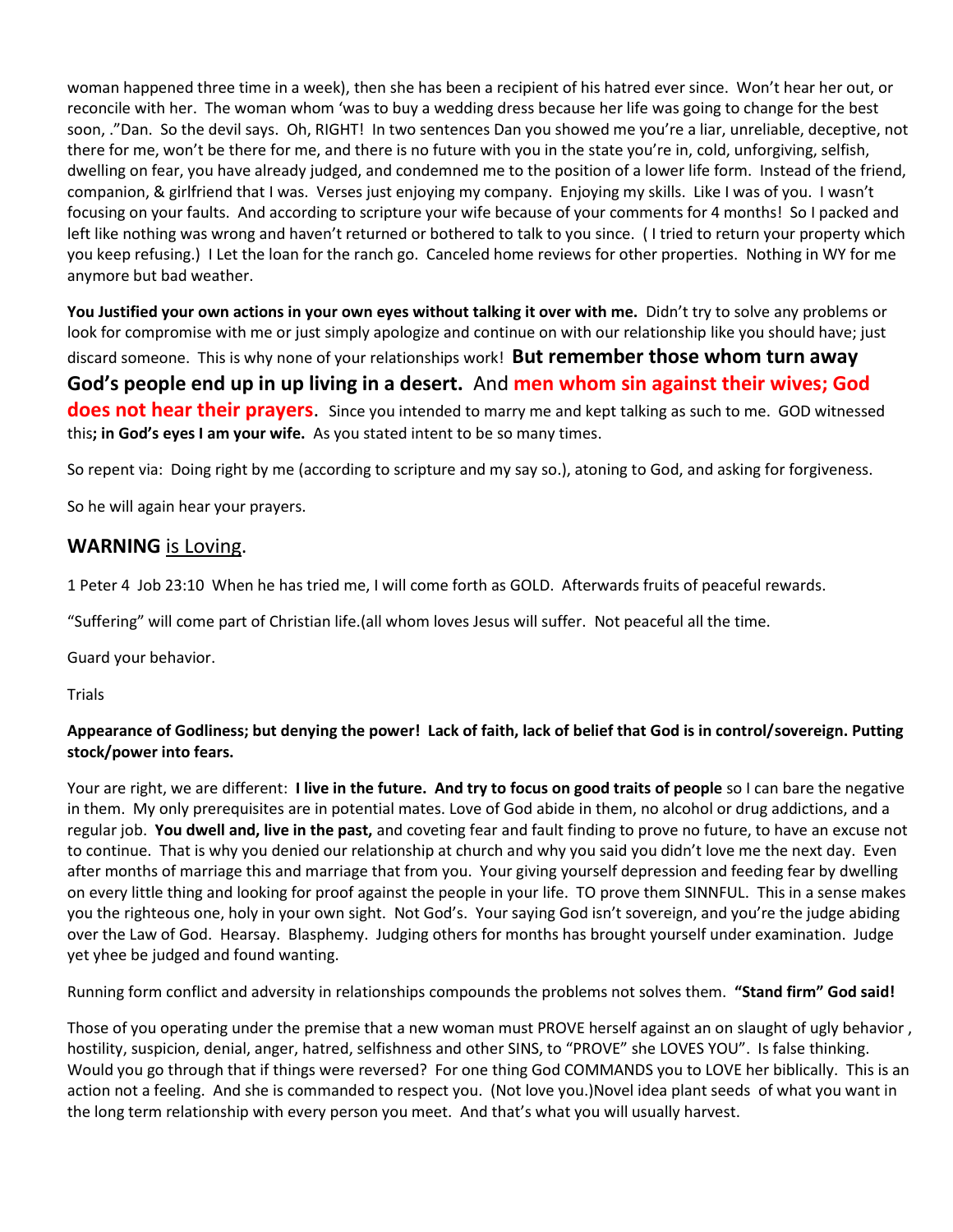woman happened three time in a week), then she has been a recipient of his hatred ever since. Won't hear her out, or reconcile with her. The woman whom 'was to buy a wedding dress because her life was going to change for the best soon, ."Dan. So the devil says. Oh, RIGHT! In two sentences Dan you showed me you're a liar, unreliable, deceptive, not there for me, won't be there for me, and there is no future with you in the state you're in, cold, unforgiving, selfish, dwelling on fear, you have already judged, and condemned me to the position of a lower life form. Instead of the friend, companion, & girlfriend that I was. Verses just enjoying my company. Enjoying my skills. Like I was of you. I wasn't focusing on your faults. And according to scripture your wife because of your comments for 4 months! So I packed and left like nothing was wrong and haven't returned or bothered to talk to you since. ( I tried to return your property which you keep refusing.) I Let the loan for the ranch go. Canceled home reviews for other properties. Nothing in WY for me anymore but bad weather.

**You Justified your own actions in your own eyes without talking it over with me.** Didn't try to solve any problems or look for compromise with me or just simply apologize and continue on with our relationship like you should have; just discard someone. This is why none of your relationships work! **But remember those whom turn away God's people end up in up living in a desert.** And **men whom sin against their wives; God does not hear their prayers**. Since you intended to marry me and kept talking as such to me. GOD witnessed this**; in God's eyes I am your wife.** As you stated intent to be so many times.

So repent via: Doing right by me (according to scripture and my say so.), atoning to God, and asking for forgiveness.

So he will again hear your prayers.

## **WARNING** is Loving.

1 Peter 4 Job 23:10 When he has tried me, I will come forth as GOLD. Afterwards fruits of peaceful rewards.

"Suffering" will come part of Christian life.(all whom loves Jesus will suffer. Not peaceful all the time.

Guard your behavior.

Trials

**Appearance of Godliness; but denying the power! Lack of faith, lack of belief that God is in control/sovereign. Putting stock/power into fears.**

Your are right, we are different: **I live in the future. And try to focus on good traits of people** so I can bare the negative in them. My only prerequisites are in potential mates. Love of God abide in them, no alcohol or drug addictions, and a regular job. **You dwell and, live in the past,** and coveting fear and fault finding to prove no future, to have an excuse not to continue. That is why you denied our relationship at church and why you said you didn't love me the next day. Even after months of marriage this and marriage that from you. Your giving yourself depression and feeding fear by dwelling on every little thing and looking for proof against the people in your life. TO prove them SINNFUL. This in a sense makes you the righteous one, holy in your own sight. Not God's. Your saying God isn't sovereign, and you're the judge abiding over the Law of God. Hearsay. Blasphemy. Judging others for months has brought yourself under examination. Judge yet yhee be judged and found wanting.

Running form conflict and adversity in relationships compounds the problems not solves them. **"Stand firm" God said!**

Those of you operating under the premise that a new woman must PROVE herself against an on slaught of ugly behavior , hostility, suspicion, denial, anger, hatred, selfishness and other SINS, to "PROVE" she LOVES YOU". Is false thinking. Would you go through that if things were reversed? For one thing God COMMANDS you to LOVE her biblically. This is an action not a feeling. And she is commanded to respect you. (Not love you.)Novel idea plant seeds of what you want in the long term relationship with every person you meet. And that's what you will usually harvest.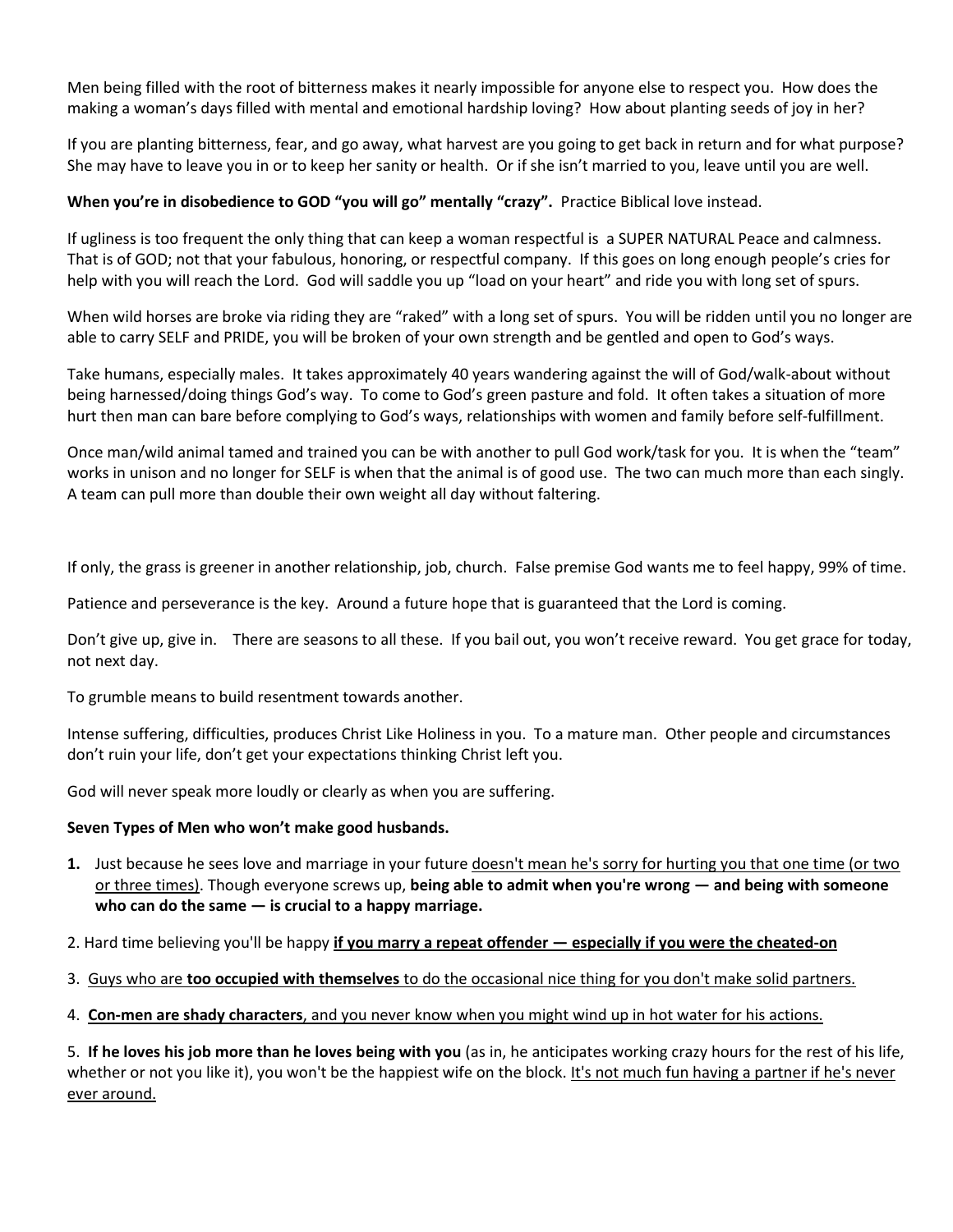Men being filled with the root of bitterness makes it nearly impossible for anyone else to respect you. How does the making a woman's days filled with mental and emotional hardship loving? How about planting seeds of joy in her?

If you are planting bitterness, fear, and go away, what harvest are you going to get back in return and for what purpose? She may have to leave you in or to keep her sanity or health. Or if she isn't married to you, leave until you are well.

**When you're in disobedience to GOD "you will go" mentally "crazy".** Practice Biblical love instead.

If ugliness is too frequent the only thing that can keep a woman respectful is a SUPER NATURAL Peace and calmness. That is of GOD; not that your fabulous, honoring, or respectful company. If this goes on long enough people's cries for help with you will reach the Lord. God will saddle you up "load on your heart" and ride you with long set of spurs.

When wild horses are broke via riding they are "raked" with a long set of spurs. You will be ridden until you no longer are able to carry SELF and PRIDE, you will be broken of your own strength and be gentled and open to God's ways.

Take humans, especially males. It takes approximately 40 years wandering against the will of God/walk-about without being harnessed/doing things God's way. To come to God's green pasture and fold. It often takes a situation of more hurt then man can bare before complying to God's ways, relationships with women and family before self-fulfillment.

Once man/wild animal tamed and trained you can be with another to pull God work/task for you. It is when the "team" works in unison and no longer for SELF is when that the animal is of good use. The two can much more than each singly. A team can pull more than double their own weight all day without faltering.

If only, the grass is greener in another relationship, job, church. False premise God wants me to feel happy, 99% of time.

Patience and perseverance is the key. Around a future hope that is guaranteed that the Lord is coming.

Don't give up, give in. There are seasons to all these. If you bail out, you won't receive reward. You get grace for today, not next day.

To grumble means to build resentment towards another.

Intense suffering, difficulties, produces Christ Like Holiness in you. To a mature man. Other people and circumstances don't ruin your life, don't get your expectations thinking Christ left you.

God will never speak more loudly or clearly as when you are suffering.

**Seven Types of Men who won't make good husbands.**

1. Just because he sees love and marriage in your future <u>doesn't mean he's sorry for hurting you that one time (or two or three times)</u>. Though everyone screws up, **being able to admit when you're wrong — and being with someone who can do the same — is crucial to a happy marriage.**

2. Hard time believing you'll be happy <u>**if you marry a repeat offender — especially if you were the cheated-on**</u>

3. <u>Guys who are **too occupied with themselves** to do the occasional nice thing for you don't make solid partners.</u>

4. <u>**Con-men are shady characters**, and you never know when you might wind up in hot water for his actions.</u>

5. **If he loves his job more than he loves being with you** (as in, he anticipates working crazy hours for the rest of his life, whether or not you like it), you won't be the happiest wife on the block. <u>It's not much fun having a partner if he's never ever around.</u>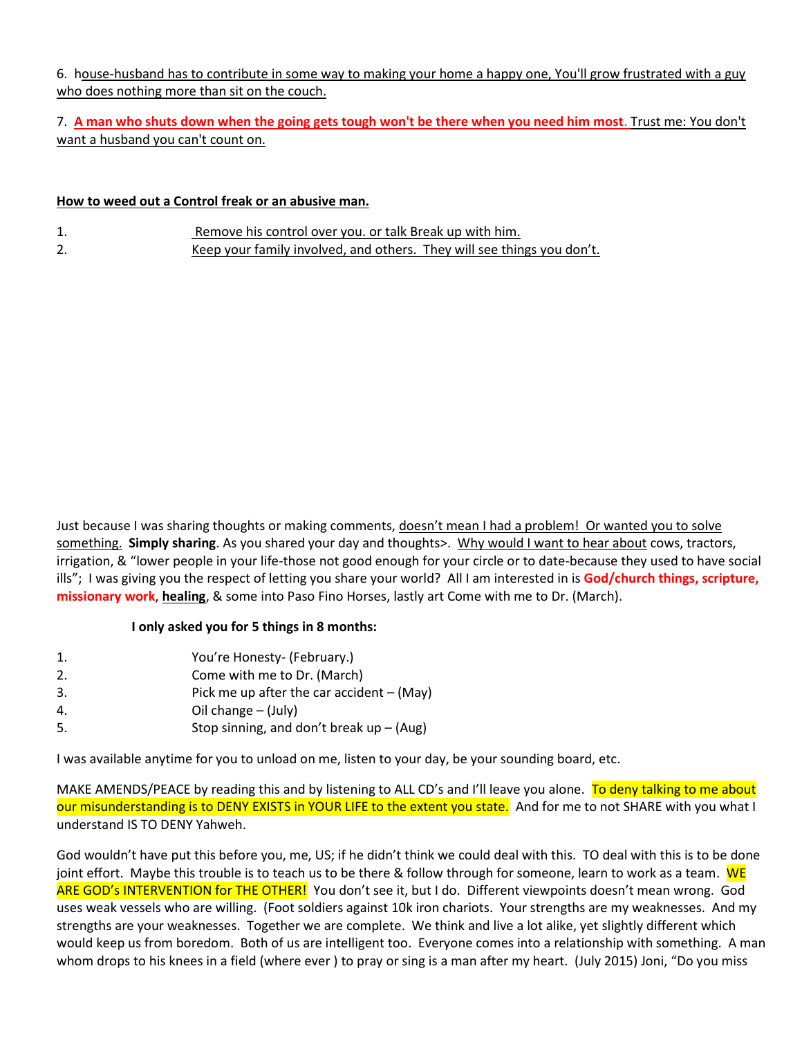6. house-husband has to contribute in some way to making your home a happy one, You'll grow frustrated with a guy who does nothing more than sit on the couch.

7. **A man who shuts down when the going gets tough won't be there when you need him most**. Trust me: You don't want a husband you can't count on.

**How to weed out a Control freak or an abusive man.**

1. Remove his control over you. or talk Break up with him.
2. Keep your family involved, and others. They will see things you don't.

Just because I was sharing thoughts or making comments, doesn't mean I had a problem! Or wanted you to solve something. **Simply sharing**. As you shared your day and thoughts>. Why would I want to hear about cows, tractors, irrigation, & "lower people in your life-those not good enough for your circle or to date-because they used to have social ills"; I was giving you the respect of letting you share your world? All I am interested in is **God/church things, scripture, missionary work**, **healing**, & some into Paso Fino Horses, lastly art Come with me to Dr. (March).

**I only asked you for 5 things in 8 months:**

1. You're Honesty- (February.)
2. Come with me to Dr. (March)
3. Pick me up after the car accident – (May)
4. Oil change – (July)
5. Stop sinning, and don't break up – (Aug)

I was available anytime for you to unload on me, listen to your day, be your sounding board, etc.

MAKE AMENDS/PEACE by reading this and by listening to ALL CD's and I'll leave you alone. To deny talking to me about our misunderstanding is to DENY EXISTS in YOUR LIFE to the extent you state. And for me to not SHARE with you what I understand IS TO DENY Yahweh.

God wouldn't have put this before you, me, US; if he didn't think we could deal with this. TO deal with this is to be done joint effort. Maybe this trouble is to teach us to be there & follow through for someone, learn to work as a team. WE ARE GOD's INTERVENTION for THE OTHER! You don't see it, but I do. Different viewpoints doesn't mean wrong. God uses weak vessels who are willing. (Foot soldiers against 10k iron chariots. Your strengths are my weaknesses. And my strengths are your weaknesses. Together we are complete. We think and live a lot alike, yet slightly different which would keep us from boredom. Both of us are intelligent too. Everyone comes into a relationship with something. A man whom drops to his knees in a field (where ever ) to pray or sing is a man after my heart. (July 2015) Joni, "Do you miss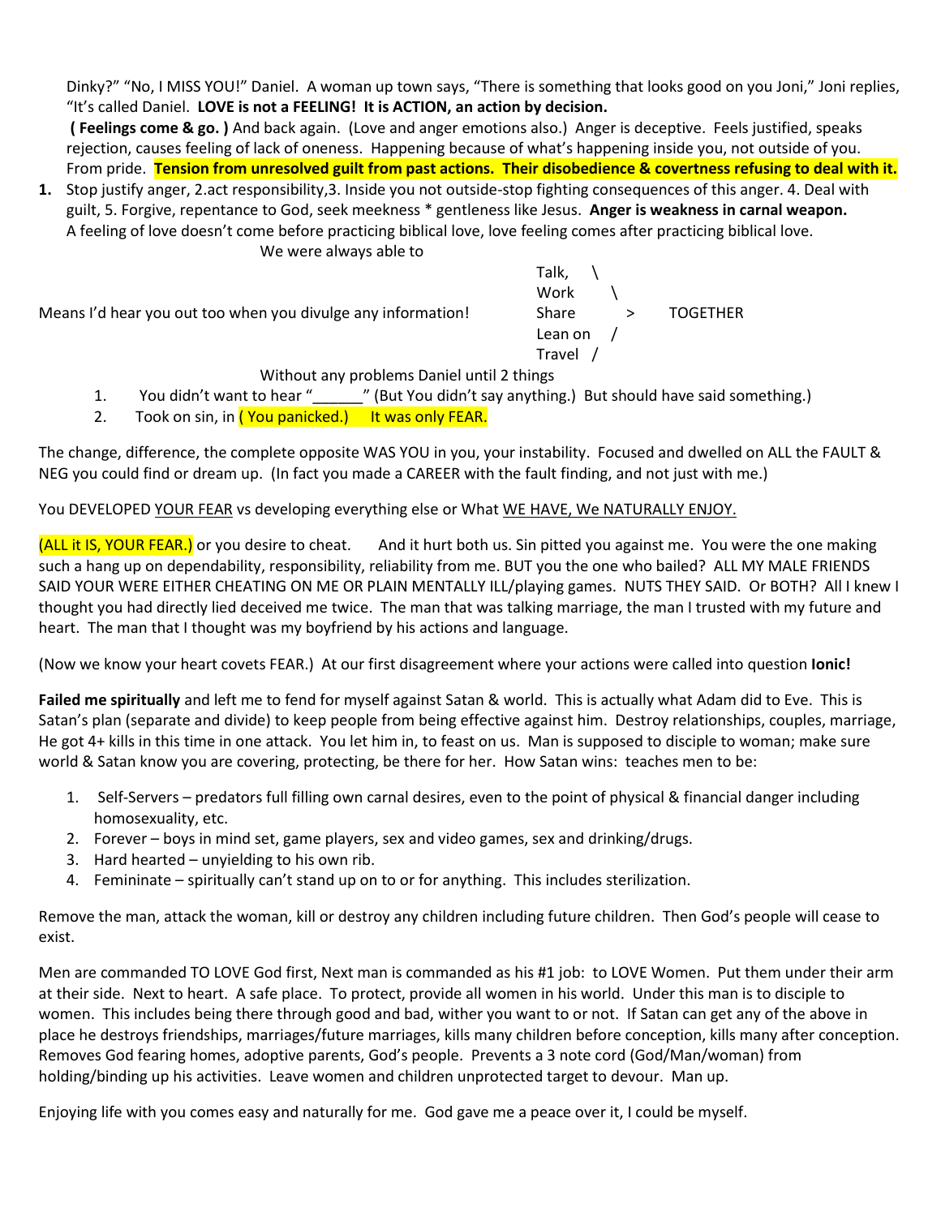Dinky?" "No, I MISS YOU!" Daniel. A woman up town says, "There is something that looks good on you Joni," Joni replies, "It's called Daniel. **LOVE is not a FEELING! It is ACTION, an action by decision.**

**( Feelings come & go. )** And back again. (Love and anger emotions also.) Anger is deceptive. Feels justified, speaks rejection, causes feeling of lack of oneness. Happening because of what's happening inside you, not outside of you. From pride. **Tension from unresolved guilt from past actions. Their disobedience & covertness refusing to deal with it.**

**1.** Stop justify anger, 2.act responsibility,3. Inside you not outside-stop fighting consequences of this anger. 4. Deal with guilt, 5. Forgive, repentance to God, seek meekness * gentleness like Jesus. **Anger is weakness in carnal weapon.** A feeling of love doesn't come before practicing biblical love, love feeling comes after practicing biblical love.

We were always able to

Talk, \
Work \
Share > TOGETHER
Lean on /
Travel /

Means I'd hear you out too when you divulge any information!

Without any problems Daniel until 2 things

1. You didn't want to hear "______" (But You didn't say anything.) But should have said something.)
2. Took on sin, in ( You panicked.) It was only FEAR.

The change, difference, the complete opposite WAS YOU in you, your instability. Focused and dwelled on ALL the FAULT & NEG you could find or dream up. (In fact you made a CAREER with the fault finding, and not just with me.)

You DEVELOPED YOUR FEAR vs developing everything else or What WE HAVE, We NATURALLY ENJOY.

(ALL it IS, YOUR FEAR.) or you desire to cheat. And it hurt both us. Sin pitted you against me. You were the one making such a hang up on dependability, responsibility, reliability from me. BUT you the one who bailed? ALL MY MALE FRIENDS SAID YOUR WERE EITHER CHEATING ON ME OR PLAIN MENTALLY ILL/playing games. NUTS THEY SAID. Or BOTH? All I knew I thought you had directly lied deceived me twice. The man that was talking marriage, the man I trusted with my future and heart. The man that I thought was my boyfriend by his actions and language.

(Now we know your heart covets FEAR.) At our first disagreement where your actions were called into question **Ionic!**

**Failed me spiritually** and left me to fend for myself against Satan & world. This is actually what Adam did to Eve. This is Satan's plan (separate and divide) to keep people from being effective against him. Destroy relationships, couples, marriage, He got 4+ kills in this time in one attack. You let him in, to feast on us. Man is supposed to disciple to woman; make sure world & Satan know you are covering, protecting, be there for her. How Satan wins: teaches men to be:

1. Self-Servers – predators full filling own carnal desires, even to the point of physical & financial danger including homosexuality, etc.
2. Forever – boys in mind set, game players, sex and video games, sex and drinking/drugs.
3. Hard hearted – unyielding to his own rib.
4. Feminate – spiritually can't stand up on to or for anything. This includes sterilization.

Remove the man, attack the woman, kill or destroy any children including future children. Then God's people will cease to exist.

Men are commanded TO LOVE God first, Next man is commanded as his #1 job: to LOVE Women. Put them under their arm at their side. Next to heart. A safe place. To protect, provide all women in his world. Under this man is to disciple to women. This includes being there through good and bad, wither you want to or not. If Satan can get any of the above in place he destroys friendships, marriages/future marriages, kills many children before conception, kills many after conception. Removes God fearing homes, adoptive parents, God's people. Prevents a 3 note cord (God/Man/woman) from holding/binding up his activities. Leave women and children unprotected target to devour. Man up.

Enjoying life with you comes easy and naturally for me. God gave me a peace over it, I could be myself.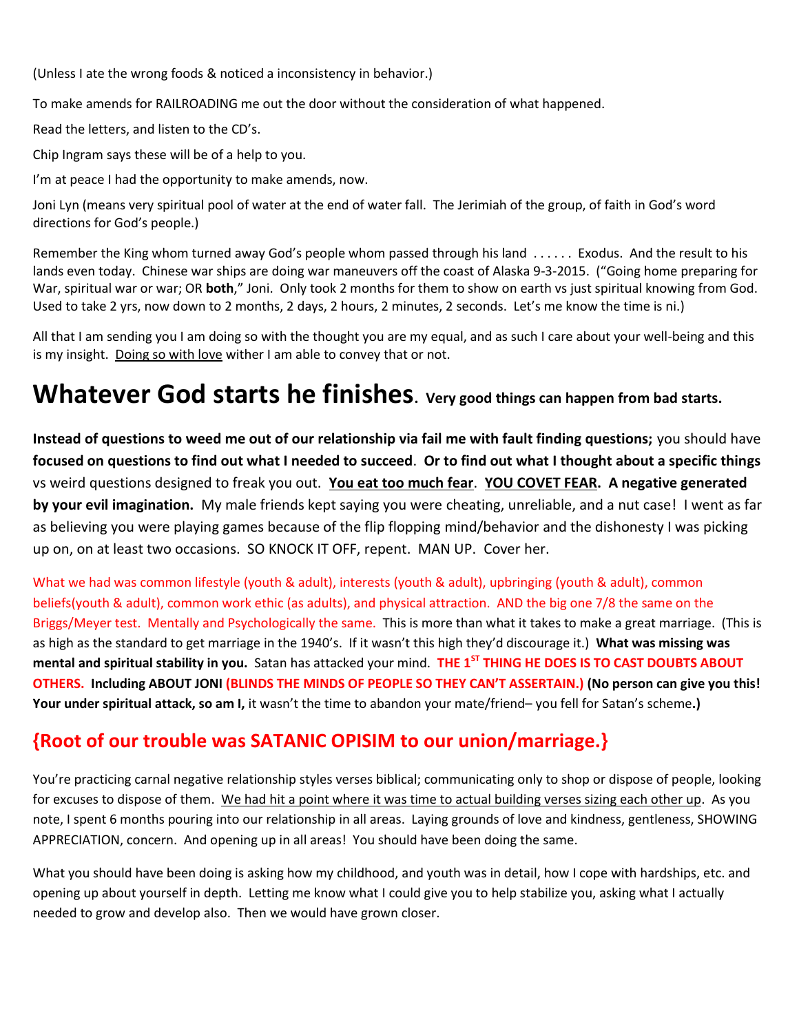(Unless I ate the wrong foods & noticed a inconsistency in behavior.)

To make amends for RAILROADING me out the door without the consideration of what happened.

Read the letters, and listen to the CD's.

Chip Ingram says these will be of a help to you.

I'm at peace I had the opportunity to make amends, now.

Joni Lyn (means very spiritual pool of water at the end of water fall. The Jerimiah of the group, of faith in God's word directions for God's people.)

Remember the King whom turned away God's people whom passed through his land . . . . . . Exodus. And the result to his lands even today. Chinese war ships are doing war maneuvers off the coast of Alaska 9-3-2015. ("Going home preparing for War, spiritual war or war; OR **both**," Joni. Only took 2 months for them to show on earth vs just spiritual knowing from God. Used to take 2 yrs, now down to 2 months, 2 days, 2 hours, 2 minutes, 2 seconds. Let's me know the time is ni.)

All that I am sending you I am doing so with the thought you are my equal, and as such I care about your well-being and this is my insight. Doing so with love wither I am able to convey that or not.

# Whatever God starts he finishes. Very good things can happen from bad starts.

**Instead of questions to weed me out of our relationship via fail me with fault finding questions;** you should have **focused on questions to find out what I needed to succeed**. **Or to find out what I thought about a specific things** vs weird questions designed to freak you out. **You eat too much fear**. **YOU COVET FEAR. A negative generated by your evil imagination.** My male friends kept saying you were cheating, unreliable, and a nut case! I went as far as believing you were playing games because of the flip flopping mind/behavior and the dishonesty I was picking up on, on at least two occasions. SO KNOCK IT OFF, repent. MAN UP. Cover her.

What we had was common lifestyle (youth & adult), interests (youth & adult), upbringing (youth & adult), common beliefs(youth & adult), common work ethic (as adults), and physical attraction. AND the big one 7/8 the same on the Briggs/Meyer test. Mentally and Psychologically the same. This is more than what it takes to make a great marriage. (This is as high as the standard to get marriage in the 1940's. If it wasn't this high they'd discourage it.) **What was missing was mental and spiritual stability in you.** Satan has attacked your mind. **THE 1ST THING HE DOES IS TO CAST DOUBTS ABOUT OTHERS. Including ABOUT JONI (BLINDS THE MINDS OF PEOPLE SO THEY CAN'T ASSERTAIN.) (No person can give you this! Your under spiritual attack, so am I,** it wasn't the time to abandon your mate/friend– you fell for Satan's scheme**.)**

## {Root of our trouble was SATANIC OPISIM to our union/marriage.}

You're practicing carnal negative relationship styles verses biblical; communicating only to shop or dispose of people, looking for excuses to dispose of them. We had hit a point where it was time to actual building verses sizing each other up. As you note, I spent 6 months pouring into our relationship in all areas. Laying grounds of love and kindness, gentleness, SHOWING APPRECIATION, concern. And opening up in all areas! You should have been doing the same.

What you should have been doing is asking how my childhood, and youth was in detail, how I cope with hardships, etc. and opening up about yourself in depth. Letting me know what I could give you to help stabilize you, asking what I actually needed to grow and develop also. Then we would have grown closer.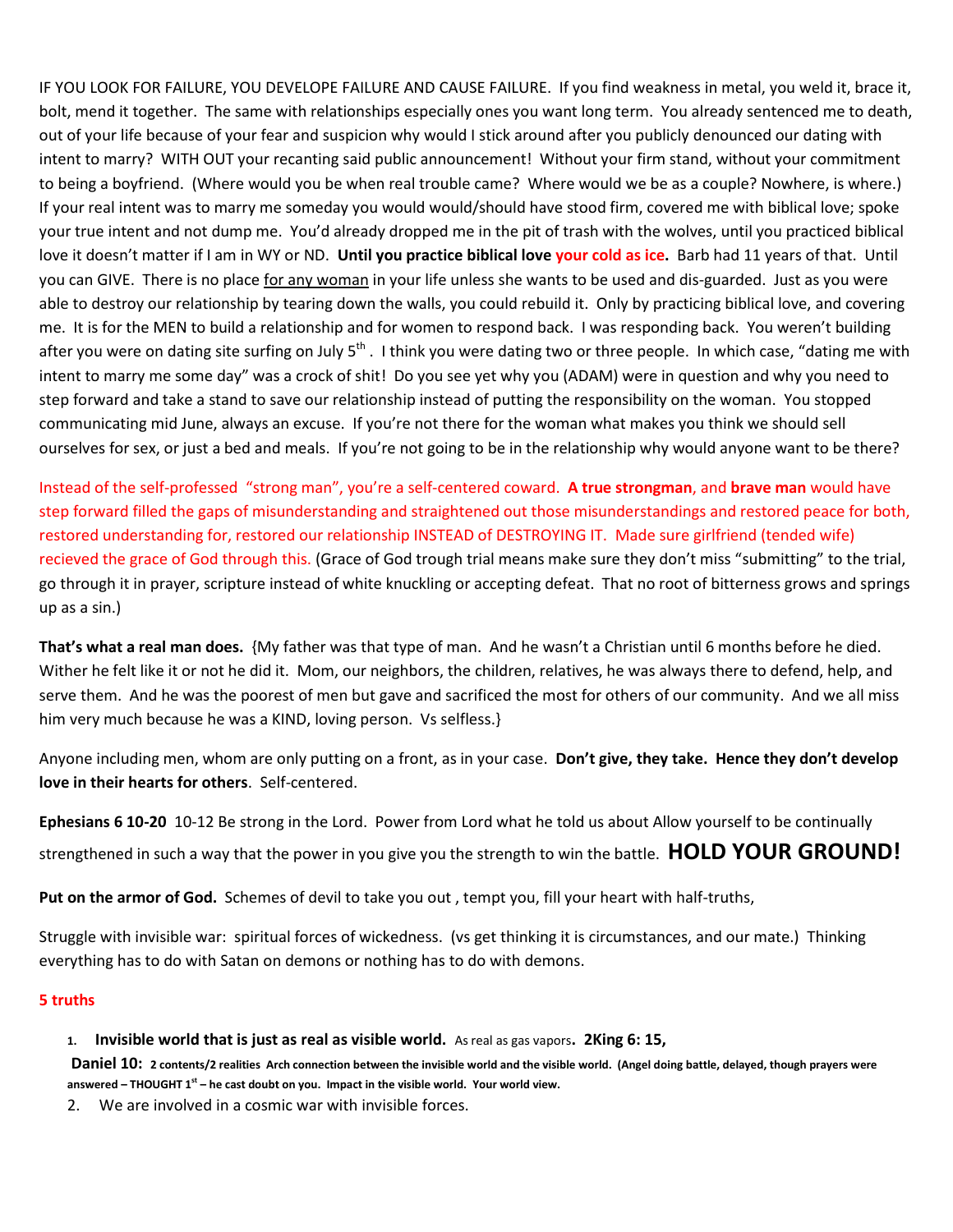IF YOU LOOK FOR FAILURE, YOU DEVELOPE FAILURE AND CAUSE FAILURE. If you find weakness in metal, you weld it, brace it, bolt, mend it together. The same with relationships especially ones you want long term. You already sentenced me to death, out of your life because of your fear and suspicion why would I stick around after you publicly denounced our dating with intent to marry? WITH OUT your recanting said public announcement! Without your firm stand, without your commitment to being a boyfriend. (Where would you be when real trouble came? Where would we be as a couple? Nowhere, is where.) If your real intent was to marry me someday you would would/should have stood firm, covered me with biblical love; spoke your true intent and not dump me. You'd already dropped me in the pit of trash with the wolves, until you practiced biblical love it doesn't matter if I am in WY or ND. **Until you practice biblical love your cold as ice.** Barb had 11 years of that. Until you can GIVE. There is no place <u>for any woman</u> in your life unless she wants to be used and dis-guarded. Just as you were able to destroy our relationship by tearing down the walls, you could rebuild it. Only by practicing biblical love, and covering me. It is for the MEN to build a relationship and for women to respond back. I was responding back. You weren't building after you were on dating site surfing on July 5th. I think you were dating two or three people. In which case, "dating me with intent to marry me some day" was a crock of shit! Do you see yet why you (ADAM) were in question and why you need to step forward and take a stand to save our relationship instead of putting the responsibility on the woman. You stopped communicating mid June, always an excuse. If you're not there for the woman what makes you think we should sell ourselves for sex, or just a bed and meals. If you're not going to be in the relationship why would anyone want to be there?

Instead of the self-professed "strong man", you're a self-centered coward. **A true strongman**, and **brave man** would have step forward filled the gaps of misunderstanding and straightened out those misunderstandings and restored peace for both, restored understanding for, restored our relationship INSTEAD of DESTROYING IT. Made sure girlfriend (tended wife) recieved the grace of God through this. (Grace of God trough trial means make sure they don't miss "submitting" to the trial, go through it in prayer, scripture instead of white knuckling or accepting defeat. That no root of bitterness grows and springs up as a sin.)

**That's what a real man does.** {My father was that type of man. And he wasn't a Christian until 6 months before he died. Wither he felt like it or not he did it. Mom, our neighbors, the children, relatives, he was always there to defend, help, and serve them. And he was the poorest of men but gave and sacrificed the most for others of our community. And we all miss him very much because he was a KIND, loving person. Vs selfless.}

Anyone including men, whom are only putting on a front, as in your case. **Don't give, they take. Hence they don't develop love in their hearts for others**. Self-centered.

**Ephesians 6 10-20** 10-12 Be strong in the Lord. Power from Lord what he told us about Allow yourself to be continually strengthened in such a way that the power in you give you the strength to win the battle. **HOLD YOUR GROUND!**

**Put on the armor of God.** Schemes of devil to take you out , tempt you, fill your heart with half-truths,

Struggle with invisible war: spiritual forces of wickedness. (vs get thinking it is circumstances, and our mate.) Thinking everything has to do with Satan on demons or nothing has to do with demons.

**5 truths**

1. **Invisible world that is just as real as visible world.** As real as gas vapors**. 2King 6: 15,**

   **Daniel 10: 2 contents/2 realities Arch connection between the invisible world and the visible world. (Angel doing battle, delayed, though prayers were answered – THOUGHT 1st – he cast doubt on you. Impact in the visible world. Your world view.**

2. We are involved in a cosmic war with invisible forces.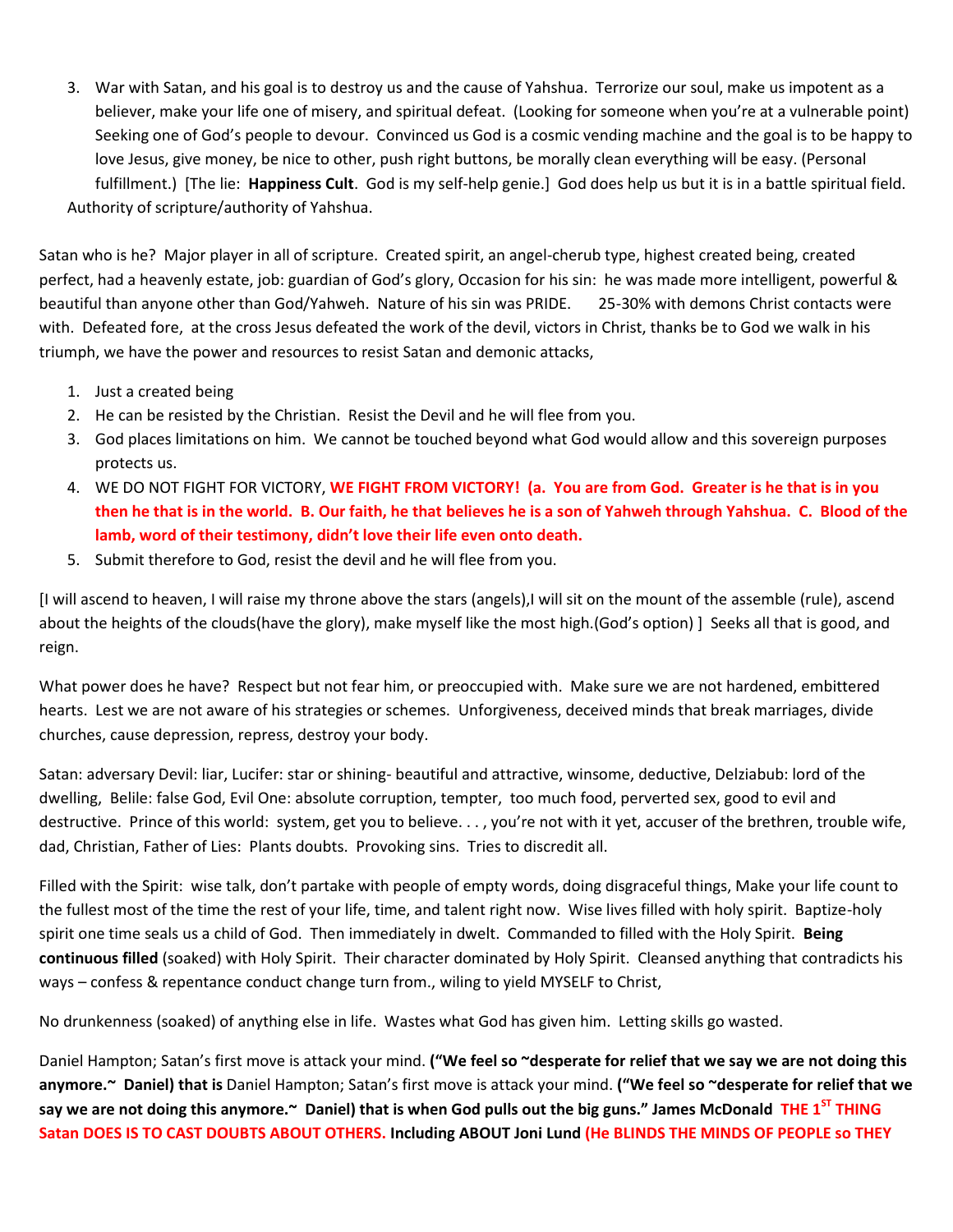3. War with Satan, and his goal is to destroy us and the cause of Yahshua. Terrorize our soul, make us impotent as a believer, make your life one of misery, and spiritual defeat. (Looking for someone when you're at a vulnerable point) Seeking one of God's people to devour. Convinced us God is a cosmic vending machine and the goal is to be happy to love Jesus, give money, be nice to other, push right buttons, be morally clean everything will be easy. (Personal fulfillment.) [The lie: **Happiness Cult**. God is my self-help genie.] God does help us but it is in a battle spiritual field.

Authority of scripture/authority of Yahshua.

Satan who is he? Major player in all of scripture. Created spirit, an angel-cherub type, highest created being, created perfect, had a heavenly estate, job: guardian of God's glory, Occasion for his sin: he was made more intelligent, powerful & beautiful than anyone other than God/Yahweh. Nature of his sin was PRIDE. 25-30% with demons Christ contacts were with. Defeated fore, at the cross Jesus defeated the work of the devil, victors in Christ, thanks be to God we walk in his triumph, we have the power and resources to resist Satan and demonic attacks,

1. Just a created being
2. He can be resisted by the Christian. Resist the Devil and he will flee from you.
3. God places limitations on him. We cannot be touched beyond what God would allow and this sovereign purposes protects us.
4. WE DO NOT FIGHT FOR VICTORY, **WE FIGHT FROM VICTORY! (a. You are from God. Greater is he that is in you then he that is in the world. B. Our faith, he that believes he is a son of Yahweh through Yahshua. C. Blood of the lamb, word of their testimony, didn't love their life even onto death.**
5. Submit therefore to God, resist the devil and he will flee from you.

[I will ascend to heaven, I will raise my throne above the stars (angels),I will sit on the mount of the assemble (rule), ascend about the heights of the clouds(have the glory), make myself like the most high.(God's option) ] Seeks all that is good, and reign.

What power does he have? Respect but not fear him, or preoccupied with. Make sure we are not hardened, embittered hearts. Lest we are not aware of his strategies or schemes. Unforgiveness, deceived minds that break marriages, divide churches, cause depression, repress, destroy your body.

Satan: adversary Devil: liar, Lucifer: star or shining- beautiful and attractive, winsome, deductive, Delziabub: lord of the dwelling, Belile: false God, Evil One: absolute corruption, tempter, too much food, perverted sex, good to evil and destructive. Prince of this world: system, get you to believe. . . , you're not with it yet, accuser of the brethren, trouble wife, dad, Christian, Father of Lies: Plants doubts. Provoking sins. Tries to discredit all.

Filled with the Spirit: wise talk, don't partake with people of empty words, doing disgraceful things, Make your life count to the fullest most of the time the rest of your life, time, and talent right now. Wise lives filled with holy spirit. Baptize-holy spirit one time seals us a child of God. Then immediately in dwelt. Commanded to filled with the Holy Spirit. **Being continuous filled** (soaked) with Holy Spirit. Their character dominated by Holy Spirit. Cleansed anything that contradicts his ways – confess & repentance conduct change turn from., wiling to yield MYSELF to Christ,

No drunkenness (soaked) of anything else in life. Wastes what God has given him. Letting skills go wasted.

Daniel Hampton; Satan's first move is attack your mind. **("We feel so ~desperate for relief that we say we are not doing this anymore.~ Daniel) that is** Daniel Hampton; Satan's first move is attack your mind. **("We feel so ~desperate for relief that we say we are not doing this anymore.~ Daniel) that is when God pulls out the big guns." James McDonald THE 1ST THING Satan DOES IS TO CAST DOUBTS ABOUT OTHERS. Including ABOUT Joni Lund (He BLINDS THE MINDS OF PEOPLE so THEY**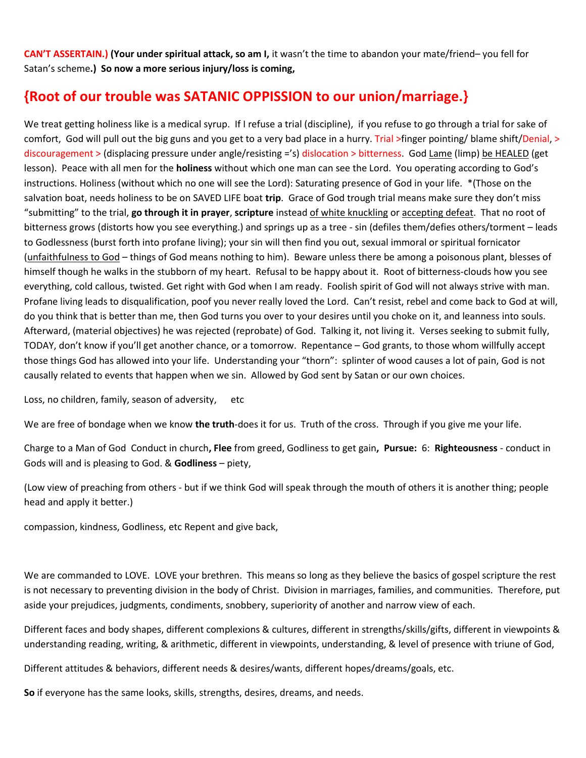**CAN'T ASSERTAIN.) (Your under spiritual attack, so am I,** it wasn't the time to abandon your mate/friend– you fell for Satan's scheme**.) So now a more serious injury/loss is coming,**

## {Root of our trouble was SATANIC OPPISSION to our union/marriage.}

We treat getting holiness like is a medical syrup. If I refuse a trial (discipline), if you refuse to go through a trial for sake of comfort, God will pull out the big guns and you get to a very bad place in a hurry. Trial >finger pointing/ blame shift/Denial, > discouragement > (displacing pressure under angle/resisting ='s) dislocation > bitterness. God Lame (limp) be HEALED (get lesson). Peace with all men for the **holiness** without which one man can see the Lord. You operating according to God's instructions. Holiness (without which no one will see the Lord): Saturating presence of God in your life. *(Those on the salvation boat, needs holiness to be on SAVED LIFE boat **trip**. Grace of God trough trial means make sure they don't miss "submitting" to the trial, **go through it in prayer**, **scripture** instead of white knuckling or accepting defeat. That no root of bitterness grows (distorts how you see everything.) and springs up as a tree - sin (defiles them/defies others/torment – leads to Godlessness (burst forth into profane living); your sin will then find you out, sexual immoral or spiritual fornicator (unfaithfulness to God – things of God means nothing to him). Beware unless there be among a poisonous plant, blesses of himself though he walks in the stubborn of my heart. Refusal to be happy about it. Root of bitterness-clouds how you see everything, cold callous, twisted. Get right with God when I am ready. Foolish spirit of God will not always strive with man. Profane living leads to disqualification, poof you never really loved the Lord. Can't resist, rebel and come back to God at will, do you think that is better than me, then God turns you over to your desires until you choke on it, and leanness into souls. Afterward, (material objectives) he was rejected (reprobate) of God. Talking it, not living it. Verses seeking to submit fully, TODAY, don't know if you'll get another chance, or a tomorrow. Repentance – God grants, to those whom willfully accept those things God has allowed into your life. Understanding your "thorn": splinter of wood causes a lot of pain, God is not causally related to events that happen when we sin. Allowed by God sent by Satan or our own choices.

Loss, no children, family, season of adversity, etc

We are free of bondage when we know **the truth**-does it for us. Truth of the cross. Through if you give me your life.

Charge to a Man of God Conduct in church**, Flee** from greed, Godliness to get gain**, Pursue:** 6: **Righteousness** - conduct in Gods will and is pleasing to God. & **Godliness** – piety,

(Low view of preaching from others - but if we think God will speak through the mouth of others it is another thing; people head and apply it better.)

compassion, kindness, Godliness, etc Repent and give back,

We are commanded to LOVE. LOVE your brethren. This means so long as they believe the basics of gospel scripture the rest is not necessary to preventing division in the body of Christ. Division in marriages, families, and communities. Therefore, put aside your prejudices, judgments, condiments, snobbery, superiority of another and narrow view of each.

Different faces and body shapes, different complexions & cultures, different in strengths/skills/gifts, different in viewpoints & understanding reading, writing, & arithmetic, different in viewpoints, understanding, & level of presence with triune of God,

Different attitudes & behaviors, different needs & desires/wants, different hopes/dreams/goals, etc.

**So** if everyone has the same looks, skills, strengths, desires, dreams, and needs.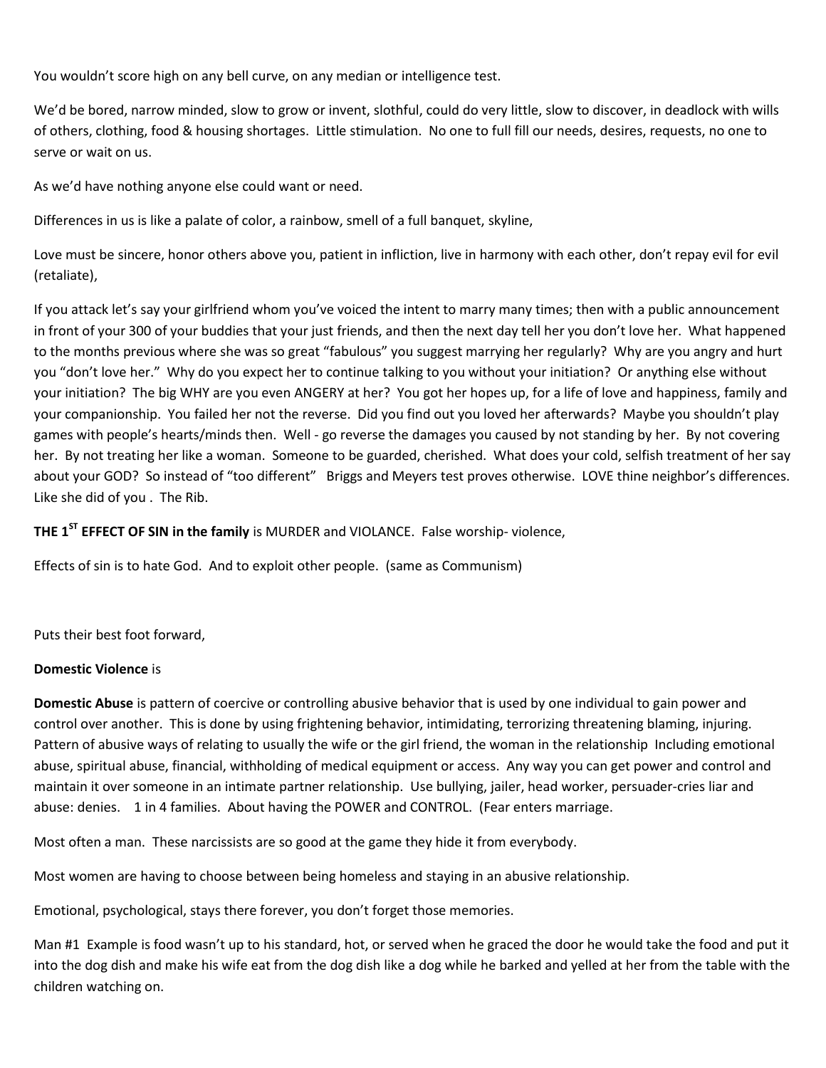You wouldn't score high on any bell curve, on any median or intelligence test.

We'd be bored, narrow minded, slow to grow or invent, slothful, could do very little, slow to discover, in deadlock with wills of others, clothing, food & housing shortages. Little stimulation. No one to full fill our needs, desires, requests, no one to serve or wait on us.

As we'd have nothing anyone else could want or need.

Differences in us is like a palate of color, a rainbow, smell of a full banquet, skyline,

Love must be sincere, honor others above you, patient in infliction, live in harmony with each other, don't repay evil for evil (retaliate),

If you attack let's say your girlfriend whom you've voiced the intent to marry many times; then with a public announcement in front of your 300 of your buddies that your just friends, and then the next day tell her you don't love her. What happened to the months previous where she was so great "fabulous" you suggest marrying her regularly? Why are you angry and hurt you "don't love her." Why do you expect her to continue talking to you without your initiation? Or anything else without your initiation? The big WHY are you even ANGERY at her? You got her hopes up, for a life of love and happiness, family and your companionship. You failed her not the reverse. Did you find out you loved her afterwards? Maybe you shouldn't play games with people's hearts/minds then. Well - go reverse the damages you caused by not standing by her. By not covering her. By not treating her like a woman. Someone to be guarded, cherished. What does your cold, selfish treatment of her say about your GOD? So instead of "too different" Briggs and Meyers test proves otherwise. LOVE thine neighbor's differences. Like she did of you . The Rib.

**THE 1ST EFFECT OF SIN in the family** is MURDER and VIOLANCE. False worship- violence,

Effects of sin is to hate God. And to exploit other people. (same as Communism)

Puts their best foot forward,

**Domestic Violence** is

**Domestic Abuse** is pattern of coercive or controlling abusive behavior that is used by one individual to gain power and control over another. This is done by using frightening behavior, intimidating, terrorizing threatening blaming, injuring. Pattern of abusive ways of relating to usually the wife or the girl friend, the woman in the relationship Including emotional abuse, spiritual abuse, financial, withholding of medical equipment or access. Any way you can get power and control and maintain it over someone in an intimate partner relationship. Use bullying, jailer, head worker, persuader-cries liar and abuse: denies. 1 in 4 families. About having the POWER and CONTROL. (Fear enters marriage.

Most often a man. These narcissists are so good at the game they hide it from everybody.

Most women are having to choose between being homeless and staying in an abusive relationship.

Emotional, psychological, stays there forever, you don't forget those memories.

Man #1 Example is food wasn't up to his standard, hot, or served when he graced the door he would take the food and put it into the dog dish and make his wife eat from the dog dish like a dog while he barked and yelled at her from the table with the children watching on.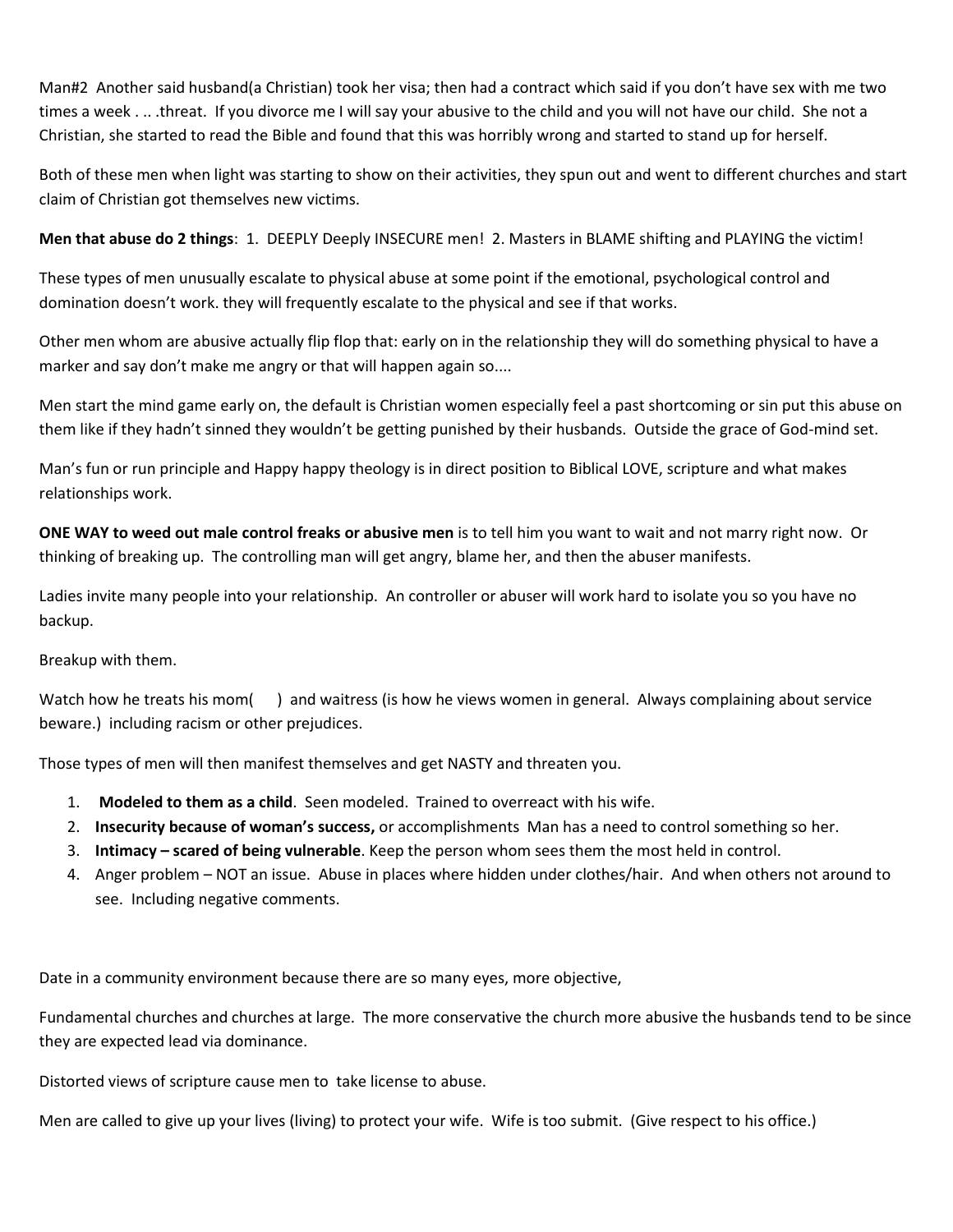Man#2 Another said husband(a Christian) took her visa; then had a contract which said if you don't have sex with me two times a week . .. .threat. If you divorce me I will say your abusive to the child and you will not have our child. She not a Christian, she started to read the Bible and found that this was horribly wrong and started to stand up for herself.

Both of these men when light was starting to show on their activities, they spun out and went to different churches and start claim of Christian got themselves new victims.

**Men that abuse do 2 things**: 1. DEEPLY Deeply INSECURE men! 2. Masters in BLAME shifting and PLAYING the victim!

These types of men unusually escalate to physical abuse at some point if the emotional, psychological control and domination doesn't work. they will frequently escalate to the physical and see if that works.

Other men whom are abusive actually flip flop that: early on in the relationship they will do something physical to have a marker and say don't make me angry or that will happen again so....

Men start the mind game early on, the default is Christian women especially feel a past shortcoming or sin put this abuse on them like if they hadn't sinned they wouldn't be getting punished by their husbands. Outside the grace of God-mind set.

Man's fun or run principle and Happy happy theology is in direct position to Biblical LOVE, scripture and what makes relationships work.

**ONE WAY to weed out male control freaks or abusive men** is to tell him you want to wait and not marry right now. Or thinking of breaking up. The controlling man will get angry, blame her, and then the abuser manifests.

Ladies invite many people into your relationship. An controller or abuser will work hard to isolate you so you have no backup.

Breakup with them.

Watch how he treats his mom(      ) and waitress (is how he views women in general. Always complaining about service beware.) including racism or other prejudices.

Those types of men will then manifest themselves and get NASTY and threaten you.

1. **Modeled to them as a child**. Seen modeled. Trained to overreact with his wife.
2. **Insecurity because of woman's success,** or accomplishments Man has a need to control something so her.
3. **Intimacy – scared of being vulnerable**. Keep the person whom sees them the most held in control.
4. Anger problem – NOT an issue. Abuse in places where hidden under clothes/hair. And when others not around to see. Including negative comments.

Date in a community environment because there are so many eyes, more objective,

Fundamental churches and churches at large. The more conservative the church more abusive the husbands tend to be since they are expected lead via dominance.

Distorted views of scripture cause men to take license to abuse.

Men are called to give up your lives (living) to protect your wife. Wife is too submit. (Give respect to his office.)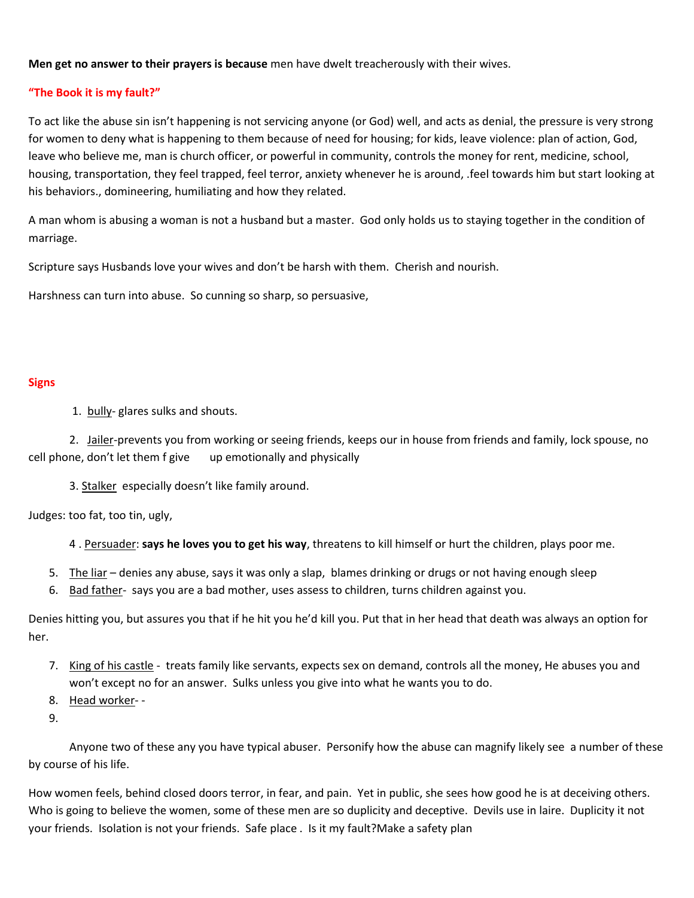**Men get no answer to their prayers is because** men have dwelt treacherously with their wives.

**"The Book it is my fault?"**

To act like the abuse sin isn't happening is not servicing anyone (or God) well, and acts as denial, the pressure is very strong for women to deny what is happening to them because of need for housing; for kids, leave violence: plan of action, God, leave who believe me, man is church officer, or powerful in community, controls the money for rent, medicine, school, housing, transportation, they feel trapped, feel terror, anxiety whenever he is around, .feel towards him but start looking at his behaviors., domineering, humiliating and how they related.

A man whom is abusing a woman is not a husband but a master. God only holds us to staying together in the condition of marriage.

Scripture says Husbands love your wives and don't be harsh with them. Cherish and nourish.

Harshness can turn into abuse. So cunning so sharp, so persuasive,

**Signs**

1. bully- glares sulks and shouts.

2. Jailer-prevents you from working or seeing friends, keeps our in house from friends and family, lock spouse, no cell phone, don't let them f give up emotionally and physically

3. Stalker especially doesn't like family around.

Judges: too fat, too tin, ugly,

4 . Persuader: **says he loves you to get his way**, threatens to kill himself or hurt the children, plays poor me.

5. The liar – denies any abuse, says it was only a slap, blames drinking or drugs or not having enough sleep
6. Bad father- says you are a bad mother, uses assess to children, turns children against you.

Denies hitting you, but assures you that if he hit you he'd kill you. Put that in her head that death was always an option for her.

7. King of his castle - treats family like servants, expects sex on demand, controls all the money, He abuses you and won't except no for an answer. Sulks unless you give into what he wants you to do.
8. Head worker- -
9.

Anyone two of these any you have typical abuser. Personify how the abuse can magnify likely see a number of these by course of his life.

How women feels, behind closed doors terror, in fear, and pain. Yet in public, she sees how good he is at deceiving others. Who is going to believe the women, some of these men are so duplicity and deceptive. Devils use in laire. Duplicity it not your friends. Isolation is not your friends. Safe place . Is it my fault?Make a safety plan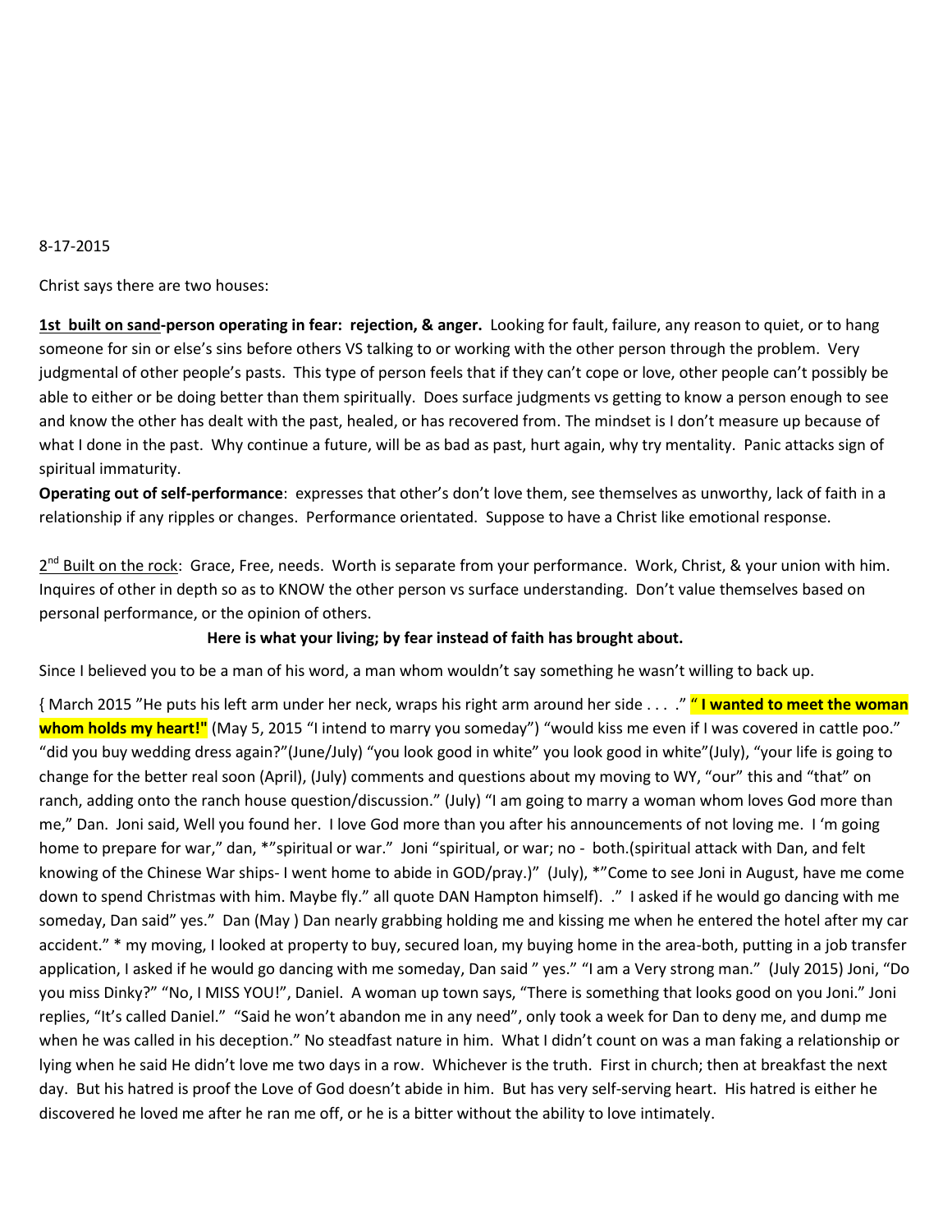8-17-2015

Christ says there are two houses:

**1st built on sand-person operating in fear: rejection, & anger.** Looking for fault, failure, any reason to quiet, or to hang someone for sin or else's sins before others VS talking to or working with the other person through the problem. Very judgmental of other people's pasts. This type of person feels that if they can't cope or love, other people can't possibly be able to either or be doing better than them spiritually. Does surface judgments vs getting to know a person enough to see and know the other has dealt with the past, healed, or has recovered from. The mindset is I don't measure up because of what I done in the past. Why continue a future, will be as bad as past, hurt again, why try mentality. Panic attacks sign of spiritual immaturity.

**Operating out of self-performance**: expresses that other's don't love them, see themselves as unworthy, lack of faith in a relationship if any ripples or changes. Performance orientated. Suppose to have a Christ like emotional response.

2nd Built on the rock: Grace, Free, needs. Worth is separate from your performance. Work, Christ, & your union with him. Inquires of other in depth so as to KNOW the other person vs surface understanding. Don't value themselves based on personal performance, or the opinion of others.

**Here is what your living; by fear instead of faith has brought about.**

Since I believed you to be a man of his word, a man whom wouldn't say something he wasn't willing to back up.

{ March 2015 "He puts his left arm under her neck, wraps his right arm around her side . . . ." **" I wanted to meet the woman whom holds my heart!"** (May 5, 2015 "I intend to marry you someday") "would kiss me even if I was covered in cattle poo." "did you buy wedding dress again?"(June/July) "you look good in white" you look good in white"(July), "your life is going to change for the better real soon (April), (July) comments and questions about my moving to WY, "our" this and "that" on ranch, adding onto the ranch house question/discussion." (July) "I am going to marry a woman whom loves God more than me," Dan. Joni said, Well you found her. I love God more than you after his announcements of not loving me. I 'm going home to prepare for war," dan, *"spiritual or war." Joni "spiritual, or war; no - both.(spiritual attack with Dan, and felt knowing of the Chinese War ships- I went home to abide in GOD/pray.)" (July), *"Come to see Joni in August, have me come down to spend Christmas with him. Maybe fly." all quote DAN Hampton himself). ." I asked if he would go dancing with me someday, Dan said" yes." Dan (May ) Dan nearly grabbing holding me and kissing me when he entered the hotel after my car accident." * my moving, I looked at property to buy, secured loan, my buying home in the area-both, putting in a job transfer application, I asked if he would go dancing with me someday, Dan said " yes." "I am a Very strong man." (July 2015) Joni, "Do you miss Dinky?" "No, I MISS YOU!", Daniel. A woman up town says, "There is something that looks good on you Joni." Joni replies, "It's called Daniel." "Said he won't abandon me in any need", only took a week for Dan to deny me, and dump me when he was called in his deception." No steadfast nature in him. What I didn't count on was a man faking a relationship or lying when he said He didn't love me two days in a row. Whichever is the truth. First in church; then at breakfast the next day. But his hatred is proof the Love of God doesn't abide in him. But has very self-serving heart. His hatred is either he discovered he loved me after he ran me off, or he is a bitter without the ability to love intimately.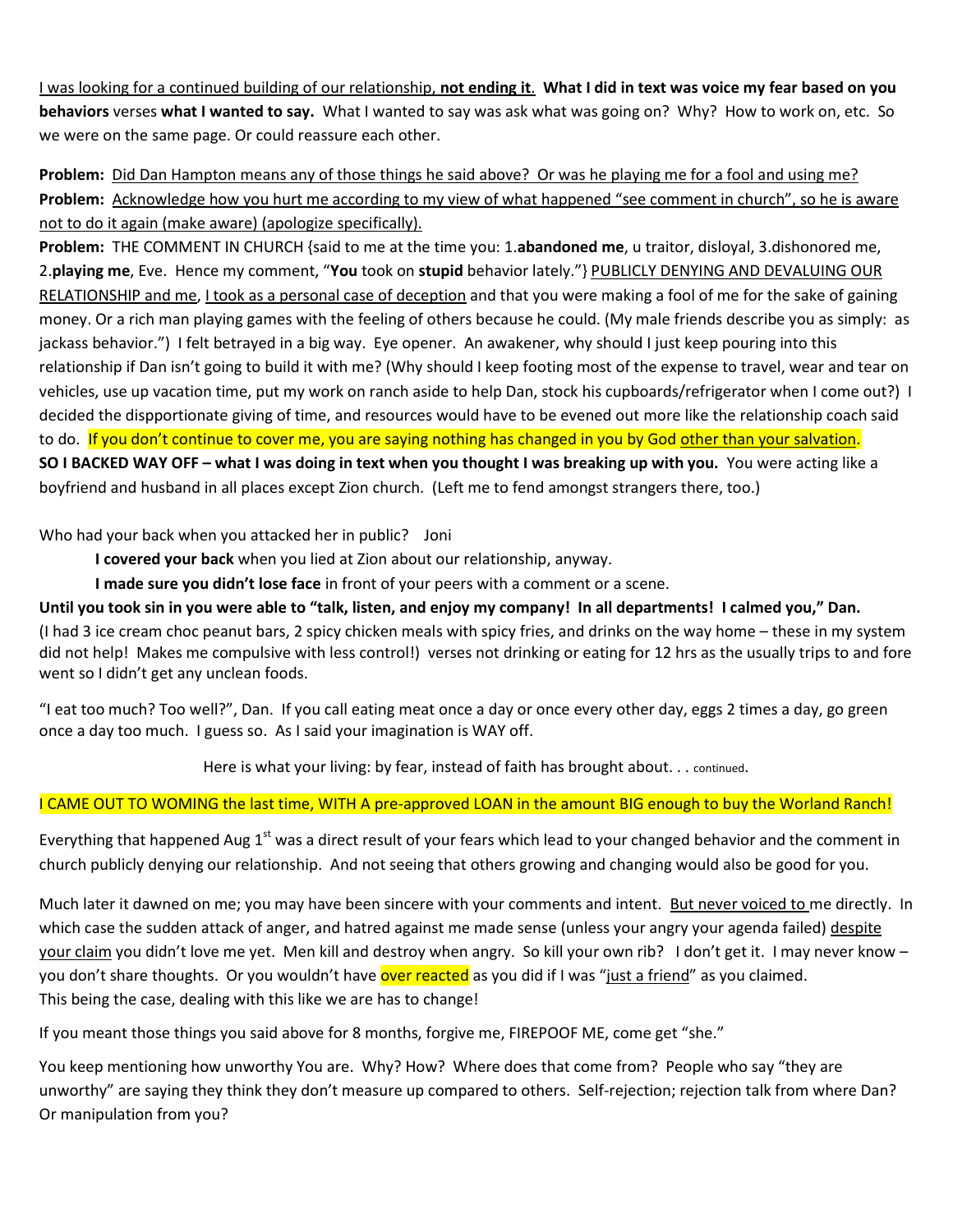<u>I was looking for a continued building of our relationship,</u> **<u>not ending it</u>**. **What I did in text was voice my fear based on you behaviors** verses **what I wanted to say.** What I wanted to say was ask what was going on? Why? How to work on, etc. So we were on the same page. Or could reassure each other.

**Problem:** <u>Did Dan Hampton means any of those things he said above? Or was he playing me for a fool and using me?</u>
**Problem:** <u>Acknowledge how you hurt me according to my view of what happened "see comment in church", so he is aware not to do it again (make aware) (apologize specifically).</u>
**Problem:** THE COMMENT IN CHURCH {said to me at the time you: 1.**abandoned me**, u traitor, disloyal, 3.dishonored me, 2.**playing me**, Eve. Hence my comment, "**You** took on **stupid** behavior lately."} <u>PUBLICLY DENYING AND DEVALUING OUR RELATIONSHIP and me</u>, <u>I took as a personal case of deception</u> and that you were making a fool of me for the sake of gaining money. Or a rich man playing games with the feeling of others because he could. (My male friends describe you as simply: as jackass behavior.") I felt betrayed in a big way. Eye opener. An awakener, why should I just keep pouring into this relationship if Dan isn't going to build it with me? (Why should I keep footing most of the expense to travel, wear and tear on vehicles, use up vacation time, put my work on ranch aside to help Dan, stock his cupboards/refrigerator when I come out?) I decided the dispportionate giving of time, and resources would have to be evened out more like the relationship coach said to do. If you don't continue to cover me, you are saying nothing has changed in you by God <u>other than your salvation</u>.
**SO I BACKED WAY OFF – what I was doing in text when you thought I was breaking up with you.** You were acting like a boyfriend and husband in all places except Zion church. (Left me to fend amongst strangers there, too.)

Who had your back when you attacked her in public? Joni

**I covered your back** when you lied at Zion about our relationship, anyway.

**I made sure you didn't lose face** in front of your peers with a comment or a scene.

**Until you took sin in you were able to "talk, listen, and enjoy my company! In all departments! I calmed you," Dan.**
(I had 3 ice cream choc peanut bars, 2 spicy chicken meals with spicy fries, and drinks on the way home – these in my system did not help! Makes me compulsive with less control!) verses not drinking or eating for 12 hrs as the usually trips to and fore went so I didn't get any unclean foods.

"I eat too much? Too well?", Dan. If you call eating meat once a day or once every other day, eggs 2 times a day, go green once a day too much. I guess so. As I said your imagination is WAY off.

Here is what your living: by fear, instead of faith has brought about. . . continued.

I CAME OUT TO WOMING the last time, WITH A pre-approved LOAN in the amount BIG enough to buy the Worland Ranch!

Everything that happened Aug 1st was a direct result of your fears which lead to your changed behavior and the comment in church publicly denying our relationship. And not seeing that others growing and changing would also be good for you.

Much later it dawned on me; you may have been sincere with your comments and intent. <u>But never voiced to</u> me directly. In which case the sudden attack of anger, and hatred against me made sense (unless your angry your agenda failed) <u>despite your claim</u> you didn't love me yet. Men kill and destroy when angry. So kill your own rib? I don't get it. I may never know – you don't share thoughts. Or you wouldn't have over reacted as you did if I was "<u>just a friend</u>" as you claimed.
This being the case, dealing with this like we are has to change!

If you meant those things you said above for 8 months, forgive me, FIREPOOF ME, come get "she."

You keep mentioning how unworthy You are. Why? How? Where does that come from? People who say "they are unworthy" are saying they think they don't measure up compared to others. Self-rejection; rejection talk from where Dan? Or manipulation from you?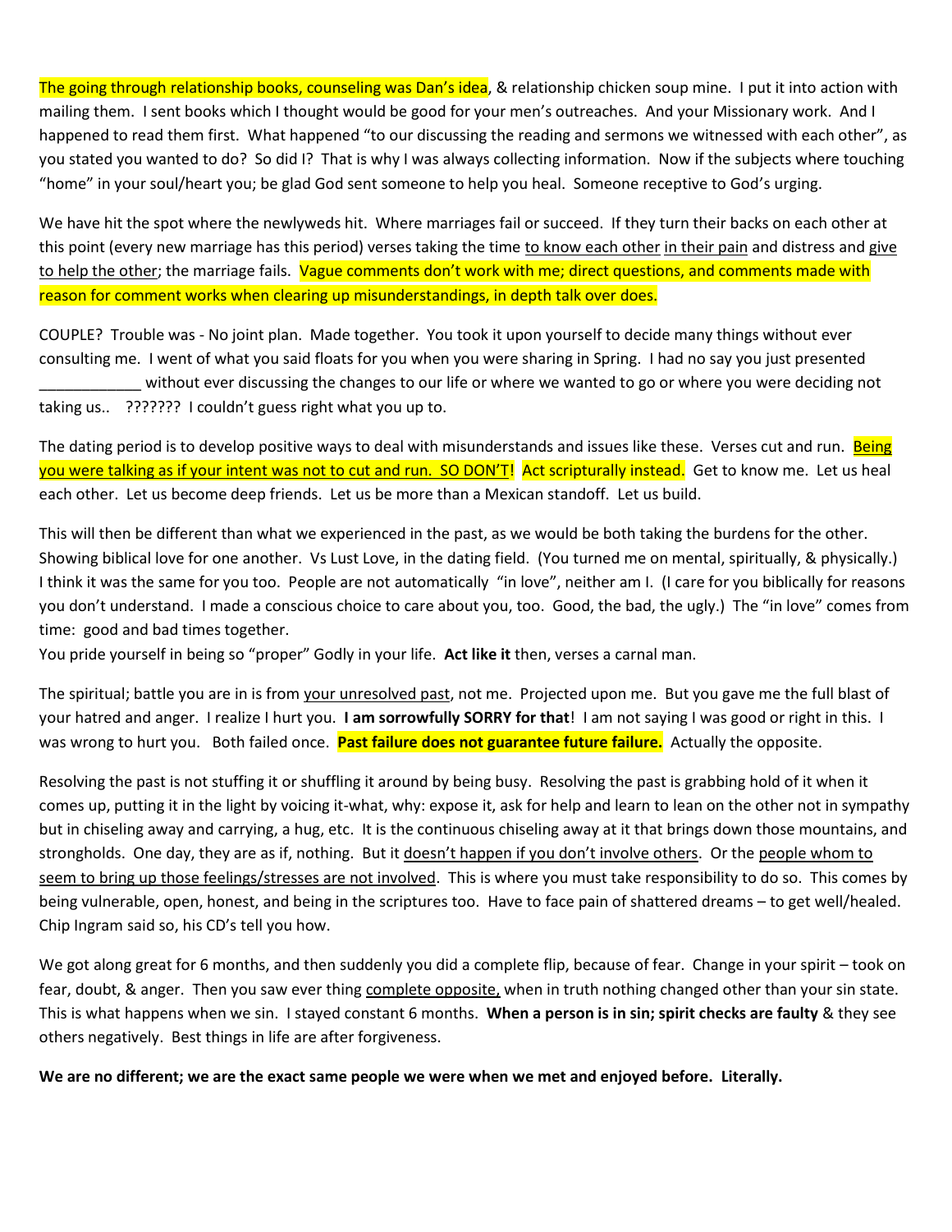The going through relationship books, counseling was Dan's idea, & relationship chicken soup mine. I put it into action with mailing them. I sent books which I thought would be good for your men's outreaches. And your Missionary work. And I happened to read them first. What happened "to our discussing the reading and sermons we witnessed with each other", as you stated you wanted to do? So did I? That is why I was always collecting information. Now if the subjects where touching "home" in your soul/heart you; be glad God sent someone to help you heal. Someone receptive to God's urging.

We have hit the spot where the newlyweds hit. Where marriages fail or succeed. If they turn their backs on each other at this point (every new marriage has this period) verses taking the time to know each other in their pain and distress and give to help the other; the marriage fails. Vague comments don't work with me; direct questions, and comments made with reason for comment works when clearing up misunderstandings, in depth talk over does.

COUPLE? Trouble was - No joint plan. Made together. You took it upon yourself to decide many things without ever consulting me. I went of what you said floats for you when you were sharing in Spring. I had no say you just presented ____________ without ever discussing the changes to our life or where we wanted to go or where you were deciding not taking us.. ??????? I couldn't guess right what you up to.

The dating period is to develop positive ways to deal with misunderstands and issues like these. Verses cut and run. Being you were talking as if your intent was not to cut and run. SO DON'T! Act scripturally instead. Get to know me. Let us heal each other. Let us become deep friends. Let us be more than a Mexican standoff. Let us build.

This will then be different than what we experienced in the past, as we would be both taking the burdens for the other. Showing biblical love for one another. Vs Lust Love, in the dating field. (You turned me on mental, spiritually, & physically.) I think it was the same for you too. People are not automatically "in love", neither am I. (I care for you biblically for reasons you don't understand. I made a conscious choice to care about you, too. Good, the bad, the ugly.) The "in love" comes from time: good and bad times together.
You pride yourself in being so "proper" Godly in your life. **Act like it** then, verses a carnal man.

The spiritual; battle you are in is from your unresolved past, not me. Projected upon me. But you gave me the full blast of your hatred and anger. I realize I hurt you. **I am sorrowfully SORRY for that**! I am not saying I was good or right in this. I was wrong to hurt you. Both failed once. **Past failure does not guarantee future failure.** Actually the opposite.

Resolving the past is not stuffing it or shuffling it around by being busy. Resolving the past is grabbing hold of it when it comes up, putting it in the light by voicing it-what, why: expose it, ask for help and learn to lean on the other not in sympathy but in chiseling away and carrying, a hug, etc. It is the continuous chiseling away at it that brings down those mountains, and strongholds. One day, they are as if, nothing. But it doesn't happen if you don't involve others. Or the people whom to seem to bring up those feelings/stresses are not involved. This is where you must take responsibility to do so. This comes by being vulnerable, open, honest, and being in the scriptures too. Have to face pain of shattered dreams – to get well/healed. Chip Ingram said so, his CD's tell you how.

We got along great for 6 months, and then suddenly you did a complete flip, because of fear. Change in your spirit – took on fear, doubt, & anger. Then you saw ever thing complete opposite, when in truth nothing changed other than your sin state. This is what happens when we sin. I stayed constant 6 months. **When a person is in sin; spirit checks are faulty** & they see others negatively. Best things in life are after forgiveness.

**We are no different; we are the exact same people we were when we met and enjoyed before. Literally.**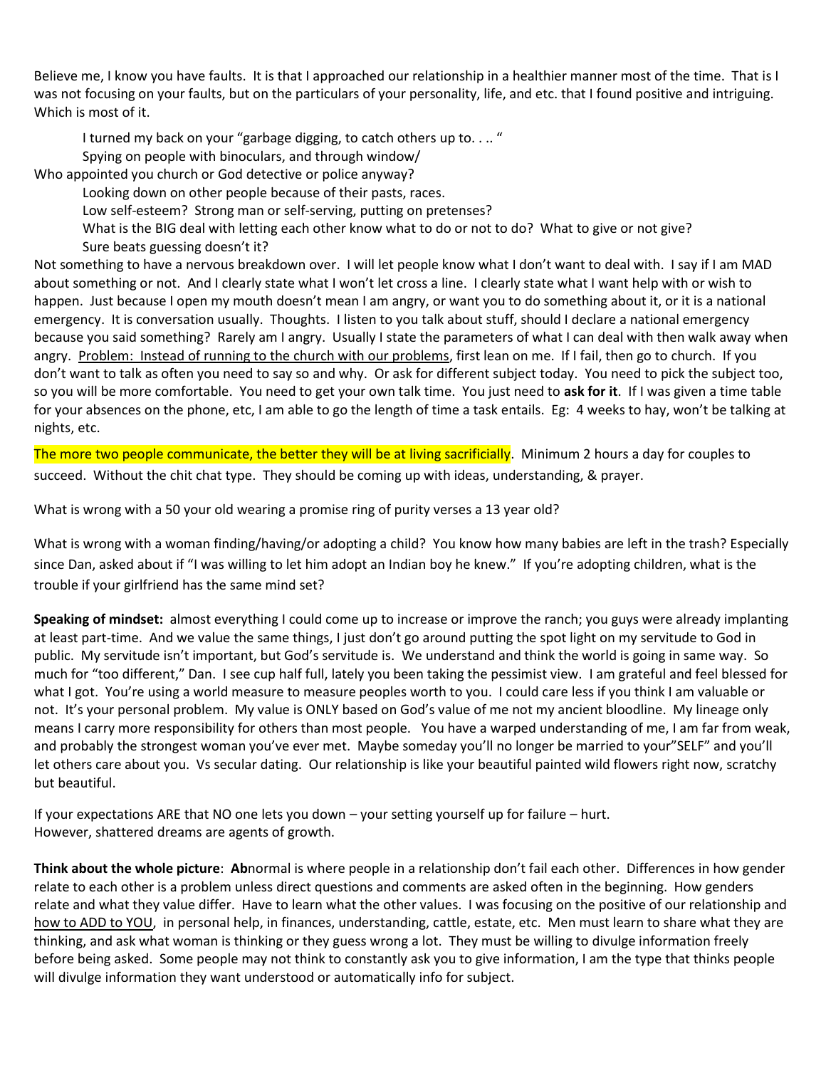Believe me, I know you have faults. It is that I approached our relationship in a healthier manner most of the time. That is I was not focusing on your faults, but on the particulars of your personality, life, and etc. that I found positive and intriguing. Which is most of it.

I turned my back on your "garbage digging, to catch others up to. . .. "

Spying on people with binoculars, and through window/

Who appointed you church or God detective or police anyway?

Looking down on other people because of their pasts, races.

Low self-esteem? Strong man or self-serving, putting on pretenses?

What is the BIG deal with letting each other know what to do or not to do? What to give or not give?

Sure beats guessing doesn't it?

Not something to have a nervous breakdown over. I will let people know what I don't want to deal with. I say if I am MAD about something or not. And I clearly state what I won't let cross a line. I clearly state what I want help with or wish to happen. Just because I open my mouth doesn't mean I am angry, or want you to do something about it, or it is a national emergency. It is conversation usually. Thoughts. I listen to you talk about stuff, should I declare a national emergency because you said something? Rarely am I angry. Usually I state the parameters of what I can deal with then walk away when angry. Problem: Instead of running to the church with our problems, first lean on me. If I fail, then go to church. If you don't want to talk as often you need to say so and why. Or ask for different subject today. You need to pick the subject too, so you will be more comfortable. You need to get your own talk time. You just need to **ask for it**. If I was given a time table for your absences on the phone, etc, I am able to go the length of time a task entails. Eg: 4 weeks to hay, won't be talking at nights, etc.

The more two people communicate, the better they will be at living sacrificially. Minimum 2 hours a day for couples to succeed. Without the chit chat type. They should be coming up with ideas, understanding, & prayer.

What is wrong with a 50 your old wearing a promise ring of purity verses a 13 year old?

What is wrong with a woman finding/having/or adopting a child? You know how many babies are left in the trash? Especially since Dan, asked about if "I was willing to let him adopt an Indian boy he knew." If you're adopting children, what is the trouble if your girlfriend has the same mind set?

**Speaking of mindset:** almost everything I could come up to increase or improve the ranch; you guys were already implanting at least part-time. And we value the same things, I just don't go around putting the spot light on my servitude to God in public. My servitude isn't important, but God's servitude is. We understand and think the world is going in same way. So much for "too different," Dan. I see cup half full, lately you been taking the pessimist view. I am grateful and feel blessed for what I got. You're using a world measure to measure peoples worth to you. I could care less if you think I am valuable or not. It's your personal problem. My value is ONLY based on God's value of me not my ancient bloodline. My lineage only means I carry more responsibility for others than most people. You have a warped understanding of me, I am far from weak, and probably the strongest woman you've ever met. Maybe someday you'll no longer be married to your"SELF" and you'll let others care about you. Vs secular dating. Our relationship is like your beautiful painted wild flowers right now, scratchy but beautiful.

If your expectations ARE that NO one lets you down – your setting yourself up for failure – hurt.
However, shattered dreams are agents of growth.

**Think about the whole picture**: **Ab**normal is where people in a relationship don't fail each other. Differences in how gender relate to each other is a problem unless direct questions and comments are asked often in the beginning. How genders relate and what they value differ. Have to learn what the other values. I was focusing on the positive of our relationship and how to ADD to YOU, in personal help, in finances, understanding, cattle, estate, etc. Men must learn to share what they are thinking, and ask what woman is thinking or they guess wrong a lot. They must be willing to divulge information freely before being asked. Some people may not think to constantly ask you to give information, I am the type that thinks people will divulge information they want understood or automatically info for subject.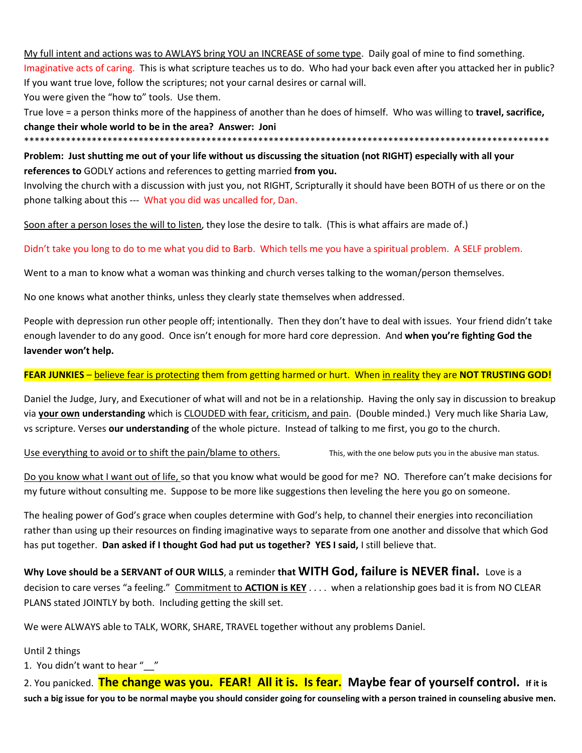My full intent and actions was to AWLAYS bring YOU an INCREASE of some type. Daily goal of mine to find something. Imaginative acts of caring. This is what scripture teaches us to do. Who had your back even after you attacked her in public? If you want true love, follow the scriptures; not your carnal desires or carnal will.

You were given the "how to" tools. Use them.

True love = a person thinks more of the happiness of another than he does of himself. Who was willing to **travel, sacrifice, change their whole world to be in the area? Answer: Joni**

**********************************************************************************************************

**Problem: Just shutting me out of your life without us discussing the situation (not RIGHT) especially with all your references to** GODLY actions and references to getting married **from you.**

Involving the church with a discussion with just you, not RIGHT, Scripturally it should have been BOTH of us there or on the phone talking about this --- What you did was uncalled for, Dan.

Soon after a person loses the will to listen, they lose the desire to talk. (This is what affairs are made of.)

Didn't take you long to do to me what you did to Barb. Which tells me you have a spiritual problem. A SELF problem.

Went to a man to know what a woman was thinking and church verses talking to the woman/person themselves.

No one knows what another thinks, unless they clearly state themselves when addressed.

People with depression run other people off; intentionally. Then they don't have to deal with issues. Your friend didn't take enough lavender to do any good. Once isn't enough for more hard core depression. And **when you're fighting God the lavender won't help.**

**FEAR JUNKIES** – believe fear is protecting them from getting harmed or hurt. When in reality they are **NOT TRUSTING GOD!**

Daniel the Judge, Jury, and Executioner of what will and not be in a relationship. Having the only say in discussion to breakup via **your own understanding** which is CLOUDED with fear, criticism, and pain. (Double minded.) Very much like Sharia Law, vs scripture. Verses **our understanding** of the whole picture. Instead of talking to me first, you go to the church.

Use everything to avoid or to shift the pain/blame to others. This, with the one below puts you in the abusive man status.

Do you know what I want out of life, so that you know what would be good for me? NO. Therefore can't make decisions for my future without consulting me. Suppose to be more like suggestions then leveling the here you go on someone.

The healing power of God's grace when couples determine with God's help, to channel their energies into reconciliation rather than using up their resources on finding imaginative ways to separate from one another and dissolve that which God has put together. **Dan asked if I thought God had put us together? YES I said,** I still believe that.

**Why Love should be a SERVANT of OUR WILLS**, a reminder **that WITH God, failure is NEVER final.** Love is a decision to care verses "a feeling." Commitment to **ACTION is KEY** . . . . when a relationship goes bad it is from NO CLEAR PLANS stated JOINTLY by both. Including getting the skill set.

We were ALWAYS able to TALK, WORK, SHARE, TRAVEL together without any problems Daniel.

Until 2 things

1. You didn't want to hear "__"
2. You panicked. **The change was you. FEAR! All it is. Is fear. Maybe fear of yourself control. If it is such a big issue for you to be normal maybe you should consider going for counseling with a person trained in counseling abusive men.**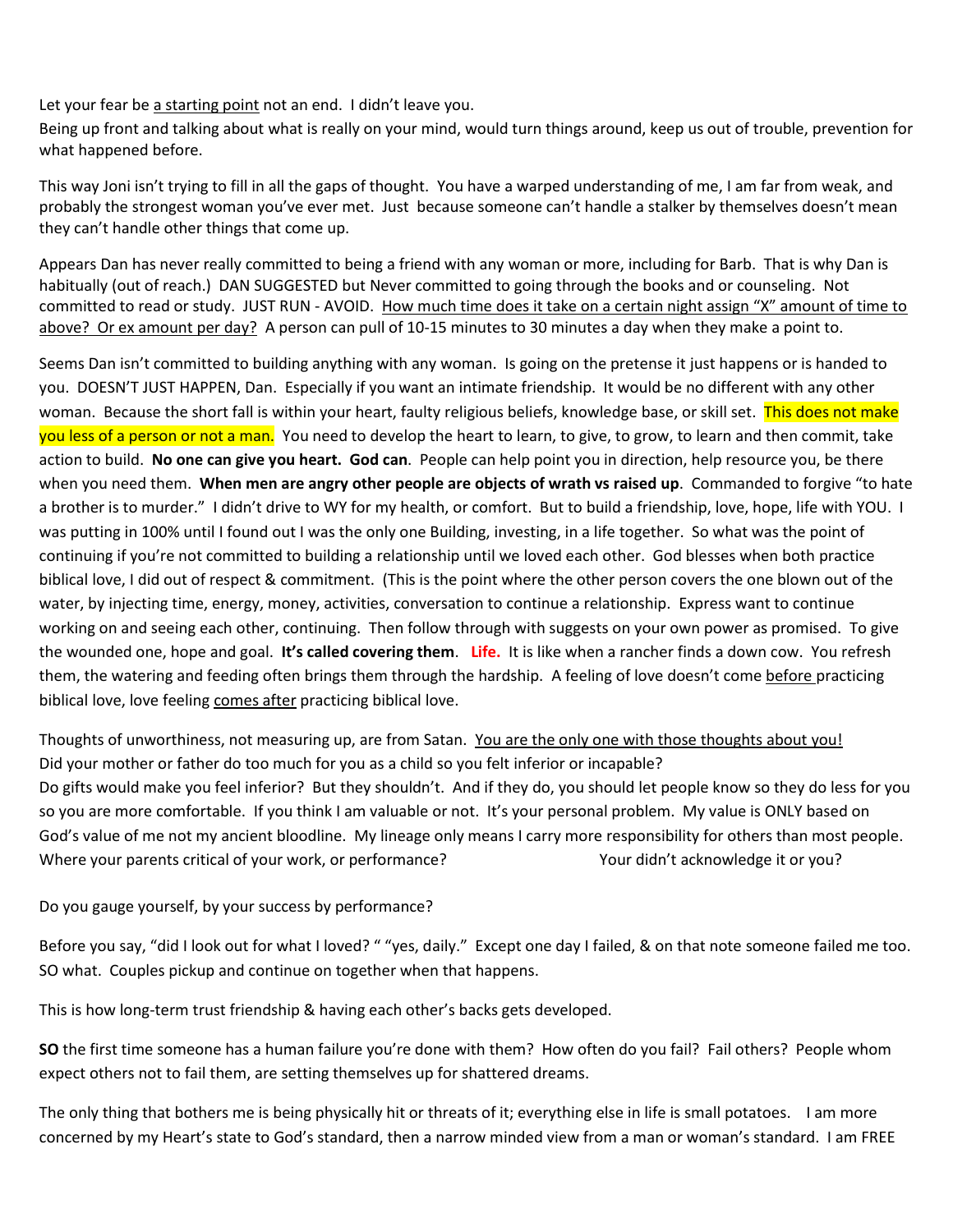Let your fear be <u>a starting point</u> not an end.  I didn't leave you.
Being up front and talking about what is really on your mind, would turn things around, keep us out of trouble, prevention for what happened before.

This way Joni isn't trying to fill in all the gaps of thought.  You have a warped understanding of me, I am far from weak, and probably the strongest woman you've ever met.  Just  because someone can't handle a stalker by themselves doesn't mean they can't handle other things that come up.

Appears Dan has never really committed to being a friend with any woman or more, including for Barb.  That is why Dan is habitually (out of reach.)  DAN SUGGESTED but Never committed to going through the books and or counseling.  Not committed to read or study.  JUST RUN - AVOID.  <u>How much time does it take on a certain night assign "X" amount of time to above?  Or ex amount per day?</u>  A person can pull of 10-15 minutes to 30 minutes a day when they make a point to.

Seems Dan isn't committed to building anything with any woman.  Is going on the pretense it just happens or is handed to you.  DOESN'T JUST HAPPEN, Dan.  Especially if you want an intimate friendship.  It would be no different with any other woman.  Because the short fall is within your heart, faulty religious beliefs, knowledge base, or skill set.  This does not make you less of a person or not a man.  You need to develop the heart to learn, to give, to grow, to learn and then commit, take action to build.  **No one can give you heart.  God can**.  People can help point you in direction, help resource you, be there when you need them.  **When men are angry other people are objects of wrath vs raised up**.  Commanded to forgive "to hate a brother is to murder."  I didn't drive to WY for my health, or comfort.  But to build a friendship, love, hope, life with YOU.  I was putting in 100% until I found out I was the only one Building, investing, in a life together.  So what was the point of continuing if you're not committed to building a relationship until we loved each other.  God blesses when both practice biblical love, I did out of respect & commitment.  (This is the point where the other person covers the one blown out of the water, by injecting time, energy, money, activities, conversation to continue a relationship.  Express want to continue working on and seeing each other, continuing.  Then follow through with suggests on your own power as promised.  To give the wounded one, hope and goal.  **It's called covering them**.  **Life.**  It is like when a rancher finds a down cow.  You refresh them, the watering and feeding often brings them through the hardship.  A feeling of love doesn't come <u>before</u> practicing biblical love, love feeling <u>comes after</u> practicing biblical love.

Thoughts of unworthiness, not measuring up, are from Satan.  <u>You are the only one with those thoughts about you!</u>
Did your mother or father do too much for you as a child so you felt inferior or incapable?
Do gifts would make you feel inferior?  But they shouldn't.  And if they do, you should let people know so they do less for you so you are more comfortable.  If you think I am valuable or not.  It's your personal problem.  My value is ONLY based on God's value of me not my ancient bloodline.  My lineage only means I carry more responsibility for others than most people.
Where your parents critical of your work, or performance?                    Your didn't acknowledge it or you?

Do you gauge yourself, by your success by performance?

Before you say, "did I look out for what I loved? " "yes, daily."  Except one day I failed, & on that note someone failed me too.  SO what.  Couples pickup and continue on together when that happens.

This is how long-term trust friendship & having each other's backs gets developed.

**SO** the first time someone has a human failure you're done with them?  How often do you fail?  Fail others?  People whom expect others not to fail them, are setting themselves up for shattered dreams.

The only thing that bothers me is being physically hit or threats of it; everything else in life is small potatoes.   I am more concerned by my Heart's state to God's standard, then a narrow minded view from a man or woman's standard.  I am FREE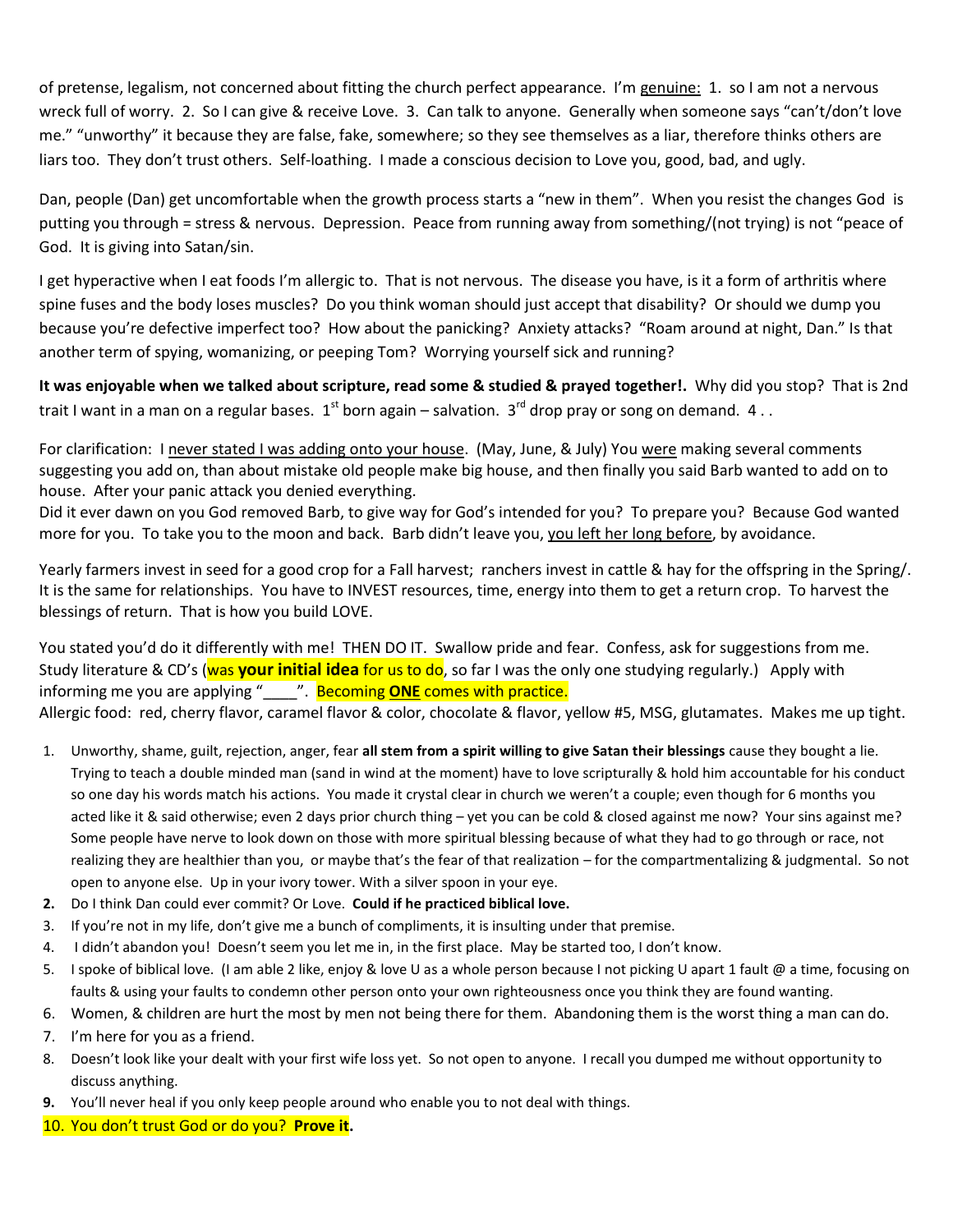of pretense, legalism, not concerned about fitting the church perfect appearance. I'm genuine: 1. so I am not a nervous wreck full of worry. 2. So I can give & receive Love. 3. Can talk to anyone. Generally when someone says "can't/don't love me." "unworthy" it because they are false, fake, somewhere; so they see themselves as a liar, therefore thinks others are liars too. They don't trust others. Self-loathing. I made a conscious decision to Love you, good, bad, and ugly.

Dan, people (Dan) get uncomfortable when the growth process starts a "new in them". When you resist the changes God is putting you through = stress & nervous. Depression. Peace from running away from something/(not trying) is not "peace of God. It is giving into Satan/sin.

I get hyperactive when I eat foods I'm allergic to. That is not nervous. The disease you have, is it a form of arthritis where spine fuses and the body loses muscles? Do you think woman should just accept that disability? Or should we dump you because you're defective imperfect too? How about the panicking? Anxiety attacks? "Roam around at night, Dan." Is that another term of spying, womanizing, or peeping Tom? Worrying yourself sick and running?

**It was enjoyable when we talked about scripture, read some & studied & prayed together!.** Why did you stop? That is 2nd trait I want in a man on a regular bases. 1st born again – salvation. 3rd drop pray or song on demand. 4 . .

For clarification: I never stated I was adding onto your house. (May, June, & July) You were making several comments suggesting you add on, than about mistake old people make big house, and then finally you said Barb wanted to add on to house. After your panic attack you denied everything.
Did it ever dawn on you God removed Barb, to give way for God's intended for you? To prepare you? Because God wanted more for you. To take you to the moon and back. Barb didn't leave you, you left her long before, by avoidance.

Yearly farmers invest in seed for a good crop for a Fall harvest; ranchers invest in cattle & hay for the offspring in the Spring/. It is the same for relationships. You have to INVEST resources, time, energy into them to get a return crop. To harvest the blessings of return. That is how you build LOVE.

You stated you'd do it differently with me! THEN DO IT. Swallow pride and fear. Confess, ask for suggestions from me. Study literature & CD's (was **your initial idea** for us to do, so far I was the only one studying regularly.) Apply with informing me you are applying "____". Becoming **ONE** comes with practice.
Allergic food: red, cherry flavor, caramel flavor & color, chocolate & flavor, yellow #5, MSG, glutamates. Makes me up tight.

1. Unworthy, shame, guilt, rejection, anger, fear **all stem from a spirit willing to give Satan their blessings** cause they bought a lie. Trying to teach a double minded man (sand in wind at the moment) have to love scripturally & hold him accountable for his conduct so one day his words match his actions. You made it crystal clear in church we weren't a couple; even though for 6 months you acted like it & said otherwise; even 2 days prior church thing – yet you can be cold & closed against me now? Your sins against me? Some people have nerve to look down on those with more spiritual blessing because of what they had to go through or race, not realizing they are healthier than you, or maybe that's the fear of that realization – for the compartmentalizing & judgmental. So not open to anyone else. Up in your ivory tower. With a silver spoon in your eye.
2. Do I think Dan could ever commit? Or Love. **Could if he practiced biblical love.**
3. If you're not in my life, don't give me a bunch of compliments, it is insulting under that premise.
4. I didn't abandon you! Doesn't seem you let me in, in the first place. May be started too, I don't know.
5. I spoke of biblical love. (I am able 2 like, enjoy & love U as a whole person because I not picking U apart 1 fault @ a time, focusing on faults & using your faults to condemn other person onto your own righteousness once you think they are found wanting.
6. Women, & children are hurt the most by men not being there for them. Abandoning them is the worst thing a man can do.
7. I'm here for you as a friend.
8. Doesn't look like your dealt with your first wife loss yet. So not open to anyone. I recall you dumped me without opportunity to discuss anything.
9. You'll never heal if you only keep people around who enable you to not deal with things.
10. You don't trust God or do you? **Prove it.**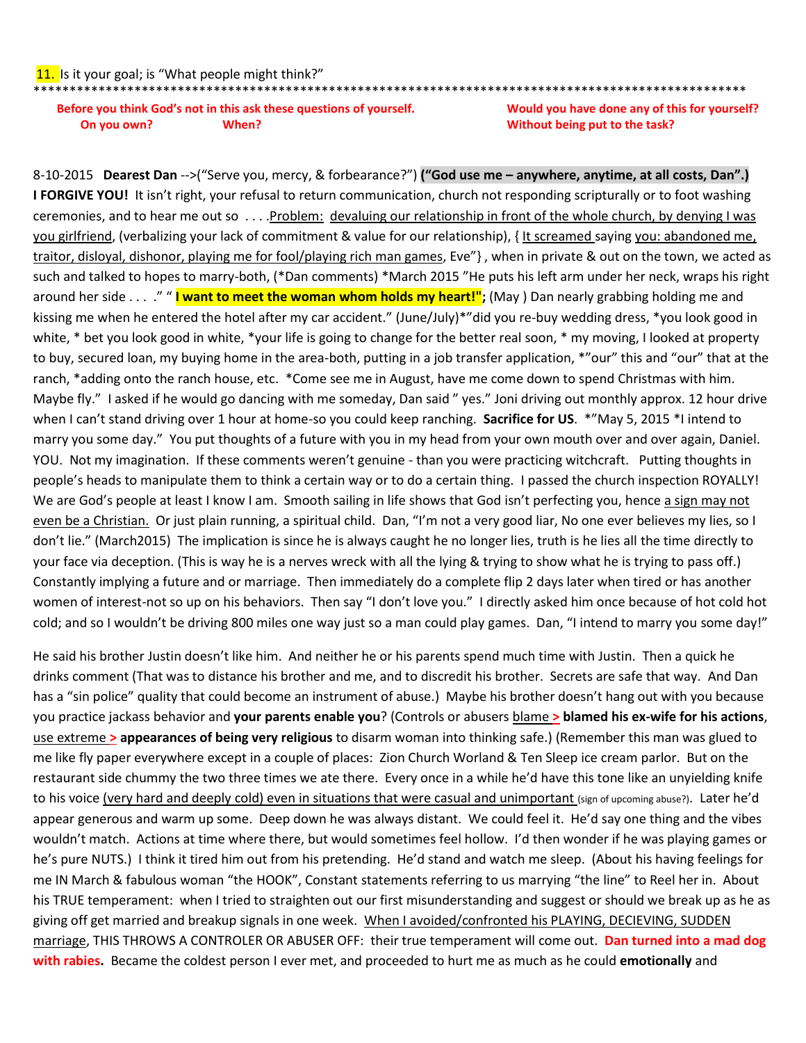11. Is it your goal; is "What people might think?"
**************************************************************************************************

**Before you think God's not in this ask these questions of yourself. On you own? When?**

**Would you have done any of this for yourself? Without being put to the task?**

8-10-2015 **Dearest Dan** -->("Serve you, mercy, & forbearance?") **("God use me – anywhere, anytime, at all costs, Dan".)** **I FORGIVE YOU!** It isn't right, your refusal to return communication, church not responding scripturally or to foot washing ceremonies, and to hear me out so . . . .Problem: devaluing our relationship in front of the whole church, by denying I was you girlfriend, (verbalizing your lack of commitment & value for our relationship), { It screamed saying you: abandoned me, traitor, disloyal, dishonor, playing me for fool/playing rich man games, Eve"} , when in private & out on the town, we acted as such and talked to hopes to marry-both, (*Dan comments) *March 2015 "He puts his left arm under her neck, wraps his right around her side . . . ." " **I want to meet the woman whom holds my heart!";** (May ) Dan nearly grabbing holding me and kissing me when he entered the hotel after my car accident." (June/July)*"did you re-buy wedding dress, *you look good in white, * bet you look good in white, *your life is going to change for the better real soon, * my moving, I looked at property to buy, secured loan, my buying home in the area-both, putting in a job transfer application, *"our" this and "our" that at the ranch, *adding onto the ranch house, etc. *Come see me in August, have me come down to spend Christmas with him. Maybe fly." I asked if he would go dancing with me someday, Dan said " yes." Joni driving out monthly approx. 12 hour drive when I can't stand driving over 1 hour at home-so you could keep ranching. **Sacrifice for US**. *"May 5, 2015 *I intend to marry you some day." You put thoughts of a future with you in my head from your own mouth over and over again, Daniel. YOU. Not my imagination. If these comments weren't genuine - than you were practicing witchcraft. Putting thoughts in people's heads to manipulate them to think a certain way or to do a certain thing. I passed the church inspection ROYALLY! We are God's people at least I know I am. Smooth sailing in life shows that God isn't perfecting you, hence a sign may not even be a Christian. Or just plain running, a spiritual child. Dan, "I'm not a very good liar, No one ever believes my lies, so I don't lie." (March2015) The implication is since he is always caught he no longer lies, truth is he lies all the time directly to your face via deception. (This is way he is a nerves wreck with all the lying & trying to show what he is trying to pass off.) Constantly implying a future and or marriage. Then immediately do a complete flip 2 days later when tired or has another women of interest-not so up on his behaviors. Then say "I don't love you." I directly asked him once because of hot cold hot cold; and so I wouldn't be driving 800 miles one way just so a man could play games. Dan, "I intend to marry you some day!"

He said his brother Justin doesn't like him. And neither he or his parents spend much time with Justin. Then a quick he drinks comment (That was to distance his brother and me, and to discredit his brother. Secrets are safe that way. And Dan has a "sin police" quality that could become an instrument of abuse.) Maybe his brother doesn't hang out with you because you practice jackass behavior and **your parents enable you**? (Controls or abusers blame **>** **blamed his ex-wife for his actions**, use extreme **>** **appearances of being very religious** to disarm woman into thinking safe.) (Remember this man was glued to me like fly paper everywhere except in a couple of places: Zion Church Worland & Ten Sleep ice cream parlor. But on the restaurant side chummy the two three times we ate there. Every once in a while he'd have this tone like an unyielding knife to his voice (very hard and deeply cold) even in situations that were casual and unimportant (sign of upcoming abuse?). Later he'd appear generous and warm up some. Deep down he was always distant. We could feel it. He'd say one thing and the vibes wouldn't match. Actions at time where there, but would sometimes feel hollow. I'd then wonder if he was playing games or he's pure NUTS.) I think it tired him out from his pretending. He'd stand and watch me sleep. (About his having feelings for me IN March & fabulous woman "the HOOK", Constant statements referring to us marrying "the line" to Reel her in. About his TRUE temperament: when I tried to straighten out our first misunderstanding and suggest or should we break up as he as giving off get married and breakup signals in one week. When I avoided/confronted his PLAYING, DECIEVING, SUDDEN marriage, THIS THROWS A CONTROLER OR ABUSER OFF: their true temperament will come out. **Dan turned into a mad dog with rabies.** Became the coldest person I ever met, and proceeded to hurt me as much as he could **emotionally** and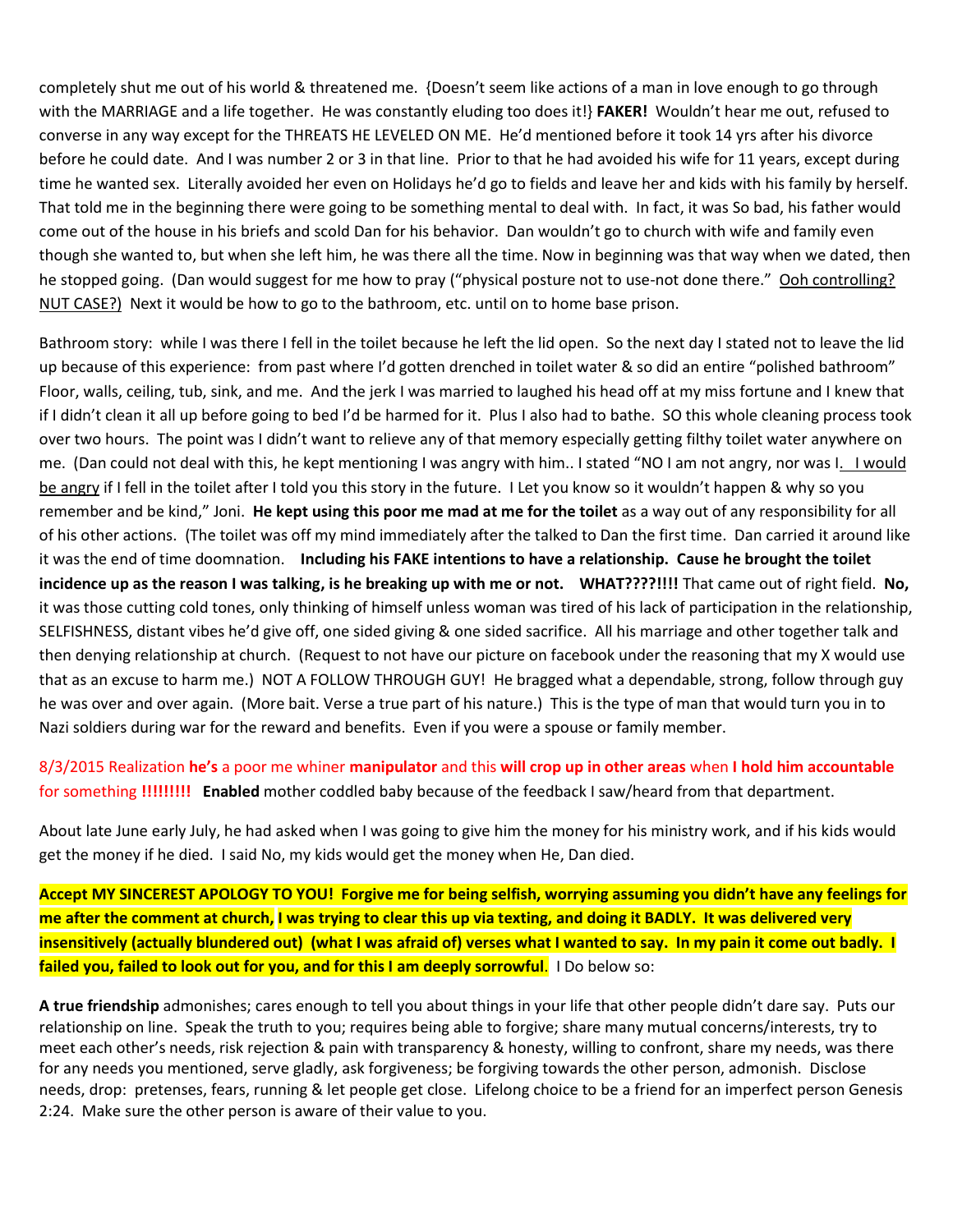completely shut me out of his world & threatened me. {Doesn't seem like actions of a man in love enough to go through with the MARRIAGE and a life together. He was constantly eluding too does it!} **FAKER!** Wouldn't hear me out, refused to converse in any way except for the THREATS HE LEVELED ON ME. He'd mentioned before it took 14 yrs after his divorce before he could date. And I was number 2 or 3 in that line. Prior to that he had avoided his wife for 11 years, except during time he wanted sex. Literally avoided her even on Holidays he'd go to fields and leave her and kids with his family by herself. That told me in the beginning there were going to be something mental to deal with. In fact, it was So bad, his father would come out of the house in his briefs and scold Dan for his behavior. Dan wouldn't go to church with wife and family even though she wanted to, but when she left him, he was there all the time. Now in beginning was that way when we dated, then he stopped going. (Dan would suggest for me how to pray ("physical posture not to use-not done there." <u>Ooh controlling? NUT CASE?)</u> Next it would be how to go to the bathroom, etc. until on to home base prison.

Bathroom story: while I was there I fell in the toilet because he left the lid open. So the next day I stated not to leave the lid up because of this experience: from past where I'd gotten drenched in toilet water & so did an entire "polished bathroom" Floor, walls, ceiling, tub, sink, and me. And the jerk I was married to laughed his head off at my miss fortune and I knew that if I didn't clean it all up before going to bed I'd be harmed for it. Plus I also had to bathe. SO this whole cleaning process took over two hours. The point was I didn't want to relieve any of that memory especially getting filthy toilet water anywhere on me. (Dan could not deal with this, he kept mentioning I was angry with him.. I stated "NO I am not angry, nor was I. <u>I would be angry</u> if I fell in the toilet after I told you this story in the future. I Let you know so it wouldn't happen & why so you remember and be kind," Joni. **He kept using this poor me mad at me for the toilet** as a way out of any responsibility for all of his other actions. (The toilet was off my mind immediately after the talked to Dan the first time. Dan carried it around like it was the end of time doomnation. **Including his FAKE intentions to have a relationship. Cause he brought the toilet incidence up as the reason I was talking, is he breaking up with me or not. WHAT????!!!!** That came out of right field. **No,** it was those cutting cold tones, only thinking of himself unless woman was tired of his lack of participation in the relationship, SELFISHNESS, distant vibes he'd give off, one sided giving & one sided sacrifice. All his marriage and other together talk and then denying relationship at church. (Request to not have our picture on facebook under the reasoning that my X would use that as an excuse to harm me.) NOT A FOLLOW THROUGH GUY! He bragged what a dependable, strong, follow through guy he was over and over again. (More bait. Verse a true part of his nature.) This is the type of man that would turn you in to Nazi soldiers during war for the reward and benefits. Even if you were a spouse or family member.

8/3/2015 Realization **he's** a poor me whiner **manipulator** and this **will crop up in other areas** when **I hold him accountable** for something **!!!!!!!!!** **Enabled** mother coddled baby because of the feedback I saw/heard from that department.

About late June early July, he had asked when I was going to give him the money for his ministry work, and if his kids would get the money if he died. I said No, my kids would get the money when He, Dan died.

**Accept MY SINCEREST APOLOGY TO YOU! Forgive me for being selfish, worrying assuming you didn't have any feelings for me after the comment at church, I was trying to clear this up via texting, and doing it BADLY. It was delivered very insensitively (actually blundered out) (what I was afraid of) verses what I wanted to say. In my pain it come out badly. I failed you, failed to look out for you, and for this I am deeply sorrowful**. I Do below so:

**A true friendship** admonishes; cares enough to tell you about things in your life that other people didn't dare say. Puts our relationship on line. Speak the truth to you; requires being able to forgive; share many mutual concerns/interests, try to meet each other's needs, risk rejection & pain with transparency & honesty, willing to confront, share my needs, was there for any needs you mentioned, serve gladly, ask forgiveness; be forgiving towards the other person, admonish. Disclose needs, drop: pretenses, fears, running & let people get close. Lifelong choice to be a friend for an imperfect person Genesis 2:24. Make sure the other person is aware of their value to you.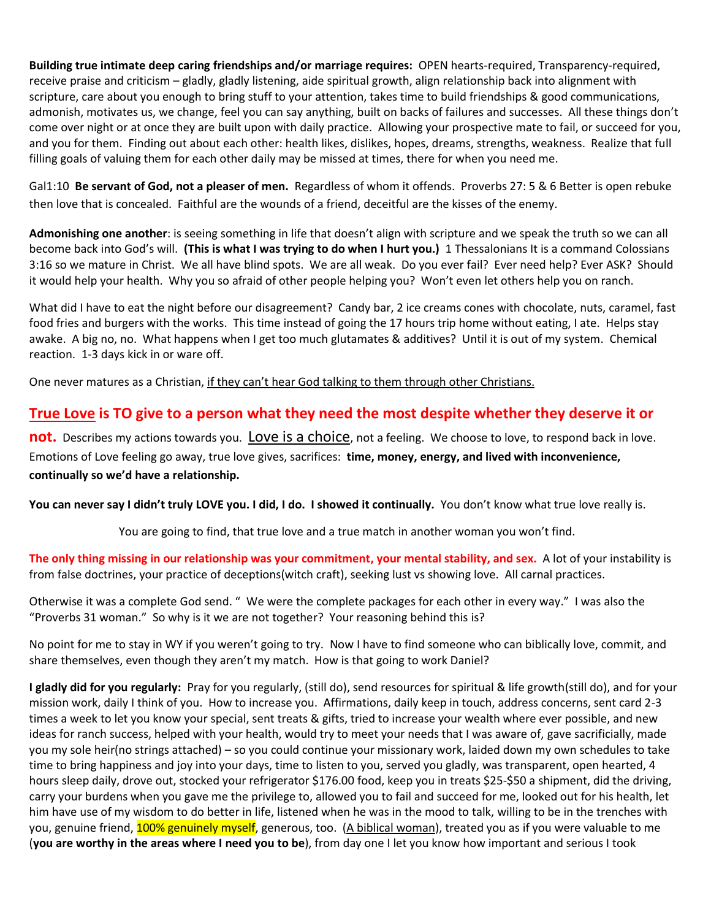**Building true intimate deep caring friendships and/or marriage requires:** OPEN hearts-required, Transparency-required, receive praise and criticism – gladly, gladly listening, aide spiritual growth, align relationship back into alignment with scripture, care about you enough to bring stuff to your attention, takes time to build friendships & good communications, admonish, motivates us, we change, feel you can say anything, built on backs of failures and successes. All these things don't come over night or at once they are built upon with daily practice. Allowing your prospective mate to fail, or succeed for you, and you for them. Finding out about each other: health likes, dislikes, hopes, dreams, strengths, weakness. Realize that full filling goals of valuing them for each other daily may be missed at times, there for when you need me.

Gal1:10 **Be servant of God, not a pleaser of men.** Regardless of whom it offends. Proverbs 27: 5 & 6 Better is open rebuke then love that is concealed. Faithful are the wounds of a friend, deceitful are the kisses of the enemy.

**Admonishing one another**: is seeing something in life that doesn't align with scripture and we speak the truth so we can all become back into God's will. **(This is what I was trying to do when I hurt you.)** 1 Thessalonians It is a command Colossians 3:16 so we mature in Christ. We all have blind spots. We are all weak. Do you ever fail? Ever need help? Ever ASK? Should it would help your health. Why you so afraid of other people helping you? Won't even let others help you on ranch.

What did I have to eat the night before our disagreement? Candy bar, 2 ice creams cones with chocolate, nuts, caramel, fast food fries and burgers with the works. This time instead of going the 17 hours trip home without eating, I ate. Helps stay awake. A big no, no. What happens when I get too much glutamates & additives? Until it is out of my system. Chemical reaction. 1-3 days kick in or ware off.

One never matures as a Christian, <u>if they can't hear God talking to them through other Christians.</u>

## <u>True Love</u> is TO give to a person what they need the most despite whether they deserve it or not.

Describes my actions towards you. <u>Love is a choice</u>, not a feeling. We choose to love, to respond back in love. Emotions of Love feeling go away, true love gives, sacrifices: **time, money, energy, and lived with inconvenience, continually so we'd have a relationship.**

**You can never say I didn't truly LOVE you. I did, I do. I showed it continually.** You don't know what true love really is.

You are going to find, that true love and a true match in another woman you won't find.

**The only thing missing in our relationship was your commitment, your mental stability, and sex.** A lot of your instability is from false doctrines, your practice of deceptions(witch craft), seeking lust vs showing love. All carnal practices.

Otherwise it was a complete God send. " We were the complete packages for each other in every way." I was also the "Proverbs 31 woman." So why is it we are not together? Your reasoning behind this is?

No point for me to stay in WY if you weren't going to try. Now I have to find someone who can biblically love, commit, and share themselves, even though they aren't my match. How is that going to work Daniel?

**I gladly did for you regularly:** Pray for you regularly, (still do), send resources for spiritual & life growth(still do), and for your mission work, daily I think of you. How to increase you. Affirmations, daily keep in touch, address concerns, sent card 2-3 times a week to let you know your special, sent treats & gifts, tried to increase your wealth where ever possible, and new ideas for ranch success, helped with your health, would try to meet your needs that I was aware of, gave sacrificially, made you my sole heir(no strings attached) – so you could continue your missionary work, laided down my own schedules to take time to bring happiness and joy into your days, time to listen to you, served you gladly, was transparent, open hearted, 4 hours sleep daily, drove out, stocked your refrigerator $176.00 food, keep you in treats $25-$50 a shipment, did the driving, carry your burdens when you gave me the privilege to, allowed you to fail and succeed for me, looked out for his health, let him have use of my wisdom to do better in life, listened when he was in the mood to talk, willing to be in the trenches with you, genuine friend, 100% genuinely myself, generous, too. (<u>A biblical woman</u>), treated you as if you were valuable to me (**you are worthy in the areas where I need you to be**), from day one I let you know how important and serious I took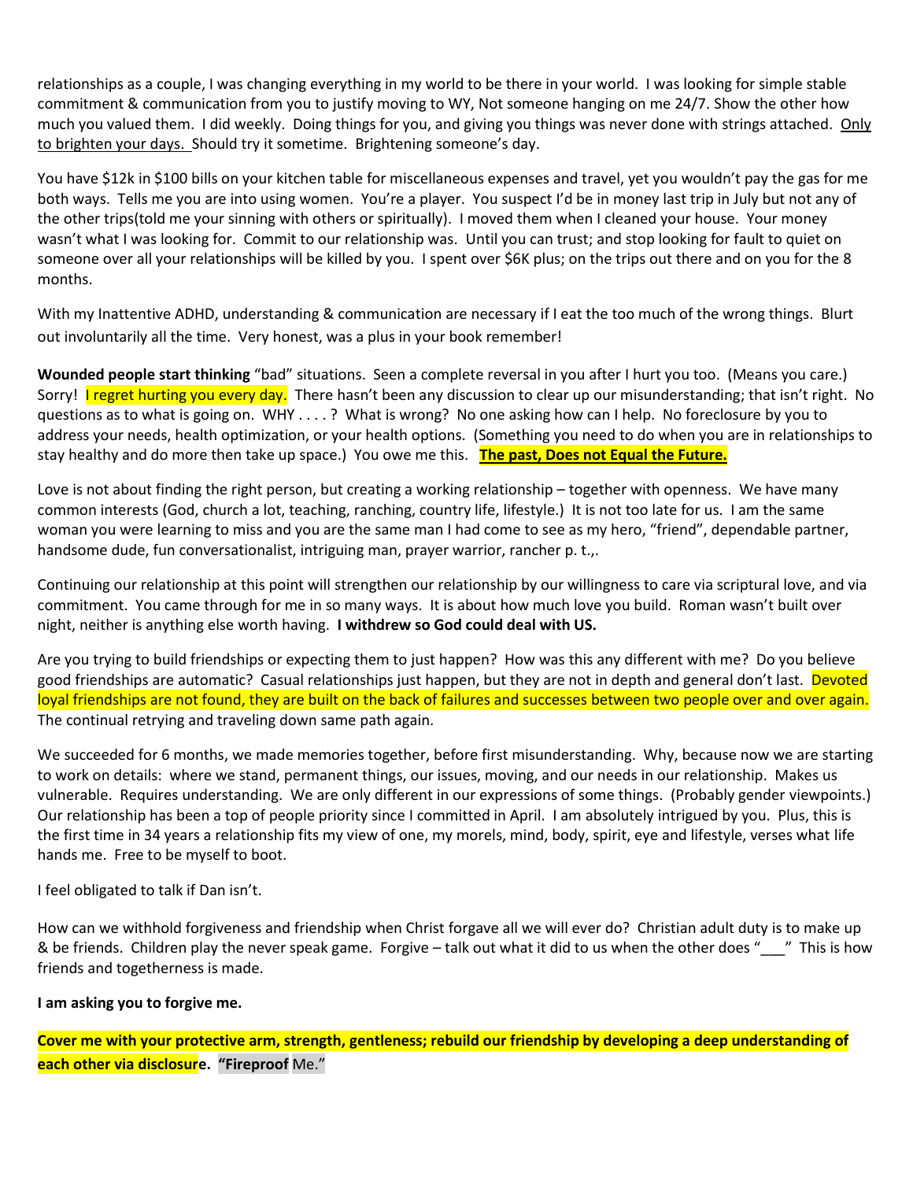relationships as a couple, I was changing everything in my world to be there in your world. I was looking for simple stable commitment & communication from you to justify moving to WY, Not someone hanging on me 24/7. Show the other how much you valued them. I did weekly. Doing things for you, and giving you things was never done with strings attached. Only to brighten your days. Should try it sometime. Brightening someone's day.

You have $12k in $100 bills on your kitchen table for miscellaneous expenses and travel, yet you wouldn't pay the gas for me both ways. Tells me you are into using women. You're a player. You suspect I'd be in money last trip in July but not any of the other trips(told me your sinning with others or spiritually). I moved them when I cleaned your house. Your money wasn't what I was looking for. Commit to our relationship was. Until you can trust; and stop looking for fault to quiet on someone over all your relationships will be killed by you. I spent over $6K plus; on the trips out there and on you for the 8 months.

With my Inattentive ADHD, understanding & communication are necessary if I eat the too much of the wrong things. Blurt out involuntarily all the time. Very honest, was a plus in your book remember!

**Wounded people start thinking** "bad" situations. Seen a complete reversal in you after I hurt you too. (Means you care.) Sorry! I regret hurting you every day. There hasn't been any discussion to clear up our misunderstanding; that isn't right. No questions as to what is going on. WHY . . . . ? What is wrong? No one asking how can I help. No foreclosure by you to address your needs, health optimization, or your health options. (Something you need to do when you are in relationships to stay healthy and do more then take up space.) You owe me this. **The past, Does not Equal the Future.**

Love is not about finding the right person, but creating a working relationship – together with openness. We have many common interests (God, church a lot, teaching, ranching, country life, lifestyle.) It is not too late for us. I am the same woman you were learning to miss and you are the same man I had come to see as my hero, "friend", dependable partner, handsome dude, fun conversationalist, intriguing man, prayer warrior, rancher p. t.,.

Continuing our relationship at this point will strengthen our relationship by our willingness to care via scriptural love, and via commitment. You came through for me in so many ways. It is about how much love you build. Roman wasn't built over night, neither is anything else worth having. **I withdrew so God could deal with US.**

Are you trying to build friendships or expecting them to just happen? How was this any different with me? Do you believe good friendships are automatic? Casual relationships just happen, but they are not in depth and general don't last. Devoted loyal friendships are not found, they are built on the back of failures and successes between two people over and over again. The continual retrying and traveling down same path again.

We succeeded for 6 months, we made memories together, before first misunderstanding. Why, because now we are starting to work on details: where we stand, permanent things, our issues, moving, and our needs in our relationship. Makes us vulnerable. Requires understanding. We are only different in our expressions of some things. (Probably gender viewpoints.) Our relationship has been a top of people priority since I committed in April. I am absolutely intrigued by you. Plus, this is the first time in 34 years a relationship fits my view of one, my morels, mind, body, spirit, eye and lifestyle, verses what life hands me. Free to be myself to boot.

I feel obligated to talk if Dan isn't.

How can we withhold forgiveness and friendship when Christ forgave all we will ever do? Christian adult duty is to make up & be friends. Children play the never speak game. Forgive – talk out what it did to us when the other does "___" This is how friends and togetherness is made.

**I am asking you to forgive me.**

**Cover me with your protective arm, strength, gentleness; rebuild our friendship by developing a deep understanding of each other via disclosure. "Fireproof** Me."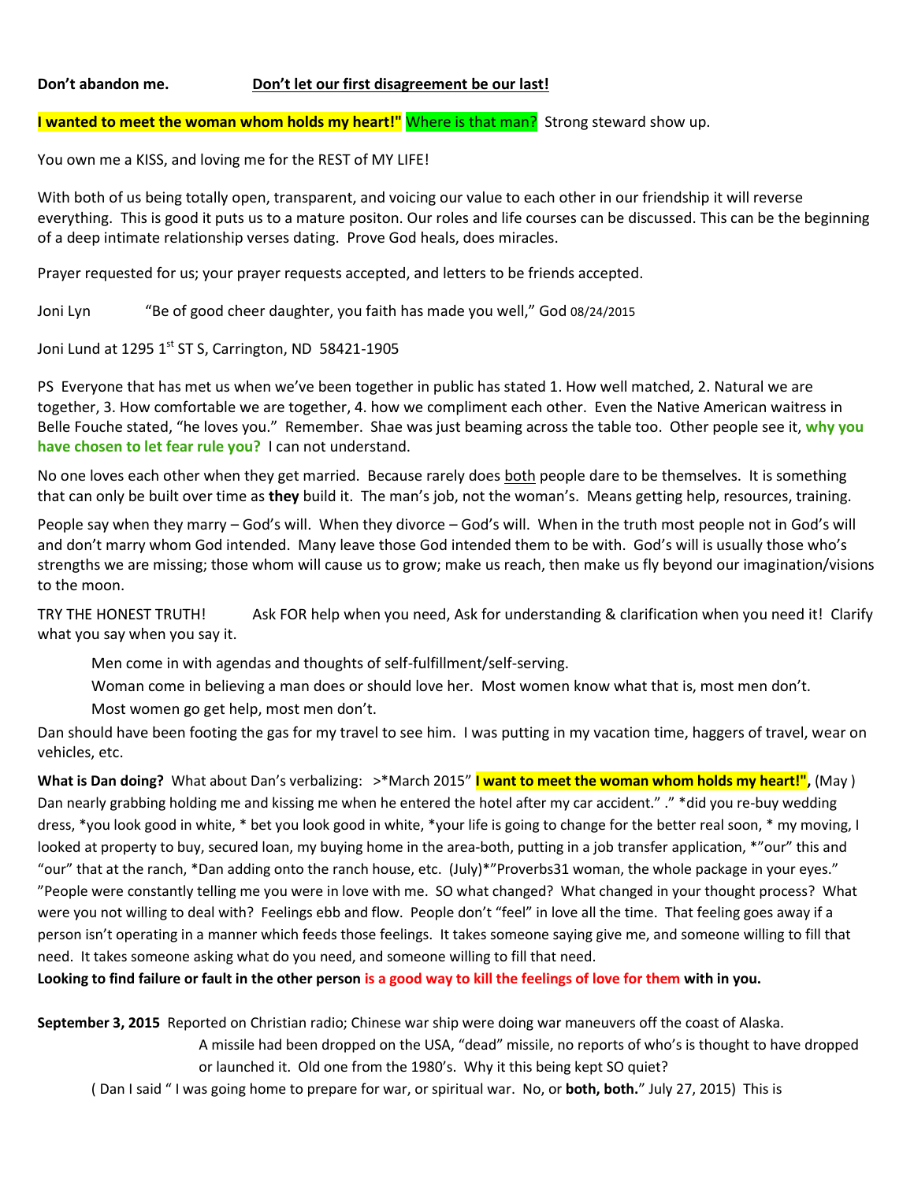**Don't abandon me.** **Don't let our first disagreement be our last!**

**I wanted to meet the woman whom holds my heart!"** Where is that man? Strong steward show up.

You own me a KISS, and loving me for the REST of MY LIFE!

With both of us being totally open, transparent, and voicing our value to each other in our friendship it will reverse everything. This is good it puts us to a mature positon. Our roles and life courses can be discussed. This can be the beginning of a deep intimate relationship verses dating. Prove God heals, does miracles.

Prayer requested for us; your prayer requests accepted, and letters to be friends accepted.

Joni Lyn "Be of good cheer daughter, you faith has made you well," God 08/24/2015

Joni Lund at 1295 1st ST S, Carrington, ND 58421-1905

PS Everyone that has met us when we've been together in public has stated 1. How well matched, 2. Natural we are together, 3. How comfortable we are together, 4. how we compliment each other. Even the Native American waitress in Belle Fouche stated, "he loves you." Remember. Shae was just beaming across the table too. Other people see it, **why you have chosen to let fear rule you?** I can not understand.

No one loves each other when they get married. Because rarely does both people dare to be themselves. It is something that can only be built over time as **they** build it. The man's job, not the woman's. Means getting help, resources, training.

People say when they marry – God's will. When they divorce – God's will. When in the truth most people not in God's will and don't marry whom God intended. Many leave those God intended them to be with. God's will is usually those who's strengths we are missing; those whom will cause us to grow; make us reach, then make us fly beyond our imagination/visions to the moon.

TRY THE HONEST TRUTH! Ask FOR help when you need, Ask for understanding & clarification when you need it! Clarify what you say when you say it.

Men come in with agendas and thoughts of self-fulfillment/self-serving.
Woman come in believing a man does or should love her. Most women know what that is, most men don't.
Most women go get help, most men don't.

Dan should have been footing the gas for my travel to see him. I was putting in my vacation time, haggers of travel, wear on vehicles, etc.

**What is Dan doing?** What about Dan's verbalizing: >*March 2015" **I want to meet the woman whom holds my heart!",** (May ) Dan nearly grabbing holding me and kissing me when he entered the hotel after my car accident." ." *did you re-buy wedding dress, *you look good in white, * bet you look good in white, *your life is going to change for the better real soon, * my moving, I looked at property to buy, secured loan, my buying home in the area-both, putting in a job transfer application, *"our" this and "our" that at the ranch, *Dan adding onto the ranch house, etc. (July)*"Proverbs31 woman, the whole package in your eyes." "People were constantly telling me you were in love with me. SO what changed? What changed in your thought process? What were you not willing to deal with? Feelings ebb and flow. People don't "feel" in love all the time. That feeling goes away if a person isn't operating in a manner which feeds those feelings. It takes someone saying give me, and someone willing to fill that need. It takes someone asking what do you need, and someone willing to fill that need.

**Looking to find failure or fault in the other person is a good way to kill the feelings of love for them with in you.**

**September 3, 2015** Reported on Christian radio; Chinese war ship were doing war maneuvers off the coast of Alaska.
A missile had been dropped on the USA, "dead" missile, no reports of who's is thought to have dropped or launched it. Old one from the 1980's. Why it this being kept SO quiet?

( Dan I said " I was going home to prepare for war, or spiritual war. No, or **both, both.**" July 27, 2015) This is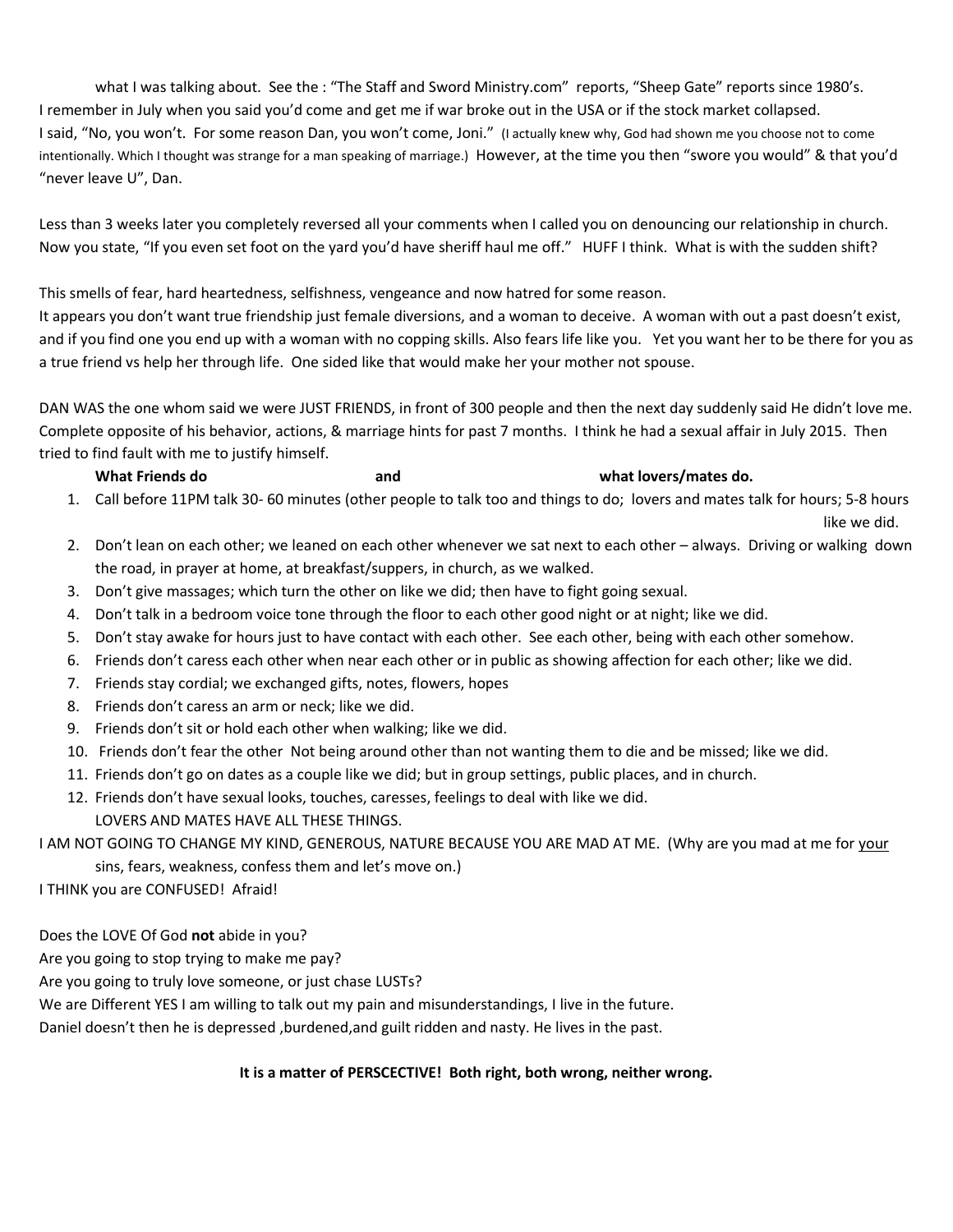what I was talking about. See the : "The Staff and Sword Ministry.com" reports, "Sheep Gate" reports since 1980's.
I remember in July when you said you'd come and get me if war broke out in the USA or if the stock market collapsed.
I said, "No, you won't. For some reason Dan, you won't come, Joni." (I actually knew why, God had shown me you choose not to come intentionally. Which I thought was strange for a man speaking of marriage.) However, at the time you then "swore you would" & that you'd "never leave U", Dan.

Less than 3 weeks later you completely reversed all your comments when I called you on denouncing our relationship in church. Now you state, "If you even set foot on the yard you'd have sheriff haul me off." HUFF I think. What is with the sudden shift?

This smells of fear, hard heartedness, selfishness, vengeance and now hatred for some reason.
It appears you don't want true friendship just female diversions, and a woman to deceive. A woman with out a past doesn't exist, and if you find one you end up with a woman with no copping skills. Also fears life like you. Yet you want her to be there for you as a true friend vs help her through life. One sided like that would make her your mother not spouse.

DAN WAS the one whom said we were JUST FRIENDS, in front of 300 people and then the next day suddenly said He didn't love me. Complete opposite of his behavior, actions, & marriage hints for past 7 months. I think he had a sexual affair in July 2015. Then tried to find fault with me to justify himself.

**What Friends do and what lovers/mates do.**

1. Call before 11PM talk 30- 60 minutes (other people to talk too and things to do; lovers and mates talk for hours; 5-8 hours like we did.
2. Don't lean on each other; we leaned on each other whenever we sat next to each other – always. Driving or walking down the road, in prayer at home, at breakfast/suppers, in church, as we walked.
3. Don't give massages; which turn the other on like we did; then have to fight going sexual.
4. Don't talk in a bedroom voice tone through the floor to each other good night or at night; like we did.
5. Don't stay awake for hours just to have contact with each other. See each other, being with each other somehow.
6. Friends don't caress each other when near each other or in public as showing affection for each other; like we did.
7. Friends stay cordial; we exchanged gifts, notes, flowers, hopes
8. Friends don't caress an arm or neck; like we did.
9. Friends don't sit or hold each other when walking; like we did.
10. Friends don't fear the other Not being around other than not wanting them to die and be missed; like we did.
11. Friends don't go on dates as a couple like we did; but in group settings, public places, and in church.
12. Friends don't have sexual looks, touches, caresses, feelings to deal with like we did.
    LOVERS AND MATES HAVE ALL THESE THINGS.

I AM NOT GOING TO CHANGE MY KIND, GENEROUS, NATURE BECAUSE YOU ARE MAD AT ME. (Why are you mad at me for <u>your</u> sins, fears, weakness, confess them and let's move on.)
I THINK you are CONFUSED! Afraid!

Does the LOVE Of God **not** abide in you?
Are you going to stop trying to make me pay?
Are you going to truly love someone, or just chase LUSTs?
We are Different YES I am willing to talk out my pain and misunderstandings, I live in the future.
Daniel doesn't then he is depressed ,burdened,and guilt ridden and nasty. He lives in the past.

**It is a matter of PERSCECTIVE! Both right, both wrong, neither wrong.**